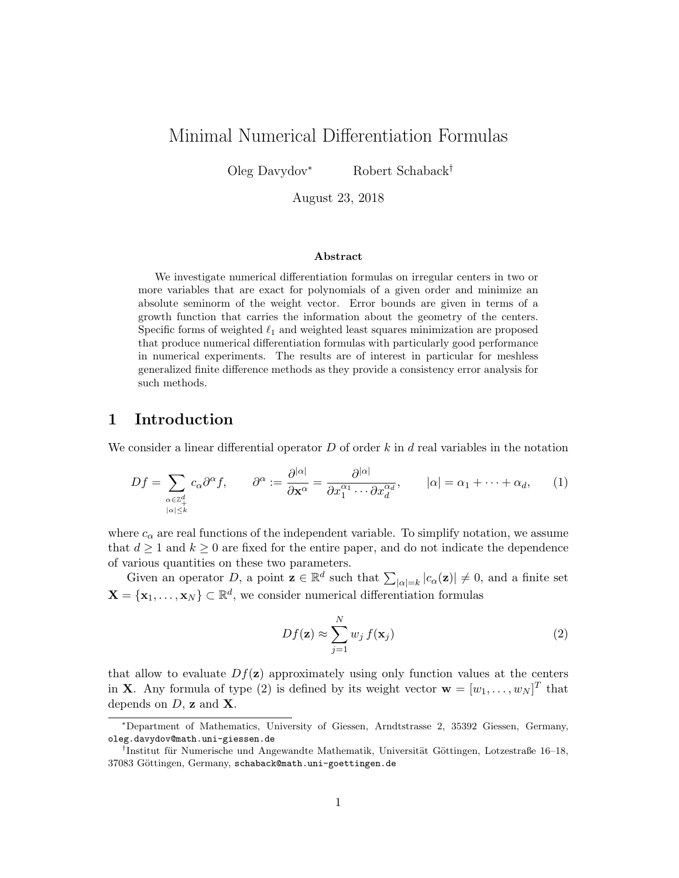# Minimal Numerical Differentiation Formulas

Oleg Davydov[*] Robert Schaback[†]

August 23, 2018

### Abstract

We investigate numerical differentiation formulas on irregular centers in two or more variables that are exact for polynomials of a given order and minimize an absolute seminorm of the weight vector. Error bounds are given in terms of a growth function that carries the information about the geometry of the centers. Specific forms of weighted $\ell_1$ and weighted least squares minimization are proposed that produce numerical differentiation formulas with particularly good performance in numerical experiments. The results are of interest in particular for meshless generalized finite difference methods as they provide a consistency error analysis for such methods.

## 1 Introduction

We consider a linear differential operator $D$ of order $k$ in $d$ real variables in the notation

$$Df = \sum_{\substack{\alpha \in \mathbb{Z}_+^d \\ |\alpha| \le k}} c_\alpha \partial^\alpha f, \qquad \partial^\alpha := \frac{\partial^{|\alpha|}}{\partial \mathbf{x}^\alpha} = \frac{\partial^{|\alpha|}}{\partial x_1^{\alpha_1} \cdots \partial x_d^{\alpha_d}}, \qquad |\alpha| = \alpha_1 + \cdots + \alpha_d, \tag{1}$$

where $c_\alpha$ are real functions of the independent variable. To simplify notation, we assume that $d \ge 1$ and $k \ge 0$ are fixed for the entire paper, and do not indicate the dependence of various quantities on these two parameters.

Given an operator $D$, a point $\mathbf{z} \in \mathbb{R}^d$ such that $\sum_{|\alpha|=k} |c_\alpha(\mathbf{z})| \ne 0$, and a finite set $\mathbf{X} = \{\mathbf{x}_1, \ldots, \mathbf{x}_N\} \subset \mathbb{R}^d$, we consider numerical differentiation formulas

$$Df(\mathbf{z}) \approx \sum_{j=1}^{N} w_j \, f(\mathbf{x}_j) \tag{2}$$

that allow to evaluate $Df(\mathbf{z})$ approximately using only function values at the centers in $\mathbf{X}$. Any formula of type (2) is defined by its weight vector $\mathbf{w} = [w_1, \ldots, w_N]^T$ that depends on $D$, $\mathbf{z}$ and $\mathbf{X}$.

---

[*] Department of Mathematics, University of Giessen, Arndtstrasse 2, 35392 Giessen, Germany, oleg.davydov@math.uni-giessen.de

[†] Institut für Numerische und Angewandte Mathematik, Universität Göttingen, Lotzestraße 16–18, 37083 Göttingen, Germany, schaback@math.uni-goettingen.de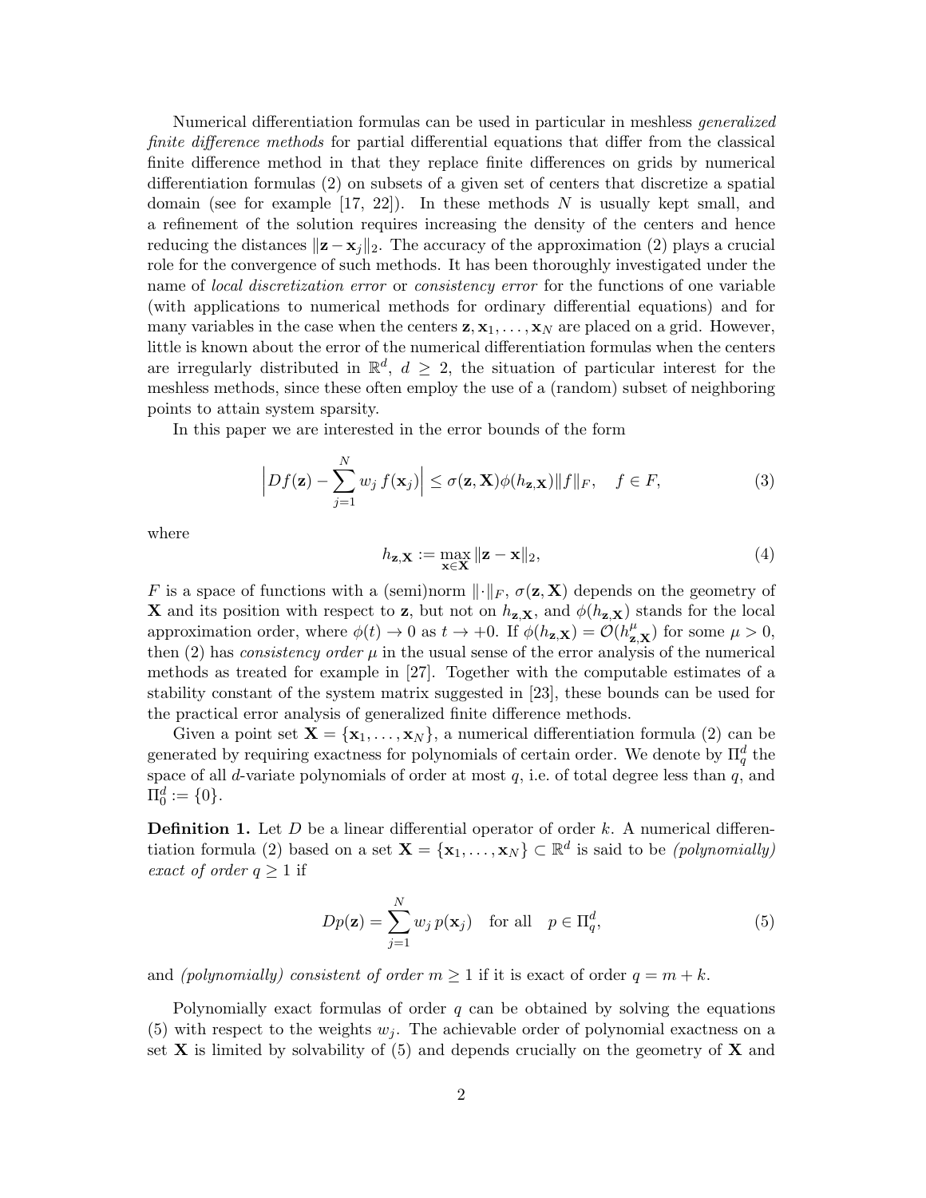Numerical differentiation formulas can be used in particular in meshless *generalized finite difference methods* for partial differential equations that differ from the classical finite difference method in that they replace finite differences on grids by numerical differentiation formulas (2) on subsets of a given set of centers that discretize a spatial domain (see for example [17, 22]). In these methods $N$ is usually kept small, and a refinement of the solution requires increasing the density of the centers and hence reducing the distances $\|\mathbf{z}-\mathbf{x}_j\|_2$. The accuracy of the approximation (2) plays a crucial role for the convergence of such methods. It has been thoroughly investigated under the name of *local discretization error* or *consistency error* for the functions of one variable (with applications to numerical methods for ordinary differential equations) and for many variables in the case when the centers $\mathbf{z}, \mathbf{x}_1, \ldots, \mathbf{x}_N$ are placed on a grid. However, little is known about the error of the numerical differentiation formulas when the centers are irregularly distributed in $\mathbb{R}^d$, $d \geq 2$, the situation of particular interest for the meshless methods, since these often employ the use of a (random) subset of neighboring points to attain system sparsity.

In this paper we are interested in the error bounds of the form

$$\Big|Df(\mathbf{z}) - \sum_{j=1}^{N} w_j\, f(\mathbf{x}_j)\Big| \leq \sigma(\mathbf{z},\mathbf{X})\phi(h_{\mathbf{z},\mathbf{X}})\|f\|_F, \quad f \in F, \tag{3}$$

where

$$h_{\mathbf{z},\mathbf{X}} := \max_{\mathbf{x}\in\mathbf{X}} \|\mathbf{z}-\mathbf{x}\|_2, \tag{4}$$

$F$ is a space of functions with a (semi)norm $\|\cdot\|_F$, $\sigma(\mathbf{z},\mathbf{X})$ depends on the geometry of $\mathbf{X}$ and its position with respect to $\mathbf{z}$, but not on $h_{\mathbf{z},\mathbf{X}}$, and $\phi(h_{\mathbf{z},\mathbf{X}})$ stands for the local approximation order, where $\phi(t) \to 0$ as $t \to +0$. If $\phi(h_{\mathbf{z},\mathbf{X}}) = \mathcal{O}(h^{\mu}_{\mathbf{z},\mathbf{X}})$ for some $\mu > 0$, then (2) has *consistency order* $\mu$ in the usual sense of the error analysis of the numerical methods as treated for example in [27]. Together with the computable estimates of a stability constant of the system matrix suggested in [23], these bounds can be used for the practical error analysis of generalized finite difference methods.

Given a point set $\mathbf{X} = \{\mathbf{x}_1, \ldots, \mathbf{x}_N\}$, a numerical differentiation formula (2) can be generated by requiring exactness for polynomials of certain order. We denote by $\Pi^d_q$ the space of all $d$-variate polynomials of order at most $q$, i.e. of total degree less than $q$, and $\Pi^d_0 := \{0\}$.

**Definition 1.** Let $D$ be a linear differential operator of order $k$. A numerical differentiation formula (2) based on a set $\mathbf{X} = \{\mathbf{x}_1, \ldots, \mathbf{x}_N\} \subset \mathbb{R}^d$ is said to be *(polynomially) exact of order* $q \geq 1$ if

$$Dp(\mathbf{z}) = \sum_{j=1}^{N} w_j\, p(\mathbf{x}_j) \quad \text{for all} \quad p \in \Pi^d_q, \tag{5}$$

and *(polynomially) consistent of order* $m \geq 1$ if it is exact of order $q = m + k$.

Polynomially exact formulas of order $q$ can be obtained by solving the equations (5) with respect to the weights $w_j$. The achievable order of polynomial exactness on a set $\mathbf{X}$ is limited by solvability of (5) and depends crucially on the geometry of $\mathbf{X}$ and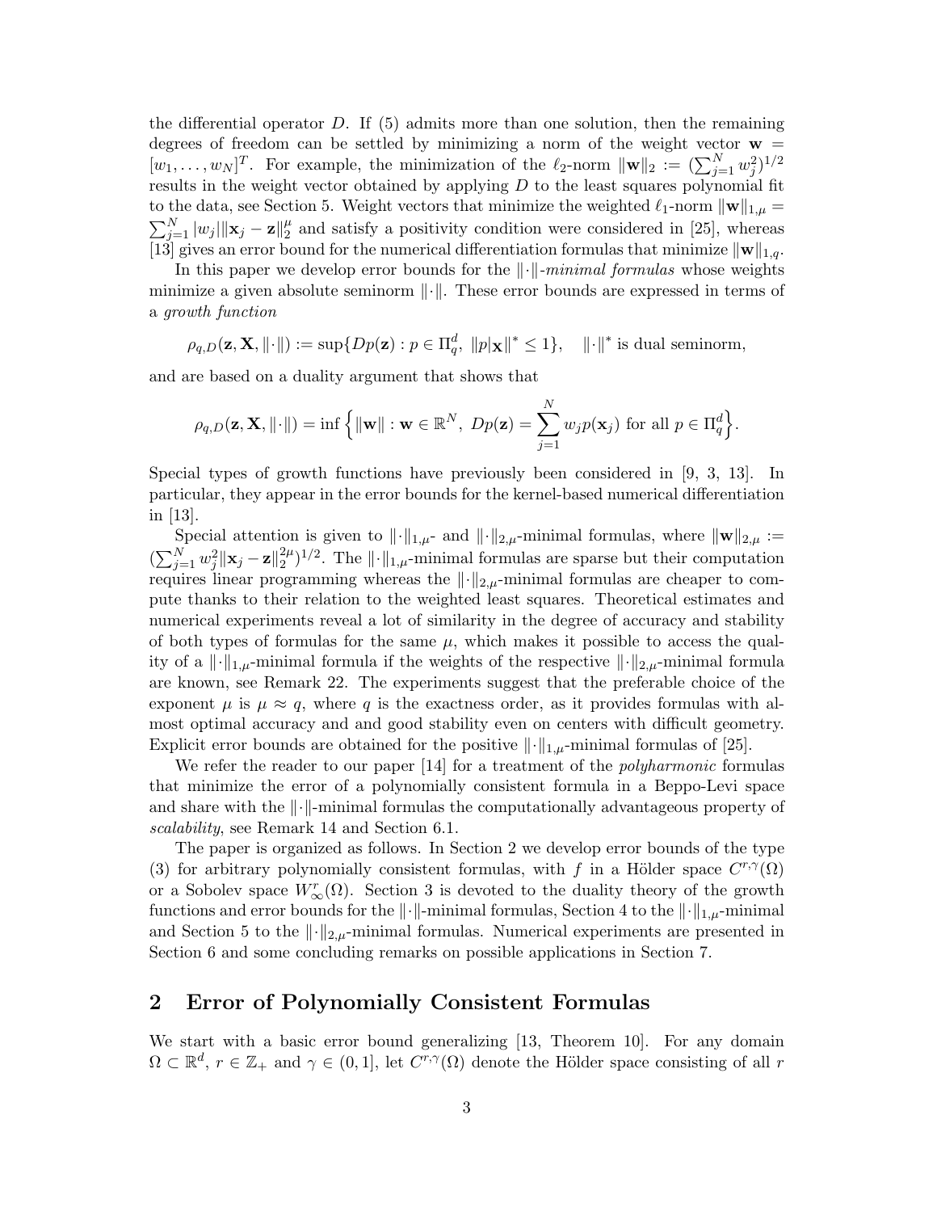the differential operator $D$. If (5) admits more than one solution, then the remaining degrees of freedom can be settled by minimizing a norm of the weight vector $\mathbf{w} = [w_1, \dots, w_N]^T$. For example, the minimization of the $\ell_2$-norm $\|\mathbf{w}\|_2 := (\sum_{j=1}^N w_j^2)^{1/2}$ results in the weight vector obtained by applying $D$ to the least squares polynomial fit to the data, see Section 5. Weight vectors that minimize the weighted $\ell_1$-norm $\|\mathbf{w}\|_{1,\mu} = \sum_{j=1}^N |w_j| \|\mathbf{x}_j - \mathbf{z}\|_2^\mu$ and satisfy a positivity condition were considered in [25], whereas [13] gives an error bound for the numerical differentiation formulas that minimize $\|\mathbf{w}\|_{1,q}$.

In this paper we develop error bounds for the $\|\cdot\|$-*minimal formulas* whose weights minimize a given absolute seminorm $\|\cdot\|$. These error bounds are expressed in terms of a *growth function*

$$\rho_{q,D}(\mathbf{z}, \mathbf{X}, \|\cdot\|) := \sup\{Dp(\mathbf{z}) : p \in \Pi_q^d,\ \|p|_{\mathbf{X}}\|^* \le 1\}, \quad \|\cdot\|^* \text{ is dual seminorm},$$

and are based on a duality argument that shows that

$$\rho_{q,D}(\mathbf{z}, \mathbf{X}, \|\cdot\|) = \inf\Big\{\|\mathbf{w}\| : \mathbf{w} \in \mathbb{R}^N,\ Dp(\mathbf{z}) = \sum_{j=1}^N w_j p(\mathbf{x}_j) \text{ for all } p \in \Pi_q^d\Big\}.$$

Special types of growth functions have previously been considered in [9, 3, 13]. In particular, they appear in the error bounds for the kernel-based numerical differentiation in [13].

Special attention is given to $\|\cdot\|_{1,\mu}$- and $\|\cdot\|_{2,\mu}$-minimal formulas, where $\|\mathbf{w}\|_{2,\mu} := (\sum_{j=1}^N w_j^2 \|\mathbf{x}_j - \mathbf{z}\|_2^{2\mu})^{1/2}$. The $\|\cdot\|_{1,\mu}$-minimal formulas are sparse but their computation requires linear programming whereas the $\|\cdot\|_{2,\mu}$-minimal formulas are cheaper to compute thanks to their relation to the weighted least squares. Theoretical estimates and numerical experiments reveal a lot of similarity in the degree of accuracy and stability of both types of formulas for the same $\mu$, which makes it possible to access the quality of a $\|\cdot\|_{1,\mu}$-minimal formula if the weights of the respective $\|\cdot\|_{2,\mu}$-minimal formula are known, see Remark 22. The experiments suggest that the preferable choice of the exponent $\mu$ is $\mu \approx q$, where $q$ is the exactness order, as it provides formulas with almost optimal accuracy and and good stability even on centers with difficult geometry. Explicit error bounds are obtained for the positive $\|\cdot\|_{1,\mu}$-minimal formulas of [25].

We refer the reader to our paper [14] for a treatment of the *polyharmonic* formulas that minimize the error of a polynomially consistent formula in a Beppo-Levi space and share with the $\|\cdot\|$-minimal formulas the computationally advantageous property of *scalability*, see Remark 14 and Section 6.1.

The paper is organized as follows. In Section 2 we develop error bounds of the type (3) for arbitrary polynomially consistent formulas, with $f$ in a Hölder space $C^{r,\gamma}(\Omega)$ or a Sobolev space $W_\infty^r(\Omega)$. Section 3 is devoted to the duality theory of the growth functions and error bounds for the $\|\cdot\|$-minimal formulas, Section 4 to the $\|\cdot\|_{1,\mu}$-minimal and Section 5 to the $\|\cdot\|_{2,\mu}$-minimal formulas. Numerical experiments are presented in Section 6 and some concluding remarks on possible applications in Section 7.

## 2 Error of Polynomially Consistent Formulas

We start with a basic error bound generalizing [13, Theorem 10]. For any domain $\Omega \subset \mathbb{R}^d$, $r \in \mathbb{Z}_+$ and $\gamma \in (0, 1]$, let $C^{r,\gamma}(\Omega)$ denote the Hölder space consisting of all $r$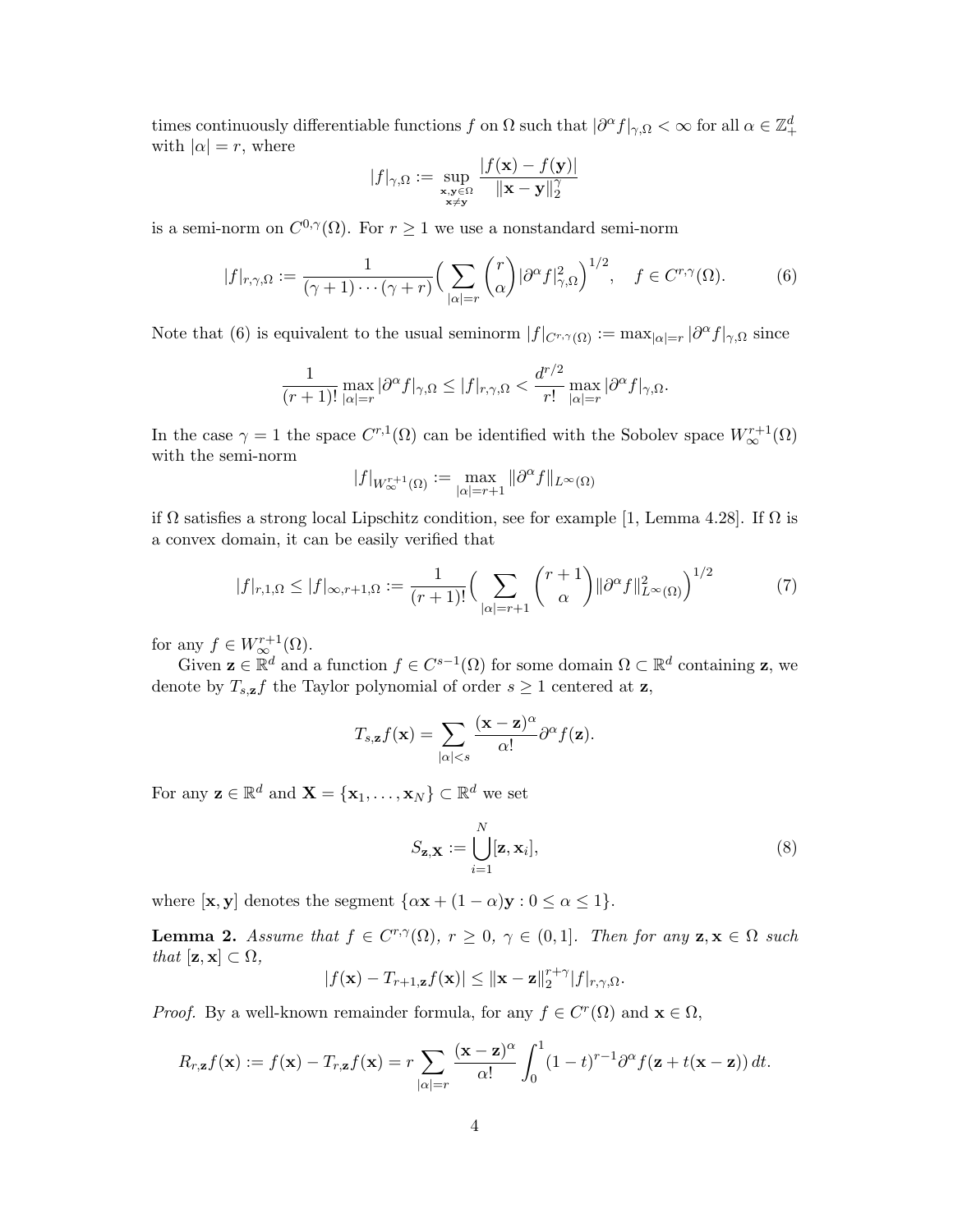times continuously differentiable functions $f$ on $\Omega$ such that $|\partial^\alpha f|_{\gamma,\Omega} < \infty$ for all $\alpha \in \mathbb{Z}_+^d$ with $|\alpha| = r$, where

$$|f|_{\gamma,\Omega} := \sup_{\substack{\mathbf{x},\mathbf{y}\in\Omega\\ \mathbf{x}\neq\mathbf{y}}} \frac{|f(\mathbf{x}) - f(\mathbf{y})|}{\|\mathbf{x}-\mathbf{y}\|_2^\gamma}$$

is a semi-norm on $C^{0,\gamma}(\Omega)$. For $r \geq 1$ we use a nonstandard semi-norm

$$|f|_{r,\gamma,\Omega} := \frac{1}{(\gamma+1)\cdots(\gamma+r)}\Big(\sum_{|\alpha|=r}\binom{r}{\alpha}|\partial^\alpha f|^2_{\gamma,\Omega}\Big)^{1/2}, \quad f \in C^{r,\gamma}(\Omega). \tag{6}$$

Note that (6) is equivalent to the usual seminorm $|f|_{C^{r,\gamma}(\Omega)} := \max_{|\alpha|=r}|\partial^\alpha f|_{\gamma,\Omega}$ since

$$\frac{1}{(r+1)!}\max_{|\alpha|=r}|\partial^\alpha f|_{\gamma,\Omega} \leq |f|_{r,\gamma,\Omega} < \frac{d^{r/2}}{r!}\max_{|\alpha|=r}|\partial^\alpha f|_{\gamma,\Omega}.$$

In the case $\gamma = 1$ the space $C^{r,1}(\Omega)$ can be identified with the Sobolev space $W^{r+1}_\infty(\Omega)$ with the semi-norm

$$|f|_{W^{r+1}_\infty(\Omega)} := \max_{|\alpha|=r+1}\|\partial^\alpha f\|_{L^\infty(\Omega)}$$

if $\Omega$ satisfies a strong local Lipschitz condition, see for example [1, Lemma 4.28]. If $\Omega$ is a convex domain, it can be easily verified that

$$|f|_{r,1,\Omega} \leq |f|_{\infty,r+1,\Omega} := \frac{1}{(r+1)!}\Big(\sum_{|\alpha|=r+1}\binom{r+1}{\alpha}\|\partial^\alpha f\|^2_{L^\infty(\Omega)}\Big)^{1/2} \tag{7}$$

for any $f \in W^{r+1}_\infty(\Omega)$.

Given $\mathbf{z} \in \mathbb{R}^d$ and a function $f \in C^{s-1}(\Omega)$ for some domain $\Omega \subset \mathbb{R}^d$ containing $\mathbf{z}$, we denote by $T_{s,\mathbf{z}}f$ the Taylor polynomial of order $s \geq 1$ centered at $\mathbf{z}$,

$$T_{s,\mathbf{z}}f(\mathbf{x}) = \sum_{|\alpha|<s}\frac{(\mathbf{x}-\mathbf{z})^\alpha}{\alpha!}\partial^\alpha f(\mathbf{z}).$$

For any $\mathbf{z} \in \mathbb{R}^d$ and $\mathbf{X} = \{\mathbf{x}_1, \ldots, \mathbf{x}_N\} \subset \mathbb{R}^d$ we set

$$S_{\mathbf{z},\mathbf{X}} := \bigcup_{i=1}^N [\mathbf{z}, \mathbf{x}_i], \tag{8}$$

where $[\mathbf{x},\mathbf{y}]$ denotes the segment $\{\alpha\mathbf{x} + (1-\alpha)\mathbf{y} : 0 \leq \alpha \leq 1\}$.

**Lemma 2.** *Assume that $f \in C^{r,\gamma}(\Omega)$, $r \geq 0$, $\gamma \in (0,1]$. Then for any $\mathbf{z},\mathbf{x} \in \Omega$ such that $[\mathbf{z},\mathbf{x}] \subset \Omega$,*

$$|f(\mathbf{x}) - T_{r+1,\mathbf{z}}f(\mathbf{x})| \leq \|\mathbf{x}-\mathbf{z}\|_2^{r+\gamma}|f|_{r,\gamma,\Omega}.$$

*Proof.* By a well-known remainder formula, for any $f \in C^r(\Omega)$ and $\mathbf{x} \in \Omega$,

$$R_{r,\mathbf{z}}f(\mathbf{x}) := f(\mathbf{x}) - T_{r,\mathbf{z}}f(\mathbf{x}) = r\sum_{|\alpha|=r}\frac{(\mathbf{x}-\mathbf{z})^\alpha}{\alpha!}\int_0^1(1-t)^{r-1}\partial^\alpha f(\mathbf{z}+t(\mathbf{x}-\mathbf{z}))\,dt.$$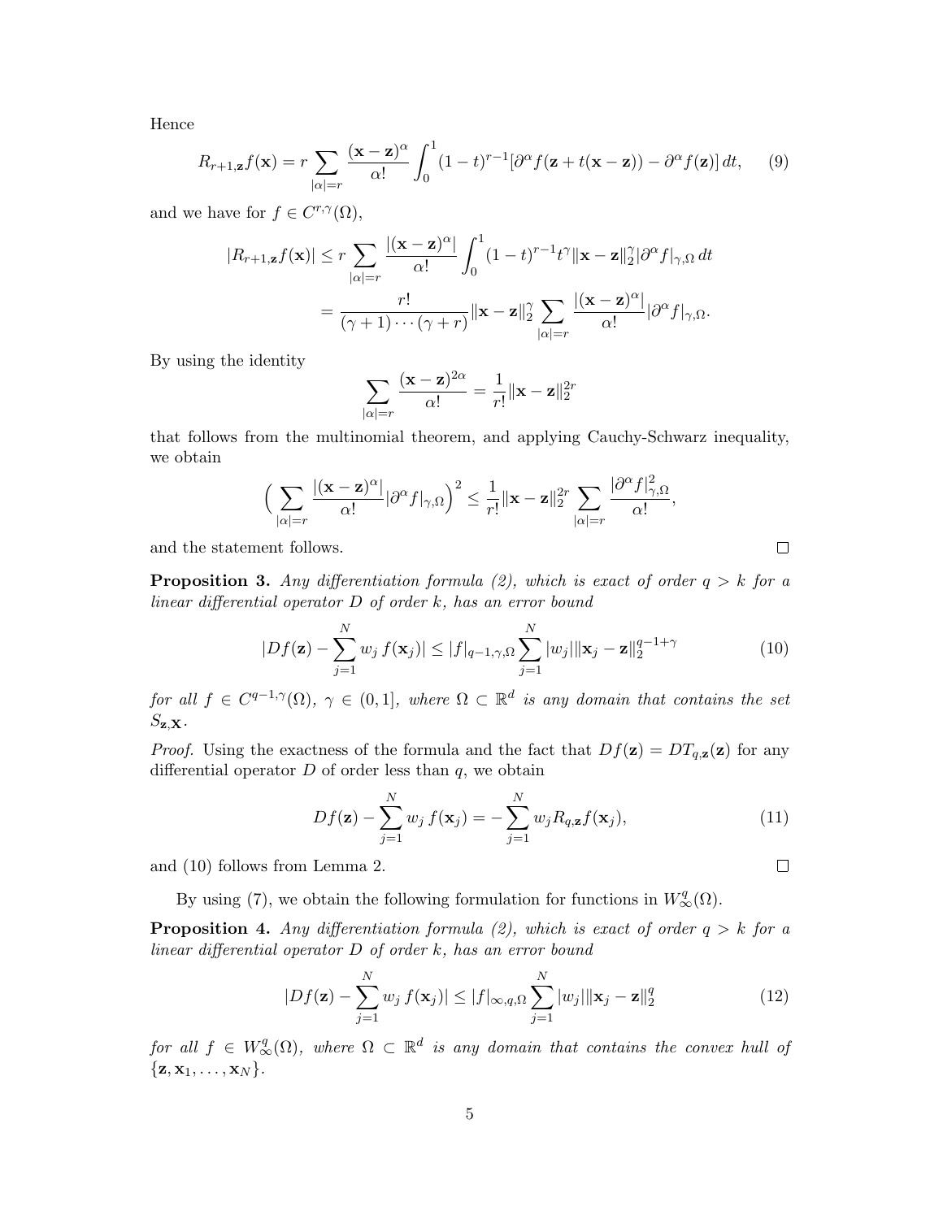Hence

$$R_{r+1,\mathbf{z}}f(\mathbf{x}) = r \sum_{|\alpha|=r} \frac{(\mathbf{x}-\mathbf{z})^\alpha}{\alpha!} \int_0^1 (1-t)^{r-1}[\partial^\alpha f(\mathbf{z}+t(\mathbf{x}-\mathbf{z})) - \partial^\alpha f(\mathbf{z})]\,dt, \tag{9}$$

and we have for $f \in C^{r,\gamma}(\Omega)$,

$$\begin{aligned}
|R_{r+1,\mathbf{z}}f(\mathbf{x})| &\le r \sum_{|\alpha|=r} \frac{|(\mathbf{x}-\mathbf{z})^\alpha|}{\alpha!} \int_0^1 (1-t)^{r-1} t^\gamma \|\mathbf{x}-\mathbf{z}\|_2^\gamma |\partial^\alpha f|_{\gamma,\Omega}\,dt \\
&= \frac{r!}{(\gamma+1)\cdots(\gamma+r)} \|\mathbf{x}-\mathbf{z}\|_2^\gamma \sum_{|\alpha|=r} \frac{|(\mathbf{x}-\mathbf{z})^\alpha|}{\alpha!} |\partial^\alpha f|_{\gamma,\Omega}.
\end{aligned}$$

By using the identity

$$\sum_{|\alpha|=r} \frac{(\mathbf{x}-\mathbf{z})^{2\alpha}}{\alpha!} = \frac{1}{r!}\|\mathbf{x}-\mathbf{z}\|_2^{2r}$$

that follows from the multinomial theorem, and applying Cauchy-Schwarz inequality, we obtain

$$\Big( \sum_{|\alpha|=r} \frac{|(\mathbf{x}-\mathbf{z})^\alpha|}{\alpha!} |\partial^\alpha f|_{\gamma,\Omega} \Big)^2 \le \frac{1}{r!} \|\mathbf{x}-\mathbf{z}\|_2^{2r} \sum_{|\alpha|=r} \frac{|\partial^\alpha f|_{\gamma,\Omega}^2}{\alpha!},$$

and the statement follows. □

**Proposition 3.** *Any differentiation formula (2), which is exact of order $q > k$ for a linear differential operator $D$ of order $k$, has an error bound*

$$|Df(\mathbf{z}) - \sum_{j=1}^N w_j\, f(\mathbf{x}_j)| \le |f|_{q-1,\gamma,\Omega} \sum_{j=1}^N |w_j| \|\mathbf{x}_j - \mathbf{z}\|_2^{q-1+\gamma} \tag{10}$$

*for all $f \in C^{q-1,\gamma}(\Omega)$, $\gamma \in (0,1]$, where $\Omega \subset \mathbb{R}^d$ is any domain that contains the set $S_{\mathbf{z},\mathbf{X}}$.*

*Proof.* Using the exactness of the formula and the fact that $Df(\mathbf{z}) = DT_{q,\mathbf{z}}(\mathbf{z})$ for any differential operator $D$ of order less than $q$, we obtain

$$Df(\mathbf{z}) - \sum_{j=1}^N w_j\, f(\mathbf{x}_j) = -\sum_{j=1}^N w_j R_{q,\mathbf{z}} f(\mathbf{x}_j), \tag{11}$$

and (10) follows from Lemma 2. □

By using (7), we obtain the following formulation for functions in $W_\infty^q(\Omega)$.

**Proposition 4.** *Any differentiation formula (2), which is exact of order $q > k$ for a linear differential operator $D$ of order $k$, has an error bound*

$$|Df(\mathbf{z}) - \sum_{j=1}^N w_j\, f(\mathbf{x}_j)| \le |f|_{\infty,q,\Omega} \sum_{j=1}^N |w_j| \|\mathbf{x}_j - \mathbf{z}\|_2^q \tag{12}$$

*for all $f \in W_\infty^q(\Omega)$, where $\Omega \subset \mathbb{R}^d$ is any domain that contains the convex hull of $\{\mathbf{z}, \mathbf{x}_1, \ldots, \mathbf{x}_N\}$.*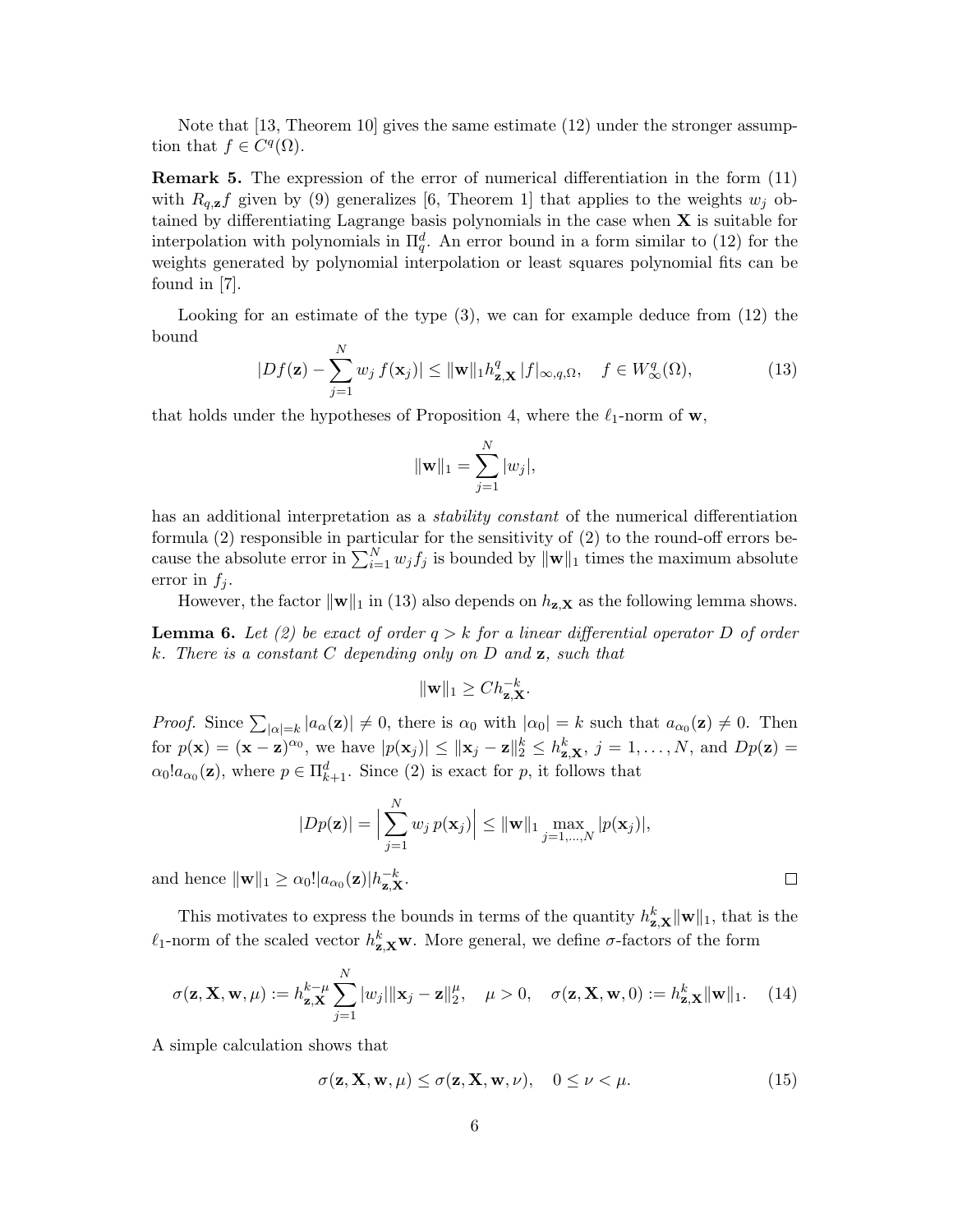Note that [13, Theorem 10] gives the same estimate (12) under the stronger assumption that $f \in C^q(\Omega)$.

**Remark 5.** The expression of the error of numerical differentiation in the form (11) with $R_{q,\mathbf{z}}f$ given by (9) generalizes [6, Theorem 1] that applies to the weights $w_j$ obtained by differentiating Lagrange basis polynomials in the case when $\mathbf{X}$ is suitable for interpolation with polynomials in $\Pi_q^d$. An error bound in a form similar to (12) for the weights generated by polynomial interpolation or least squares polynomial fits can be found in [7].

Looking for an estimate of the type (3), we can for example deduce from (12) the bound

$$|Df(\mathbf{z}) - \sum_{j=1}^{N} w_j\, f(\mathbf{x}_j)| \leq \|\mathbf{w}\|_1 h_{\mathbf{z},\mathbf{X}}^q\, |f|_{\infty,q,\Omega}, \quad f \in W_\infty^q(\Omega), \tag{13}$$

that holds under the hypotheses of Proposition 4, where the $\ell_1$-norm of $\mathbf{w}$,

$$\|\mathbf{w}\|_1 = \sum_{j=1}^{N} |w_j|,$$

has an additional interpretation as a *stability constant* of the numerical differentiation formula (2) responsible in particular for the sensitivity of (2) to the round-off errors because the absolute error in $\sum_{i=1}^{N} w_j f_j$ is bounded by $\|\mathbf{w}\|_1$ times the maximum absolute error in $f_j$.

However, the factor $\|\mathbf{w}\|_1$ in (13) also depends on $h_{\mathbf{z},\mathbf{X}}$ as the following lemma shows.

**Lemma 6.** *Let (2) be exact of order $q > k$ for a linear differential operator $D$ of order $k$. There is a constant $C$ depending only on $D$ and $\mathbf{z}$, such that*

$$\|\mathbf{w}\|_1 \geq C h_{\mathbf{z},\mathbf{X}}^{-k}.$$

*Proof.* Since $\sum_{|\alpha|=k} |a_\alpha(\mathbf{z})| \neq 0$, there is $\alpha_0$ with $|\alpha_0| = k$ such that $a_{\alpha_0}(\mathbf{z}) \neq 0$. Then for $p(\mathbf{x}) = (\mathbf{x} - \mathbf{z})^{\alpha_0}$, we have $|p(\mathbf{x}_j)| \leq \|\mathbf{x}_j - \mathbf{z}\|_2^k \leq h_{\mathbf{z},\mathbf{X}}^k$, $j = 1, \ldots, N$, and $Dp(\mathbf{z}) = \alpha_0! a_{\alpha_0}(\mathbf{z})$, where $p \in \Pi_{k+1}^d$. Since (2) is exact for $p$, it follows that

$$|Dp(\mathbf{z})| = \Big|\sum_{j=1}^{N} w_j\, p(\mathbf{x}_j)\Big| \leq \|\mathbf{w}\|_1 \max_{j=1,\ldots,N} |p(\mathbf{x}_j)|,$$

and hence $\|\mathbf{w}\|_1 \geq \alpha_0! |a_{\alpha_0}(\mathbf{z})| h_{\mathbf{z},\mathbf{X}}^{-k}$. □

This motivates to express the bounds in terms of the quantity $h_{\mathbf{z},\mathbf{X}}^k \|\mathbf{w}\|_1$, that is the $\ell_1$-norm of the scaled vector $h_{\mathbf{z},\mathbf{X}}^k \mathbf{w}$. More general, we define $\sigma$-factors of the form

$$\sigma(\mathbf{z}, \mathbf{X}, \mathbf{w}, \mu) := h_{\mathbf{z},\mathbf{X}}^{k-\mu} \sum_{j=1}^{N} |w_j| \|\mathbf{x}_j - \mathbf{z}\|_2^\mu, \quad \mu > 0, \quad \sigma(\mathbf{z}, \mathbf{X}, \mathbf{w}, 0) := h_{\mathbf{z},\mathbf{X}}^k \|\mathbf{w}\|_1. \tag{14}$$

A simple calculation shows that

$$\sigma(\mathbf{z}, \mathbf{X}, \mathbf{w}, \mu) \leq \sigma(\mathbf{z}, \mathbf{X}, \mathbf{w}, \nu), \quad 0 \leq \nu < \mu. \tag{15}$$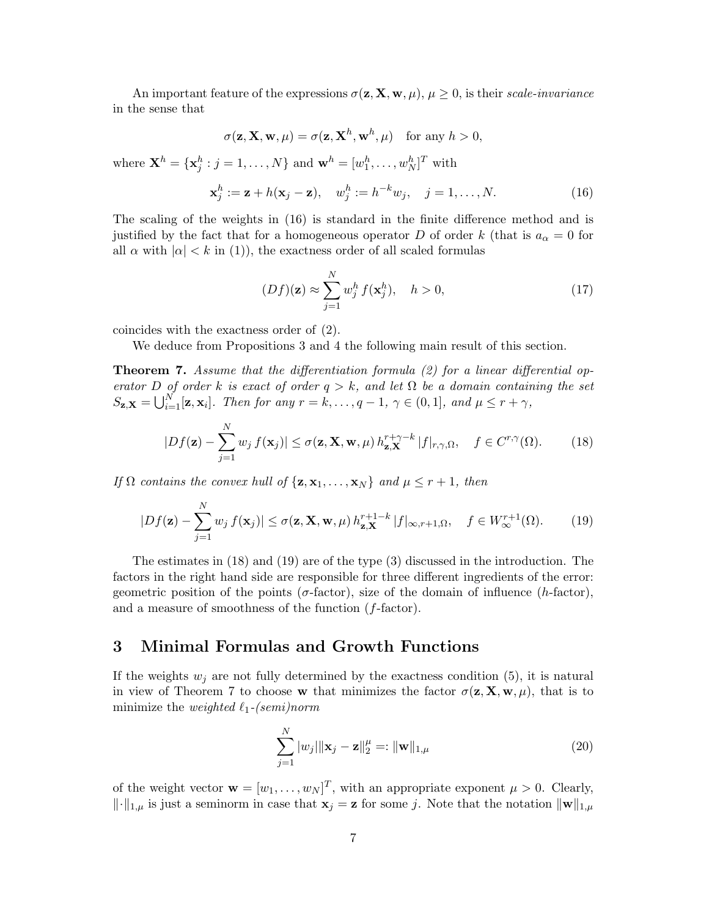An important feature of the expressions $\sigma(\mathbf{z}, \mathbf{X}, \mathbf{w}, \mu)$, $\mu \geq 0$, is their *scale-invariance* in the sense that

$$\sigma(\mathbf{z}, \mathbf{X}, \mathbf{w}, \mu) = \sigma(\mathbf{z}, \mathbf{X}^h, \mathbf{w}^h, \mu) \quad \text{for any } h > 0,$$

where $\mathbf{X}^h = \{\mathbf{x}_j^h : j = 1, \ldots, N\}$ and $\mathbf{w}^h = [w_1^h, \ldots, w_N^h]^T$ with

$$\mathbf{x}_j^h := \mathbf{z} + h(\mathbf{x}_j - \mathbf{z}), \quad w_j^h := h^{-k} w_j, \quad j = 1, \ldots, N. \tag{16}$$

The scaling of the weights in (16) is standard in the finite difference method and is justified by the fact that for a homogeneous operator $D$ of order $k$ (that is $a_\alpha = 0$ for all $\alpha$ with $|\alpha| < k$ in (1)), the exactness order of all scaled formulas

$$(Df)(\mathbf{z}) \approx \sum_{j=1}^N w_j^h \, f(\mathbf{x}_j^h), \quad h > 0, \tag{17}$$

coincides with the exactness order of (2).

We deduce from Propositions 3 and 4 the following main result of this section.

**Theorem 7.** *Assume that the differentiation formula (2) for a linear differential operator $D$ of order $k$ is exact of order $q > k$, and let $\Omega$ be a domain containing the set $S_{\mathbf{z},\mathbf{X}} = \bigcup_{i=1}^N [\mathbf{z}, \mathbf{x}_i]$. Then for any $r = k, \ldots, q-1$, $\gamma \in (0, 1]$, and $\mu \leq r + \gamma$,*

$$|Df(\mathbf{z}) - \sum_{j=1}^N w_j \, f(\mathbf{x}_j)| \leq \sigma(\mathbf{z}, \mathbf{X}, \mathbf{w}, \mu) \, h_{\mathbf{z},\mathbf{X}}^{r+\gamma-k} \, |f|_{r,\gamma,\Omega}, \quad f \in C^{r,\gamma}(\Omega). \tag{18}$$

*If $\Omega$ contains the convex hull of $\{\mathbf{z}, \mathbf{x}_1, \ldots, \mathbf{x}_N\}$ and $\mu \leq r + 1$, then*

$$|Df(\mathbf{z}) - \sum_{j=1}^N w_j \, f(\mathbf{x}_j)| \leq \sigma(\mathbf{z}, \mathbf{X}, \mathbf{w}, \mu) \, h_{\mathbf{z},\mathbf{X}}^{r+1-k} \, |f|_{\infty,r+1,\Omega}, \quad f \in W_\infty^{r+1}(\Omega). \tag{19}$$

The estimates in (18) and (19) are of the type (3) discussed in the introduction. The factors in the right hand side are responsible for three different ingredients of the error: geometric position of the points ($\sigma$-factor), size of the domain of influence ($h$-factor), and a measure of smoothness of the function ($f$-factor).

## 3 Minimal Formulas and Growth Functions

If the weights $w_j$ are not fully determined by the exactness condition (5), it is natural in view of Theorem 7 to choose $\mathbf{w}$ that minimizes the factor $\sigma(\mathbf{z}, \mathbf{X}, \mathbf{w}, \mu)$, that is to minimize the *weighted $\ell_1$-(semi)norm*

$$\sum_{j=1}^N |w_j| \|\mathbf{x}_j - \mathbf{z}\|_2^\mu =: \|\mathbf{w}\|_{1,\mu} \tag{20}$$

of the weight vector $\mathbf{w} = [w_1, \ldots, w_N]^T$, with an appropriate exponent $\mu > 0$. Clearly, $\|\cdot\|_{1,\mu}$ is just a seminorm in case that $\mathbf{x}_j = \mathbf{z}$ for some $j$. Note that the notation $\|\mathbf{w}\|_{1,\mu}$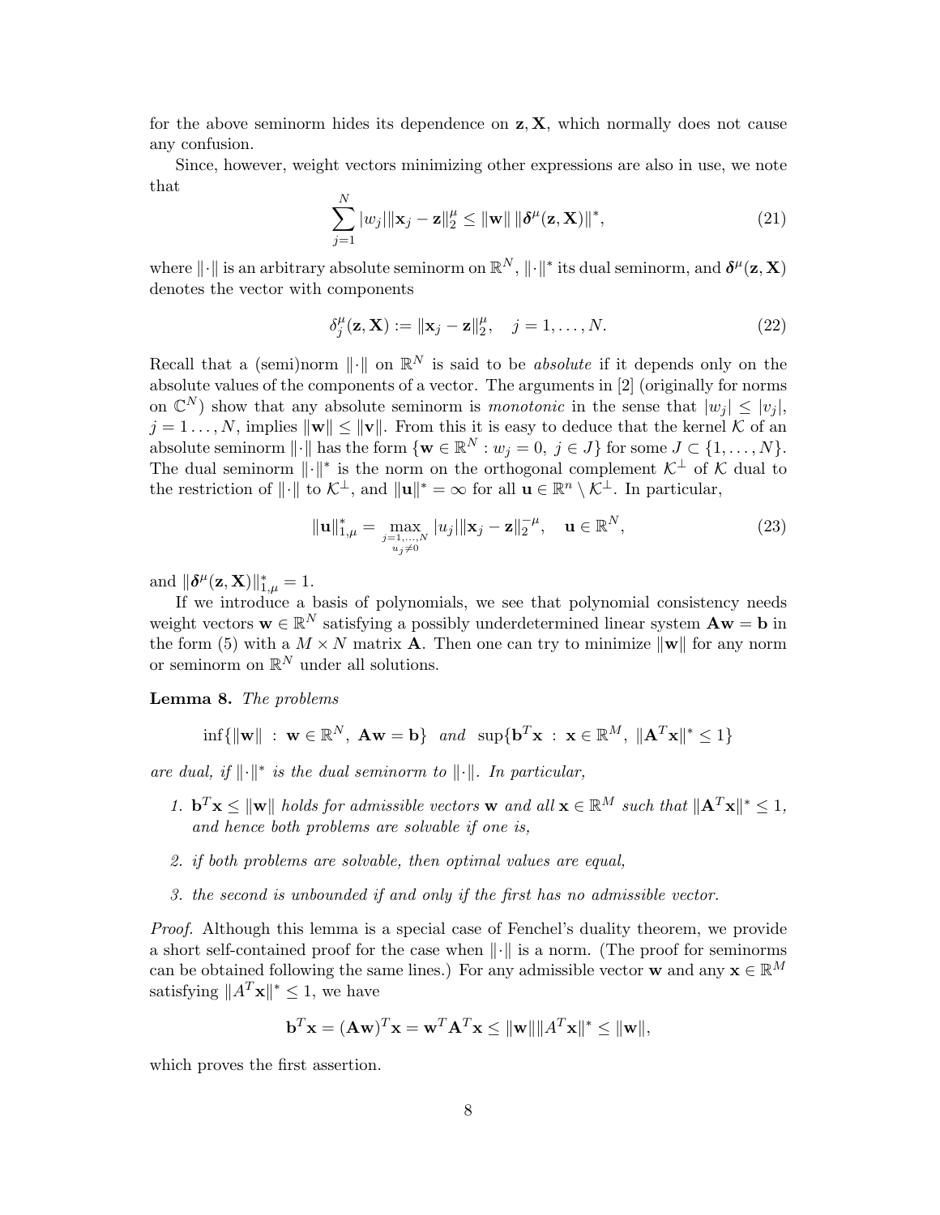for the above seminorm hides its dependence on $\mathbf{z}, \mathbf{X}$, which normally does not cause any confusion.

Since, however, weight vectors minimizing other expressions are also in use, we note that

$$\sum_{j=1}^{N} |w_j| \|\mathbf{x}_j - \mathbf{z}\|_2^{\mu} \leq \|\mathbf{w}\| \, \|\boldsymbol{\delta}^{\mu}(\mathbf{z}, \mathbf{X})\|^*, \tag{21}$$

where $\|\cdot\|$ is an arbitrary absolute seminorm on $\mathbb{R}^N$, $\|\cdot\|^*$ its dual seminorm, and $\boldsymbol{\delta}^{\mu}(\mathbf{z}, \mathbf{X})$ denotes the vector with components

$$\delta_j^{\mu}(\mathbf{z}, \mathbf{X}) := \|\mathbf{x}_j - \mathbf{z}\|_2^{\mu}, \quad j = 1, \ldots, N. \tag{22}$$

Recall that a (semi)norm $\|\cdot\|$ on $\mathbb{R}^N$ is said to be *absolute* if it depends only on the absolute values of the components of a vector. The arguments in [2] (originally for norms on $\mathbb{C}^N$) show that any absolute seminorm is *monotonic* in the sense that $|w_j| \leq |v_j|$, $j = 1 \ldots, N$, implies $\|\mathbf{w}\| \leq \|\mathbf{v}\|$. From this it is easy to deduce that the kernel $\mathcal{K}$ of an absolute seminorm $\|\cdot\|$ has the form $\{\mathbf{w} \in \mathbb{R}^N : w_j = 0, \ j \in J\}$ for some $J \subset \{1, \ldots, N\}$. The dual seminorm $\|\cdot\|^*$ is the norm on the orthogonal complement $\mathcal{K}^{\perp}$ of $\mathcal{K}$ dual to the restriction of $\|\cdot\|$ to $\mathcal{K}^{\perp}$, and $\|\mathbf{u}\|^* = \infty$ for all $\mathbf{u} \in \mathbb{R}^n \setminus \mathcal{K}^{\perp}$. In particular,

$$\|\mathbf{u}\|_{1,\mu}^* = \max_{\substack{j=1,\ldots,N \\ u_j \neq 0}} |u_j| \|\mathbf{x}_j - \mathbf{z}\|_2^{-\mu}, \quad \mathbf{u} \in \mathbb{R}^N, \tag{23}$$

and $\|\boldsymbol{\delta}^{\mu}(\mathbf{z}, \mathbf{X})\|_{1,\mu}^* = 1$.

If we introduce a basis of polynomials, we see that polynomial consistency needs weight vectors $\mathbf{w} \in \mathbb{R}^N$ satisfying a possibly underdetermined linear system $\mathbf{A}\mathbf{w} = \mathbf{b}$ in the form (5) with a $M \times N$ matrix $\mathbf{A}$. Then one can try to minimize $\|\mathbf{w}\|$ for any norm or seminorm on $\mathbb{R}^N$ under all solutions.

**Lemma 8.** *The problems*

$$\inf\{\|\mathbf{w}\| \ : \ \mathbf{w} \in \mathbb{R}^N, \ \mathbf{A}\mathbf{w} = \mathbf{b}\} \quad \text{and} \quad \sup\{\mathbf{b}^T\mathbf{x} \ : \ \mathbf{x} \in \mathbb{R}^M, \ \|\mathbf{A}^T\mathbf{x}\|^* \leq 1\}$$

*are dual, if $\|\cdot\|^*$ is the dual seminorm to $\|\cdot\|$. In particular,*

1. *$\mathbf{b}^T\mathbf{x} \leq \|\mathbf{w}\|$ holds for admissible vectors $\mathbf{w}$ and all $\mathbf{x} \in \mathbb{R}^M$ such that $\|\mathbf{A}^T\mathbf{x}\|^* \leq 1$, and hence both problems are solvable if one is,*
2. *if both problems are solvable, then optimal values are equal,*
3. *the second is unbounded if and only if the first has no admissible vector.*

*Proof.* Although this lemma is a special case of Fenchel's duality theorem, we provide a short self-contained proof for the case when $\|\cdot\|$ is a norm. (The proof for seminorms can be obtained following the same lines.) For any admissible vector $\mathbf{w}$ and any $\mathbf{x} \in \mathbb{R}^M$ satisfying $\|A^T\mathbf{x}\|^* \leq 1$, we have

$$\mathbf{b}^T\mathbf{x} = (\mathbf{A}\mathbf{w})^T\mathbf{x} = \mathbf{w}^T\mathbf{A}^T\mathbf{x} \leq \|\mathbf{w}\|\|A^T\mathbf{x}\|^* \leq \|\mathbf{w}\|,$$

which proves the first assertion.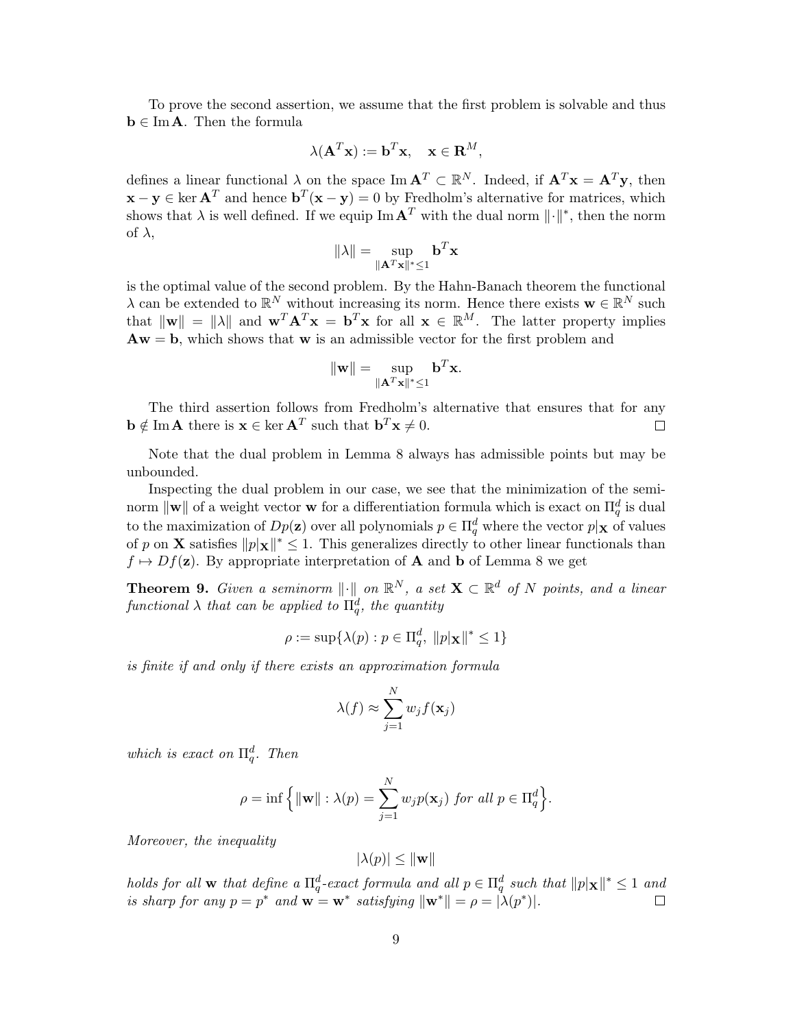To prove the second assertion, we assume that the first problem is solvable and thus $\mathbf{b} \in \operatorname{Im} \mathbf{A}$. Then the formula

$$\lambda(\mathbf{A}^T\mathbf{x}) := \mathbf{b}^T\mathbf{x}, \quad \mathbf{x} \in \mathbf{R}^M,$$

defines a linear functional $\lambda$ on the space $\operatorname{Im} \mathbf{A}^T \subset \mathbb{R}^N$. Indeed, if $\mathbf{A}^T\mathbf{x} = \mathbf{A}^T\mathbf{y}$, then $\mathbf{x} - \mathbf{y} \in \ker \mathbf{A}^T$ and hence $\mathbf{b}^T(\mathbf{x} - \mathbf{y}) = 0$ by Fredholm's alternative for matrices, which shows that $\lambda$ is well defined. If we equip $\operatorname{Im} \mathbf{A}^T$ with the dual norm $\|\cdot\|^*$, then the norm of $\lambda$,

$$\|\lambda\| = \sup_{\|\mathbf{A}^T\mathbf{x}\|^* \le 1} \mathbf{b}^T\mathbf{x}$$

is the optimal value of the second problem. By the Hahn-Banach theorem the functional $\lambda$ can be extended to $\mathbb{R}^N$ without increasing its norm. Hence there exists $\mathbf{w} \in \mathbb{R}^N$ such that $\|\mathbf{w}\| = \|\lambda\|$ and $\mathbf{w}^T\mathbf{A}^T\mathbf{x} = \mathbf{b}^T\mathbf{x}$ for all $\mathbf{x} \in \mathbb{R}^M$. The latter property implies $\mathbf{A}\mathbf{w} = \mathbf{b}$, which shows that $\mathbf{w}$ is an admissible vector for the first problem and

$$\|\mathbf{w}\| = \sup_{\|\mathbf{A}^T\mathbf{x}\|^* \le 1} \mathbf{b}^T\mathbf{x}.$$

The third assertion follows from Fredholm's alternative that ensures that for any $\mathbf{b} \notin \operatorname{Im} \mathbf{A}$ there is $\mathbf{x} \in \ker \mathbf{A}^T$ such that $\mathbf{b}^T\mathbf{x} \neq 0$. □

Note that the dual problem in Lemma 8 always has admissible points but may be unbounded.

Inspecting the dual problem in our case, we see that the minimization of the seminorm $\|\mathbf{w}\|$ of a weight vector $\mathbf{w}$ for a differentiation formula which is exact on $\Pi_q^d$ is dual to the maximization of $Dp(\mathbf{z})$ over all polynomials $p \in \Pi_q^d$ where the vector $p|_\mathbf{X}$ of values of $p$ on $\mathbf{X}$ satisfies $\|p|_\mathbf{X}\|^* \le 1$. This generalizes directly to other linear functionals than $f \mapsto Df(\mathbf{z})$. By appropriate interpretation of $\mathbf{A}$ and $\mathbf{b}$ of Lemma 8 we get

**Theorem 9.** *Given a seminorm $\|\cdot\|$ on $\mathbb{R}^N$, a set $\mathbf{X} \subset \mathbb{R}^d$ of $N$ points, and a linear functional $\lambda$ that can be applied to $\Pi_q^d$, the quantity*

$$\rho := \sup\{\lambda(p) : p \in \Pi_q^d,\ \|p|_\mathbf{X}\|^* \le 1\}$$

*is finite if and only if there exists an approximation formula*

$$\lambda(f) \approx \sum_{j=1}^N w_j f(\mathbf{x}_j)$$

*which is exact on $\Pi_q^d$. Then*

$$\rho = \inf\Big\{\|\mathbf{w}\| : \lambda(p) = \sum_{j=1}^N w_j p(\mathbf{x}_j) \text{ for all } p \in \Pi_q^d\Big\}.$$

*Moreover, the inequality*

$$|\lambda(p)| \le \|\mathbf{w}\|$$

*holds for all $\mathbf{w}$ that define a $\Pi_q^d$-exact formula and all $p \in \Pi_q^d$ such that $\|p|_\mathbf{X}\|^* \le 1$ and is sharp for any $p = p^*$ and $\mathbf{w} = \mathbf{w}^*$ satisfying $\|\mathbf{w}^*\| = \rho = |\lambda(p^*)|$.* □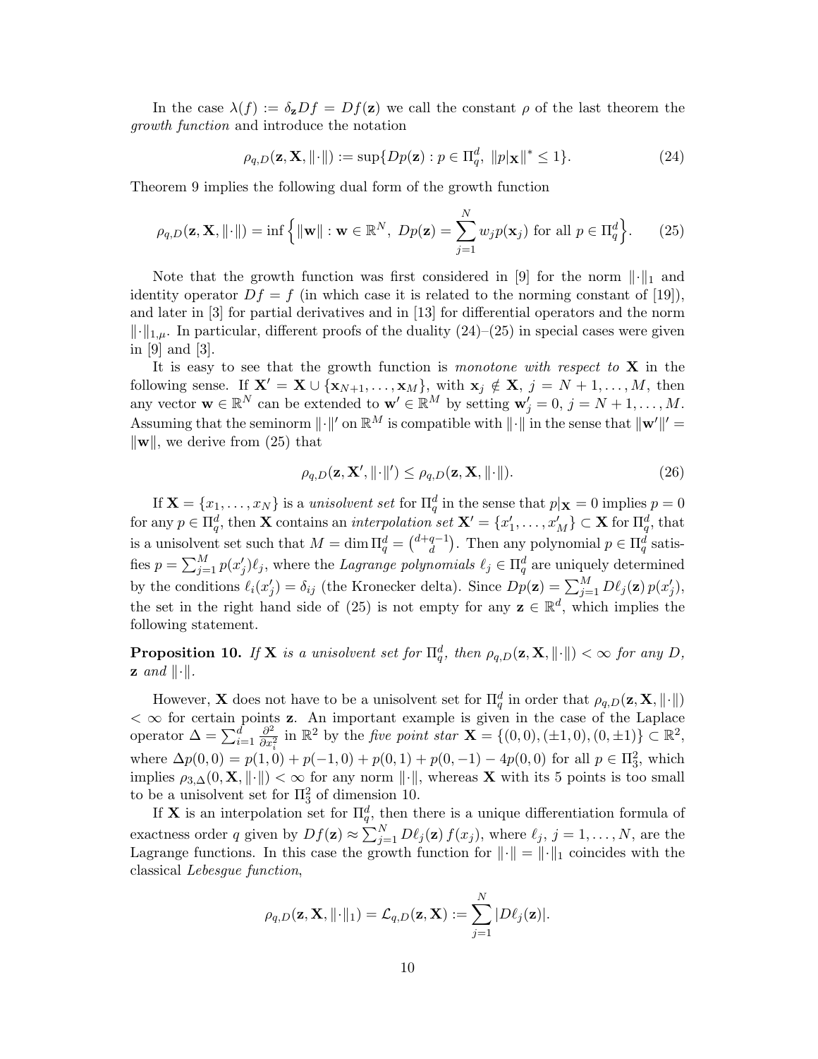In the case $\lambda(f) := \delta_{\mathbf{z}} D f = Df(\mathbf{z})$ we call the constant $\rho$ of the last theorem the *growth function* and introduce the notation

$$\rho_{q,D}(\mathbf{z}, \mathbf{X}, \|\cdot\|) := \sup\{Dp(\mathbf{z}) : p \in \Pi_q^d,\ \|p|_{\mathbf{X}}\|^* \le 1\}. \tag{24}$$

Theorem 9 implies the following dual form of the growth function

$$\rho_{q,D}(\mathbf{z}, \mathbf{X}, \|\cdot\|) = \inf\Big\{\|\mathbf{w}\| : \mathbf{w} \in \mathbb{R}^N,\ Dp(\mathbf{z}) = \sum_{j=1}^N w_j p(\mathbf{x}_j) \text{ for all } p \in \Pi_q^d\Big\}. \tag{25}$$

Note that the growth function was first considered in [9] for the norm $\|\cdot\|_1$ and identity operator $Df = f$ (in which case it is related to the norming constant of [19]), and later in [3] for partial derivatives and in [13] for differential operators and the norm $\|\cdot\|_{1,\mu}$. In particular, different proofs of the duality (24)–(25) in special cases were given in [9] and [3].

It is easy to see that the growth function is *monotone with respect to* $\mathbf{X}$ in the following sense. If $\mathbf{X}' = \mathbf{X} \cup \{\mathbf{x}_{N+1}, \ldots, \mathbf{x}_M\}$, with $\mathbf{x}_j \notin \mathbf{X}$, $j = N+1, \ldots, M$, then any vector $\mathbf{w} \in \mathbb{R}^N$ can be extended to $\mathbf{w}' \in \mathbb{R}^M$ by setting $\mathbf{w}'_j = 0$, $j = N+1, \ldots, M$. Assuming that the seminorm $\|\cdot\|'$ on $\mathbb{R}^M$ is compatible with $\|\cdot\|$ in the sense that $\|\mathbf{w}'\|' = \|\mathbf{w}\|$, we derive from (25) that

$$\rho_{q,D}(\mathbf{z}, \mathbf{X}', \|\cdot\|') \le \rho_{q,D}(\mathbf{z}, \mathbf{X}, \|\cdot\|). \tag{26}$$

If $\mathbf{X} = \{x_1, \ldots, x_N\}$ is a *unisolvent set* for $\Pi_q^d$ in the sense that $p|_{\mathbf{X}} = 0$ implies $p = 0$ for any $p \in \Pi_q^d$, then $\mathbf{X}$ contains an *interpolation set* $\mathbf{X}' = \{x'_1, \ldots, x'_M\} \subset \mathbf{X}$ for $\Pi_q^d$, that is a unisolvent set such that $M = \dim \Pi_q^d = \binom{d+q-1}{d}$. Then any polynomial $p \in \Pi_q^d$ satisfies $p = \sum_{j=1}^M p(x'_j)\ell_j$, where the *Lagrange polynomials* $\ell_j \in \Pi_q^d$ are uniquely determined by the conditions $\ell_i(x'_j) = \delta_{ij}$ (the Kronecker delta). Since $Dp(\mathbf{z}) = \sum_{j=1}^M D\ell_j(\mathbf{z})\, p(x'_j)$, the set in the right hand side of (25) is not empty for any $\mathbf{z} \in \mathbb{R}^d$, which implies the following statement.

**Proposition 10.** *If* $\mathbf{X}$ *is a unisolvent set for* $\Pi_q^d$*, then* $\rho_{q,D}(\mathbf{z}, \mathbf{X}, \|\cdot\|) < \infty$ *for any* $D$*,* $\mathbf{z}$ *and* $\|\cdot\|$*.*

However, $\mathbf{X}$ does not have to be a unisolvent set for $\Pi_q^d$ in order that $\rho_{q,D}(\mathbf{z}, \mathbf{X}, \|\cdot\|) < \infty$ for certain points $\mathbf{z}$. An important example is given in the case of the Laplace operator $\Delta = \sum_{i=1}^d \frac{\partial^2}{\partial x_i^2}$ in $\mathbb{R}^2$ by the *five point star* $\mathbf{X} = \{(0,0), (\pm 1, 0), (0, \pm 1)\} \subset \mathbb{R}^2$, where $\Delta p(0,0) = p(1,0) + p(-1,0) + p(0,1) + p(0,-1) - 4p(0,0)$ for all $p \in \Pi_3^2$, which implies $\rho_{3,\Delta}(0, \mathbf{X}, \|\cdot\|) < \infty$ for any norm $\|\cdot\|$, whereas $\mathbf{X}$ with its 5 points is too small to be a unisolvent set for $\Pi_3^2$ of dimension 10.

If $\mathbf{X}$ is an interpolation set for $\Pi_q^d$, then there is a unique differentiation formula of exactness order $q$ given by $Df(\mathbf{z}) \approx \sum_{j=1}^N D\ell_j(\mathbf{z})\, f(x_j)$, where $\ell_j$, $j = 1, \ldots, N$, are the Lagrange functions. In this case the growth function for $\|\cdot\| = \|\cdot\|_1$ coincides with the classical *Lebesgue function*,

$$\rho_{q,D}(\mathbf{z}, \mathbf{X}, \|\cdot\|_1) = \mathcal{L}_{q,D}(\mathbf{z}, \mathbf{X}) := \sum_{j=1}^N |D\ell_j(\mathbf{z})|.$$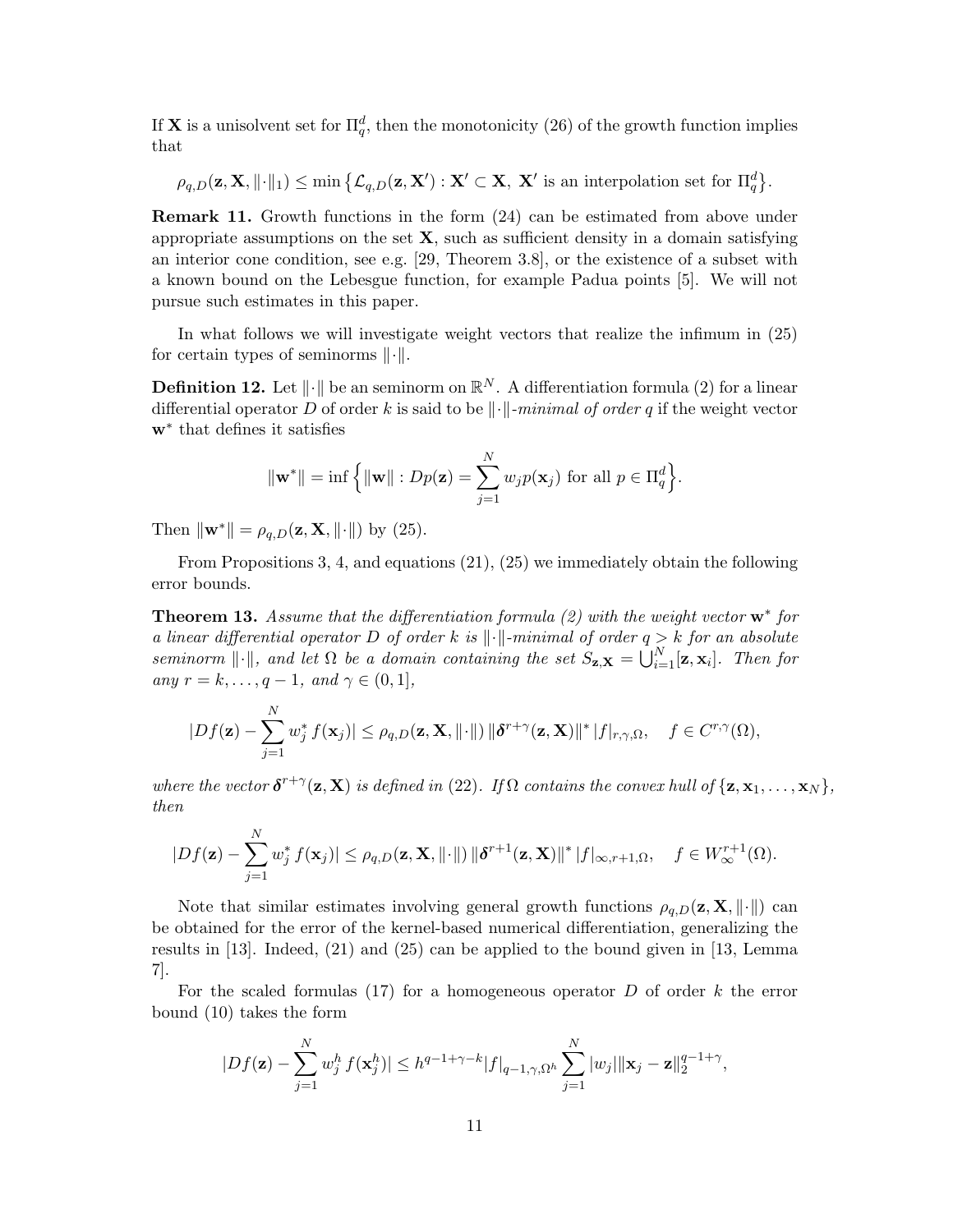If $\mathbf{X}$ is a unisolvent set for $\Pi_q^d$, then the monotonicity (26) of the growth function implies that

$$\rho_{q,D}(\mathbf{z},\mathbf{X},\|\cdot\|_1) \le \min\big\{\mathcal{L}_{q,D}(\mathbf{z},\mathbf{X}') : \mathbf{X}' \subset \mathbf{X},\ \mathbf{X}' \text{ is an interpolation set for } \Pi_q^d\big\}.$$

**Remark 11.** Growth functions in the form (24) can be estimated from above under appropriate assumptions on the set $\mathbf{X}$, such as sufficient density in a domain satisfying an interior cone condition, see e.g. [29, Theorem 3.8], or the existence of a subset with a known bound on the Lebesgue function, for example Padua points [5]. We will not pursue such estimates in this paper.

In what follows we will investigate weight vectors that realize the infimum in (25) for certain types of seminorms $\|\cdot\|$.

**Definition 12.** Let $\|\cdot\|$ be an seminorm on $\mathbb{R}^N$. A differentiation formula (2) for a linear differential operator $D$ of order $k$ is said to be $\|\cdot\|$*-minimal of order* $q$ if the weight vector $\mathbf{w}^*$ that defines it satisfies

$$\|\mathbf{w}^*\| = \inf\Big\{\|\mathbf{w}\| : Dp(\mathbf{z}) = \sum_{j=1}^N w_j p(\mathbf{x}_j) \text{ for all } p \in \Pi_q^d\Big\}.$$

Then $\|\mathbf{w}^*\| = \rho_{q,D}(\mathbf{z},\mathbf{X},\|\cdot\|)$ by (25).

From Propositions 3, 4, and equations (21), (25) we immediately obtain the following error bounds.

**Theorem 13.** *Assume that the differentiation formula (2) with the weight vector* $\mathbf{w}^*$ *for a linear differential operator* $D$ *of order* $k$ *is* $\|\cdot\|$*-minimal of order* $q > k$ *for an absolute seminorm* $\|\cdot\|$*, and let* $\Omega$ *be a domain containing the set* $S_{\mathbf{z},\mathbf{X}} = \bigcup_{i=1}^N [\mathbf{z},\mathbf{x}_i]$*. Then for any* $r = k,\dots,q-1$*, and* $\gamma \in (0,1]$*,*

$$|Df(\mathbf{z}) - \sum_{j=1}^N w_j^*\, f(\mathbf{x}_j)| \le \rho_{q,D}(\mathbf{z},\mathbf{X},\|\cdot\|)\, \|\boldsymbol{\delta}^{r+\gamma}(\mathbf{z},\mathbf{X})\|^*\, |f|_{r,\gamma,\Omega}, \quad f \in C^{r,\gamma}(\Omega),$$

*where the vector* $\boldsymbol{\delta}^{r+\gamma}(\mathbf{z},\mathbf{X})$ *is defined in (22). If* $\Omega$ *contains the convex hull of* $\{\mathbf{z},\mathbf{x}_1,\dots,\mathbf{x}_N\}$*, then*

$$|Df(\mathbf{z}) - \sum_{j=1}^N w_j^*\, f(\mathbf{x}_j)| \le \rho_{q,D}(\mathbf{z},\mathbf{X},\|\cdot\|)\, \|\boldsymbol{\delta}^{r+1}(\mathbf{z},\mathbf{X})\|^*\, |f|_{\infty,r+1,\Omega}, \quad f \in W_\infty^{r+1}(\Omega).$$

Note that similar estimates involving general growth functions $\rho_{q,D}(\mathbf{z},\mathbf{X},\|\cdot\|)$ can be obtained for the error of the kernel-based numerical differentiation, generalizing the results in [13]. Indeed, (21) and (25) can be applied to the bound given in [13, Lemma 7].

For the scaled formulas (17) for a homogeneous operator $D$ of order $k$ the error bound (10) takes the form

$$|Df(\mathbf{z}) - \sum_{j=1}^N w_j^h\, f(\mathbf{x}_j^h)| \le h^{q-1+\gamma-k} |f|_{q-1,\gamma,\Omega^h} \sum_{j=1}^N |w_j| \|\mathbf{x}_j - \mathbf{z}\|_2^{q-1+\gamma},$$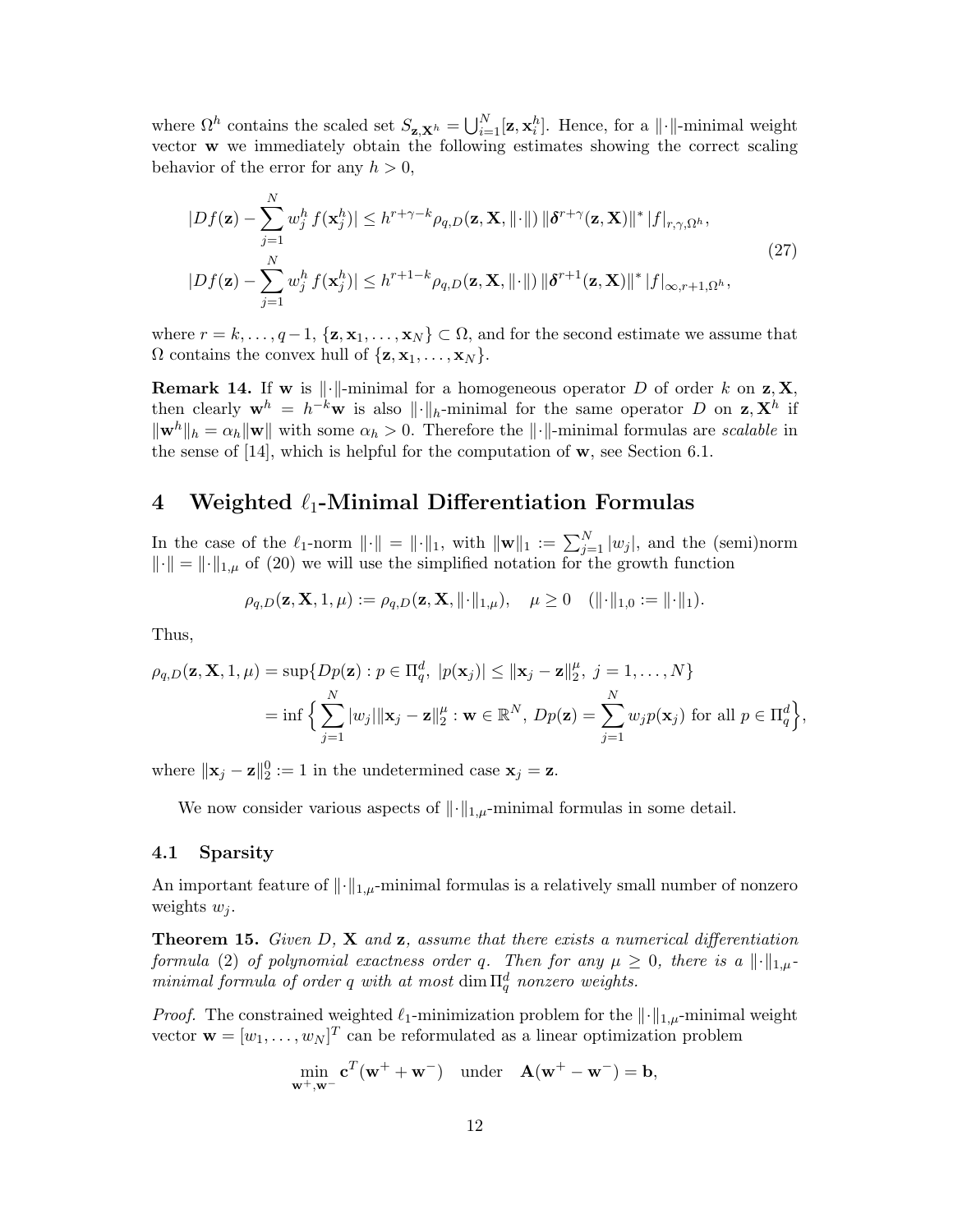where $\Omega^h$ contains the scaled set $S_{\mathbf{z},\mathbf{X}^h} = \bigcup_{i=1}^N [\mathbf{z}, \mathbf{x}_i^h]$. Hence, for a $\|\cdot\|$-minimal weight vector $\mathbf{w}$ we immediately obtain the following estimates showing the correct scaling behavior of the error for any $h > 0$,

$$
\begin{aligned}
|Df(\mathbf{z}) - \sum_{j=1}^N w_j^h \, f(\mathbf{x}_j^h)| &\le h^{r+\gamma-k} \rho_{q,D}(\mathbf{z}, \mathbf{X}, \|\cdot\|) \, \|\boldsymbol{\delta}^{r+\gamma}(\mathbf{z}, \mathbf{X})\|^* \, |f|_{r,\gamma,\Omega^h}, \\
|Df(\mathbf{z}) - \sum_{j=1}^N w_j^h \, f(\mathbf{x}_j^h)| &\le h^{r+1-k} \rho_{q,D}(\mathbf{z}, \mathbf{X}, \|\cdot\|) \, \|\boldsymbol{\delta}^{r+1}(\mathbf{z}, \mathbf{X})\|^* \, |f|_{\infty,r+1,\Omega^h},
\end{aligned}
\tag{27}
$$

where $r = k, \ldots, q-1$, $\{\mathbf{z}, \mathbf{x}_1, \ldots, \mathbf{x}_N\} \subset \Omega$, and for the second estimate we assume that $\Omega$ contains the convex hull of $\{\mathbf{z}, \mathbf{x}_1, \ldots, \mathbf{x}_N\}$.

**Remark 14.** If $\mathbf{w}$ is $\|\cdot\|$-minimal for a homogeneous operator $D$ of order $k$ on $\mathbf{z}, \mathbf{X}$, then clearly $\mathbf{w}^h = h^{-k}\mathbf{w}$ is also $\|\cdot\|_h$-minimal for the same operator $D$ on $\mathbf{z}, \mathbf{X}^h$ if $\|\mathbf{w}^h\|_h = \alpha_h \|\mathbf{w}\|$ with some $\alpha_h > 0$. Therefore the $\|\cdot\|$-minimal formulas are *scalable* in the sense of [14], which is helpful for the computation of $\mathbf{w}$, see Section 6.1.

# 4 Weighted $\ell_1$-Minimal Differentiation Formulas

In the case of the $\ell_1$-norm $\|\cdot\| = \|\cdot\|_1$, with $\|\mathbf{w}\|_1 := \sum_{j=1}^N |w_j|$, and the (semi)norm $\|\cdot\| = \|\cdot\|_{1,\mu}$ of (20) we will use the simplified notation for the growth function

$$
\rho_{q,D}(\mathbf{z}, \mathbf{X}, 1, \mu) := \rho_{q,D}(\mathbf{z}, \mathbf{X}, \|\cdot\|_{1,\mu}), \quad \mu \ge 0 \quad (\|\cdot\|_{1,0} := \|\cdot\|_1).
$$

Thus,

$$
\begin{aligned}
\rho_{q,D}(\mathbf{z}, \mathbf{X}, 1, \mu) &= \sup\{Dp(\mathbf{z}) : p \in \Pi_q^d,\ |p(\mathbf{x}_j)| \le \|\mathbf{x}_j - \mathbf{z}\|_2^\mu,\ j = 1, \ldots, N\} \\
&= \inf\Big\{ \sum_{j=1}^N |w_j| \|\mathbf{x}_j - \mathbf{z}\|_2^\mu : \mathbf{w} \in \mathbb{R}^N,\ Dp(\mathbf{z}) = \sum_{j=1}^N w_j p(\mathbf{x}_j) \text{ for all } p \in \Pi_q^d \Big\},
\end{aligned}
$$

where $\|\mathbf{x}_j - \mathbf{z}\|_2^0 := 1$ in the undetermined case $\mathbf{x}_j = \mathbf{z}$.

We now consider various aspects of $\|\cdot\|_{1,\mu}$-minimal formulas in some detail.

## 4.1 Sparsity

An important feature of $\|\cdot\|_{1,\mu}$-minimal formulas is a relatively small number of nonzero weights $w_j$.

**Theorem 15.** *Given $D$, $\mathbf{X}$ and $\mathbf{z}$, assume that there exists a numerical differentiation formula* (2) *of polynomial exactness order $q$. Then for any $\mu \ge 0$, there is a $\|\cdot\|_{1,\mu}$-minimal formula of order $q$ with at most $\dim \Pi_q^d$ nonzero weights.*

*Proof.* The constrained weighted $\ell_1$-minimization problem for the $\|\cdot\|_{1,\mu}$-minimal weight vector $\mathbf{w} = [w_1, \ldots, w_N]^T$ can be reformulated as a linear optimization problem

$$
\min_{\mathbf{w}^+, \mathbf{w}^-} \mathbf{c}^T(\mathbf{w}^+ + \mathbf{w}^-) \quad \text{under} \quad \mathbf{A}(\mathbf{w}^+ - \mathbf{w}^-) = \mathbf{b},
$$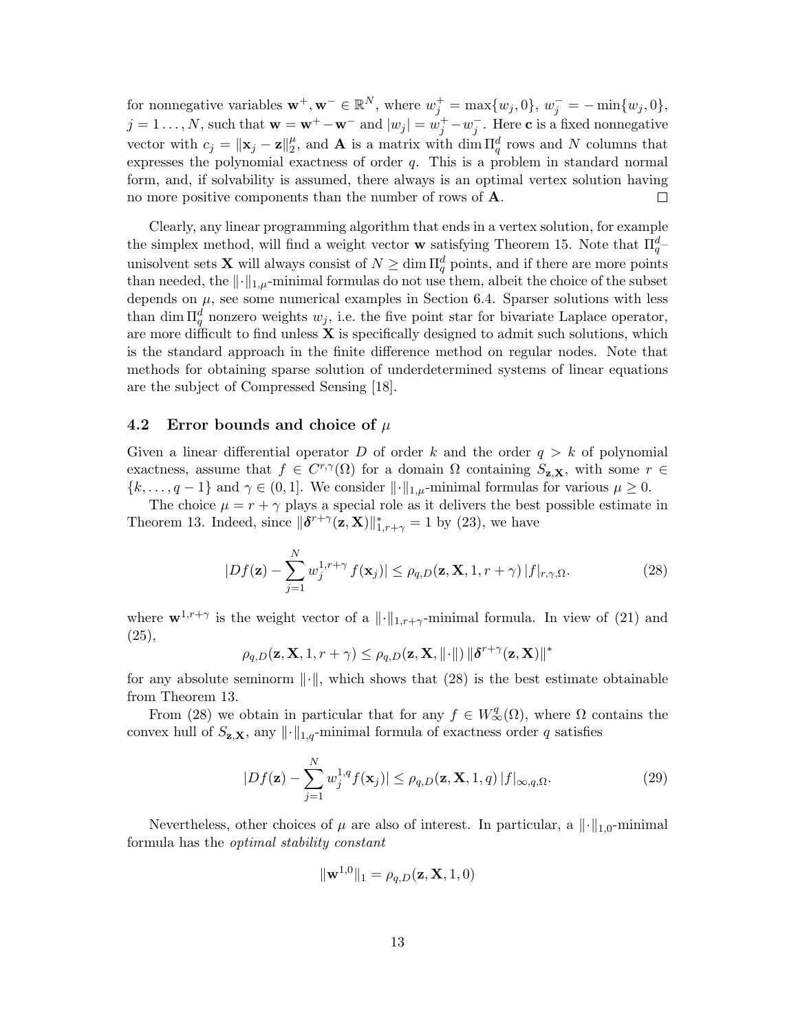for nonnegative variables $\mathbf{w}^+, \mathbf{w}^- \in \mathbb{R}^N$, where $w_j^+ = \max\{w_j, 0\}$, $w_j^- = -\min\{w_j, 0\}$, $j = 1\ldots, N$, such that $\mathbf{w} = \mathbf{w}^+ - \mathbf{w}^-$ and $|w_j| = w_j^+ - w_j^-$. Here $\mathbf{c}$ is a fixed nonnegative vector with $c_j = \|\mathbf{x}_j - \mathbf{z}\|_2^\mu$, and $\mathbf{A}$ is a matrix with $\dim \Pi_q^d$ rows and $N$ columns that expresses the polynomial exactness of order $q$. This is a problem in standard normal form, and, if solvability is assumed, there always is an optimal vertex solution having no more positive components than the number of rows of $\mathbf{A}$. $\square$

Clearly, any linear programming algorithm that ends in a vertex solution, for example the simplex method, will find a weight vector $\mathbf{w}$ satisfying Theorem 15. Note that $\Pi_q^d$–unisolvent sets $\mathbf{X}$ will always consist of $N \geq \dim \Pi_q^d$ points, and if there are more points than needed, the $\|\cdot\|_{1,\mu}$-minimal formulas do not use them, albeit the choice of the subset depends on $\mu$, see some numerical examples in Section 6.4. Sparser solutions with less than $\dim \Pi_q^d$ nonzero weights $w_j$, i.e. the five point star for bivariate Laplace operator, are more difficult to find unless $\mathbf{X}$ is specifically designed to admit such solutions, which is the standard approach in the finite difference method on regular nodes. Note that methods for obtaining sparse solution of underdetermined systems of linear equations are the subject of Compressed Sensing [18].

## 4.2 Error bounds and choice of $\mu$

Given a linear differential operator $D$ of order $k$ and the order $q > k$ of polynomial exactness, assume that $f \in C^{r,\gamma}(\Omega)$ for a domain $\Omega$ containing $S_{\mathbf{z},\mathbf{X}}$, with some $r \in \{k, \ldots, q-1\}$ and $\gamma \in (0, 1]$. We consider $\|\cdot\|_{1,\mu}$-minimal formulas for various $\mu \geq 0$.

The choice $\mu = r + \gamma$ plays a special role as it delivers the best possible estimate in Theorem 13. Indeed, since $\|\boldsymbol{\delta}^{r+\gamma}(\mathbf{z}, \mathbf{X})\|_{1,r+\gamma}^* = 1$ by (23), we have

$$|Df(\mathbf{z}) - \sum_{j=1}^{N} w_j^{1,r+\gamma} f(\mathbf{x}_j)| \leq \rho_{q,D}(\mathbf{z}, \mathbf{X}, 1, r+\gamma)\, |f|_{r,\gamma,\Omega}. \tag{28}$$

where $\mathbf{w}^{1,r+\gamma}$ is the weight vector of a $\|\cdot\|_{1,r+\gamma}$-minimal formula. In view of (21) and (25),

$$\rho_{q,D}(\mathbf{z}, \mathbf{X}, 1, r+\gamma) \leq \rho_{q,D}(\mathbf{z}, \mathbf{X}, \|\cdot\|)\, \|\boldsymbol{\delta}^{r+\gamma}(\mathbf{z}, \mathbf{X})\|^*$$

for any absolute seminorm $\|\cdot\|$, which shows that (28) is the best estimate obtainable from Theorem 13.

From (28) we obtain in particular that for any $f \in W_\infty^q(\Omega)$, where $\Omega$ contains the convex hull of $S_{\mathbf{z},\mathbf{X}}$, any $\|\cdot\|_{1,q}$-minimal formula of exactness order $q$ satisfies

$$|Df(\mathbf{z}) - \sum_{j=1}^{N} w_j^{1,q} f(\mathbf{x}_j)| \leq \rho_{q,D}(\mathbf{z}, \mathbf{X}, 1, q)\, |f|_{\infty,q,\Omega}. \tag{29}$$

Nevertheless, other choices of $\mu$ are also of interest. In particular, a $\|\cdot\|_{1,0}$-minimal formula has the *optimal stability constant*

$$\|\mathbf{w}^{1,0}\|_1 = \rho_{q,D}(\mathbf{z}, \mathbf{X}, 1, 0)$$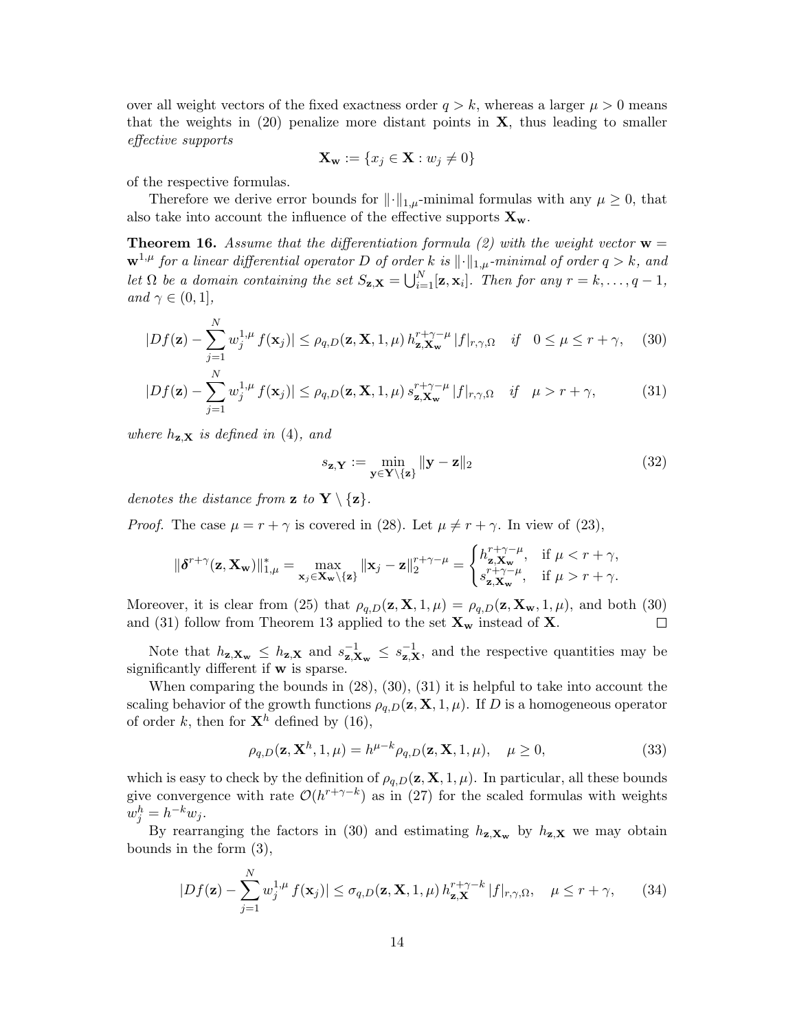over all weight vectors of the fixed exactness order $q > k$, whereas a larger $\mu > 0$ means that the weights in (20) penalize more distant points in $\mathbf{X}$, thus leading to smaller *effective supports*

$$\mathbf{X}_{\mathbf{w}} := \{x_j \in \mathbf{X} : w_j \neq 0\}$$

of the respective formulas.

Therefore we derive error bounds for $\|\cdot\|_{1,\mu}$-minimal formulas with any $\mu \geq 0$, that also take into account the influence of the effective supports $\mathbf{X}_{\mathbf{w}}$.

**Theorem 16.** *Assume that the differentiation formula (2) with the weight vector $\mathbf{w} = \mathbf{w}^{1,\mu}$ for a linear differential operator $D$ of order $k$ is $\|\cdot\|_{1,\mu}$-minimal of order $q > k$, and let $\Omega$ be a domain containing the set $S_{\mathbf{z},\mathbf{X}} = \bigcup_{i=1}^N [\mathbf{z}, \mathbf{x}_i]$. Then for any $r = k, \ldots, q-1$, and $\gamma \in (0, 1]$,*

$$|Df(\mathbf{z}) - \sum_{j=1}^N w_j^{1,\mu} f(\mathbf{x}_j)| \leq \rho_{q,D}(\mathbf{z}, \mathbf{X}, 1, \mu)\, h_{\mathbf{z},\mathbf{X}_{\mathbf{w}}}^{r+\gamma-\mu} |f|_{r,\gamma,\Omega} \quad \text{if} \quad 0 \leq \mu \leq r + \gamma, \tag{30}$$

$$|Df(\mathbf{z}) - \sum_{j=1}^N w_j^{1,\mu} f(\mathbf{x}_j)| \leq \rho_{q,D}(\mathbf{z}, \mathbf{X}, 1, \mu)\, s_{\mathbf{z},\mathbf{X}_{\mathbf{w}}}^{r+\gamma-\mu} |f|_{r,\gamma,\Omega} \quad \text{if} \quad \mu > r + \gamma, \tag{31}$$

*where $h_{\mathbf{z},\mathbf{X}}$ is defined in (4), and*

$$s_{\mathbf{z},\mathbf{Y}} := \min_{\mathbf{y} \in \mathbf{Y} \setminus \{\mathbf{z}\}} \|\mathbf{y} - \mathbf{z}\|_2 \tag{32}$$

*denotes the distance from $\mathbf{z}$ to $\mathbf{Y} \setminus \{\mathbf{z}\}$.*

*Proof.* The case $\mu = r + \gamma$ is covered in (28). Let $\mu \neq r + \gamma$. In view of (23),

$$\|\boldsymbol{\delta}^{r+\gamma}(\mathbf{z}, \mathbf{X}_{\mathbf{w}})\|_{1,\mu}^* = \max_{\mathbf{x}_j \in \mathbf{X}_{\mathbf{w}} \setminus \{\mathbf{z}\}} \|\mathbf{x}_j - \mathbf{z}\|_2^{r+\gamma-\mu} = \begin{cases} h_{\mathbf{z},\mathbf{X}_{\mathbf{w}}}^{r+\gamma-\mu}, & \text{if } \mu < r + \gamma, \\ s_{\mathbf{z},\mathbf{X}_{\mathbf{w}}}^{r+\gamma-\mu}, & \text{if } \mu > r + \gamma. \end{cases}$$

Moreover, it is clear from (25) that $\rho_{q,D}(\mathbf{z}, \mathbf{X}, 1, \mu) = \rho_{q,D}(\mathbf{z}, \mathbf{X}_{\mathbf{w}}, 1, \mu)$, and both (30) and (31) follow from Theorem 13 applied to the set $\mathbf{X}_{\mathbf{w}}$ instead of $\mathbf{X}$. $\square$

Note that $h_{\mathbf{z},\mathbf{X}_{\mathbf{w}}} \leq h_{\mathbf{z},\mathbf{X}}$ and $s_{\mathbf{z},\mathbf{X}_{\mathbf{w}}}^{-1} \leq s_{\mathbf{z},\mathbf{X}}^{-1}$, and the respective quantities may be significantly different if $\mathbf{w}$ is sparse.

When comparing the bounds in (28), (30), (31) it is helpful to take into account the scaling behavior of the growth functions $\rho_{q,D}(\mathbf{z}, \mathbf{X}, 1, \mu)$. If $D$ is a homogeneous operator of order $k$, then for $\mathbf{X}^h$ defined by (16),

$$\rho_{q,D}(\mathbf{z}, \mathbf{X}^h, 1, \mu) = h^{\mu-k} \rho_{q,D}(\mathbf{z}, \mathbf{X}, 1, \mu), \quad \mu \geq 0, \tag{33}$$

which is easy to check by the definition of $\rho_{q,D}(\mathbf{z}, \mathbf{X}, 1, \mu)$. In particular, all these bounds give convergence with rate $\mathcal{O}(h^{r+\gamma-k})$ as in (27) for the scaled formulas with weights $w_j^h = h^{-k} w_j$.

By rearranging the factors in (30) and estimating $h_{\mathbf{z},\mathbf{X}_{\mathbf{w}}}$ by $h_{\mathbf{z},\mathbf{X}}$ we may obtain bounds in the form (3),

$$|Df(\mathbf{z}) - \sum_{j=1}^N w_j^{1,\mu} f(\mathbf{x}_j)| \leq \sigma_{q,D}(\mathbf{z}, \mathbf{X}, 1, \mu)\, h_{\mathbf{z},\mathbf{X}}^{r+\gamma-k} |f|_{r,\gamma,\Omega}, \quad \mu \leq r + \gamma, \tag{34}$$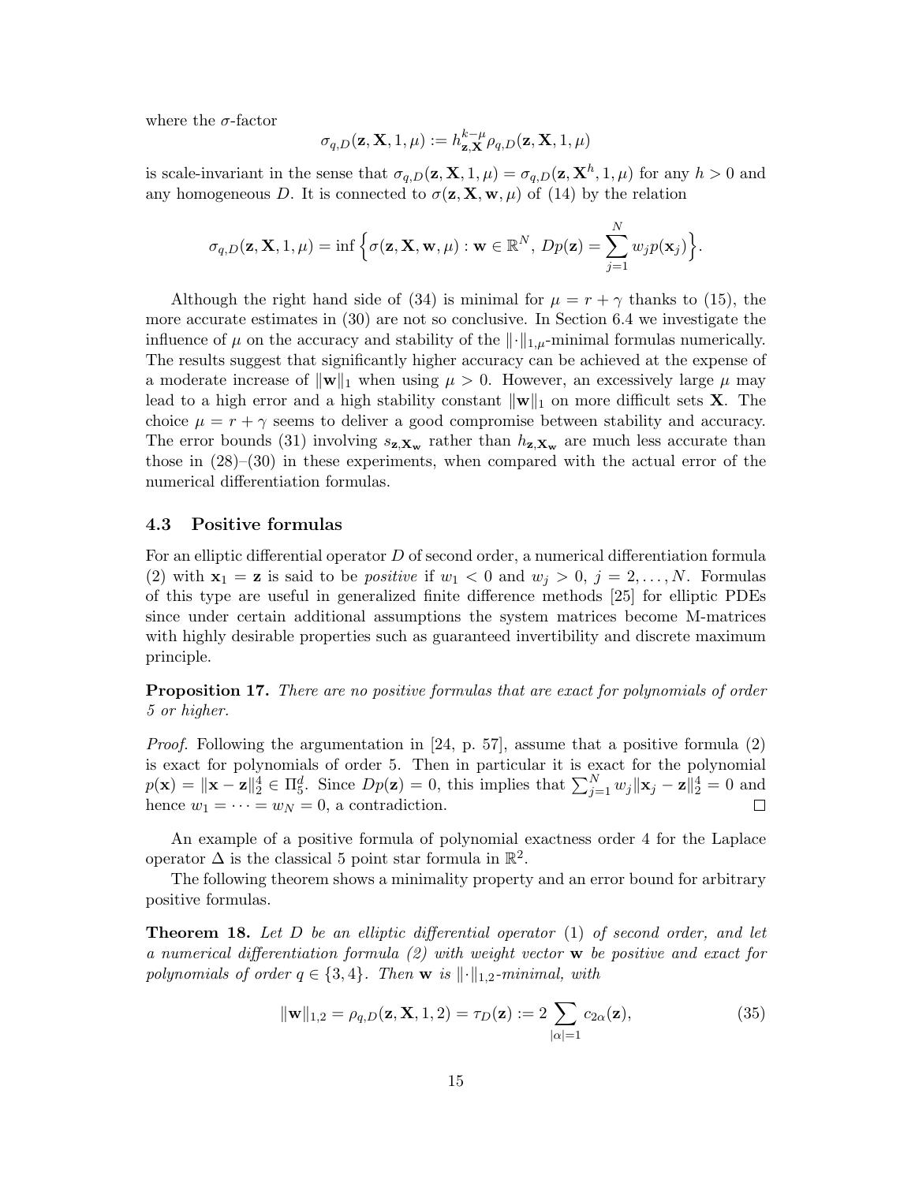where the $\sigma$-factor

$$\sigma_{q,D}(\mathbf{z}, \mathbf{X}, 1, \mu) := h_{\mathbf{z},\mathbf{X}}^{k-\mu} \rho_{q,D}(\mathbf{z}, \mathbf{X}, 1, \mu)$$

is scale-invariant in the sense that $\sigma_{q,D}(\mathbf{z}, \mathbf{X}, 1, \mu) = \sigma_{q,D}(\mathbf{z}, \mathbf{X}^h, 1, \mu)$ for any $h > 0$ and any homogeneous $D$. It is connected to $\sigma(\mathbf{z}, \mathbf{X}, \mathbf{w}, \mu)$ of (14) by the relation

$$\sigma_{q,D}(\mathbf{z}, \mathbf{X}, 1, \mu) = \inf \Big\{ \sigma(\mathbf{z}, \mathbf{X}, \mathbf{w}, \mu) : \mathbf{w} \in \mathbb{R}^N,\ Dp(\mathbf{z}) = \sum_{j=1}^{N} w_j p(\mathbf{x}_j) \Big\}.$$

Although the right hand side of (34) is minimal for $\mu = r + \gamma$ thanks to (15), the more accurate estimates in (30) are not so conclusive. In Section 6.4 we investigate the influence of $\mu$ on the accuracy and stability of the $\|\cdot\|_{1,\mu}$-minimal formulas numerically. The results suggest that significantly higher accuracy can be achieved at the expense of a moderate increase of $\|\mathbf{w}\|_1$ when using $\mu > 0$. However, an excessively large $\mu$ may lead to a high error and a high stability constant $\|\mathbf{w}\|_1$ on more difficult sets $\mathbf{X}$. The choice $\mu = r + \gamma$ seems to deliver a good compromise between stability and accuracy. The error bounds (31) involving $s_{\mathbf{z},\mathbf{X}_\mathbf{w}}$ rather than $h_{\mathbf{z},\mathbf{X}_\mathbf{w}}$ are much less accurate than those in (28)–(30) in these experiments, when compared with the actual error of the numerical differentiation formulas.

### 4.3 Positive formulas

For an elliptic differential operator $D$ of second order, a numerical differentiation formula (2) with $\mathbf{x}_1 = \mathbf{z}$ is said to be *positive* if $w_1 < 0$ and $w_j > 0$, $j = 2, \dots, N$. Formulas of this type are useful in generalized finite difference methods [25] for elliptic PDEs since under certain additional assumptions the system matrices become M-matrices with highly desirable properties such as guaranteed invertibility and discrete maximum principle.

**Proposition 17.** *There are no positive formulas that are exact for polynomials of order 5 or higher.*

*Proof.* Following the argumentation in [24, p. 57], assume that a positive formula (2) is exact for polynomials of order 5. Then in particular it is exact for the polynomial $p(\mathbf{x}) = \|\mathbf{x} - \mathbf{z}\|_2^4 \in \Pi_5^d$. Since $Dp(\mathbf{z}) = 0$, this implies that $\sum_{j=1}^{N} w_j \|\mathbf{x}_j - \mathbf{z}\|_2^4 = 0$ and hence $w_1 = \cdots = w_N = 0$, a contradiction. $\square$

An example of a positive formula of polynomial exactness order 4 for the Laplace operator $\Delta$ is the classical 5 point star formula in $\mathbb{R}^2$.

The following theorem shows a minimality property and an error bound for arbitrary positive formulas.

**Theorem 18.** *Let $D$ be an elliptic differential operator* (1) *of second order, and let a numerical differentiation formula (2) with weight vector $\mathbf{w}$ be positive and exact for polynomials of order $q \in \{3, 4\}$. Then $\mathbf{w}$ is $\|\cdot\|_{1,2}$-minimal, with*

$$\|\mathbf{w}\|_{1,2} = \rho_{q,D}(\mathbf{z}, \mathbf{X}, 1, 2) = \tau_D(\mathbf{z}) := 2 \sum_{|\alpha|=1} c_{2\alpha}(\mathbf{z}), \tag{35}$$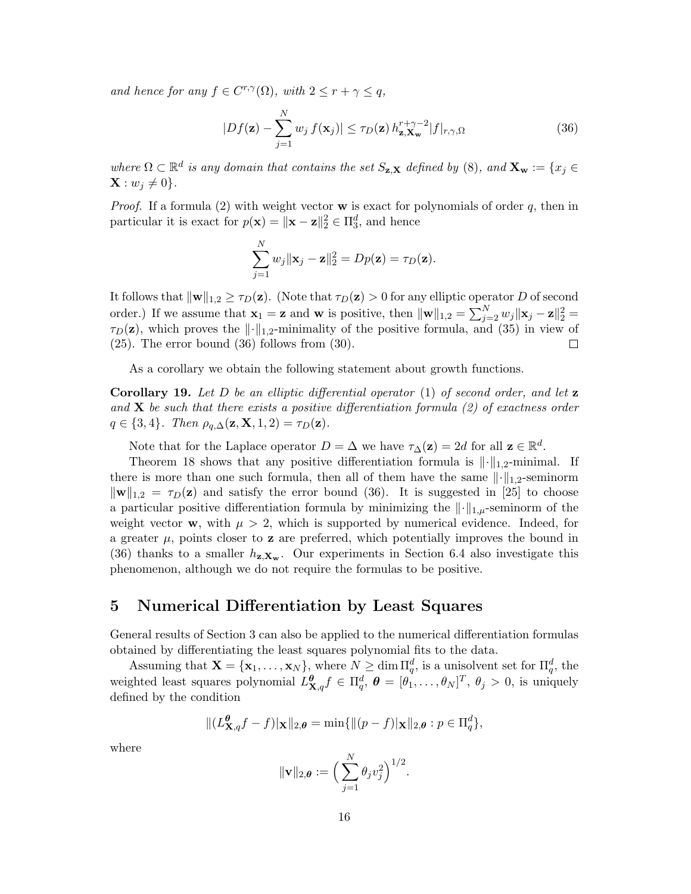*and hence for any* $f \in C^{r,\gamma}(\Omega)$, *with* $2 \le r + \gamma \le q$,

$$|Df(\mathbf{z}) - \sum_{j=1}^{N} w_j\, f(\mathbf{x}_j)| \le \tau_D(\mathbf{z})\, h_{\mathbf{z},\mathbf{X_w}}^{r+\gamma-2} |f|_{r,\gamma,\Omega} \tag{36}$$

*where* $\Omega \subset \mathbb{R}^d$ *is any domain that contains the set* $S_{\mathbf{z},\mathbf{X}}$ *defined by (8), and* $\mathbf{X_w} := \{x_j \in \mathbf{X} : w_j \neq 0\}$.

*Proof.* If a formula (2) with weight vector $\mathbf{w}$ is exact for polynomials of order $q$, then in particular it is exact for $p(\mathbf{x}) = \|\mathbf{x} - \mathbf{z}\|_2^2 \in \Pi_3^d$, and hence

$$\sum_{j=1}^{N} w_j \|\mathbf{x}_j - \mathbf{z}\|_2^2 = Dp(\mathbf{z}) = \tau_D(\mathbf{z}).$$

It follows that $\|\mathbf{w}\|_{1,2} \ge \tau_D(\mathbf{z})$. (Note that $\tau_D(\mathbf{z}) > 0$ for any elliptic operator $D$ of second order.) If we assume that $\mathbf{x}_1 = \mathbf{z}$ and $\mathbf{w}$ is positive, then $\|\mathbf{w}\|_{1,2} = \sum_{j=2}^{N} w_j \|\mathbf{x}_j - \mathbf{z}\|_2^2 = \tau_D(\mathbf{z})$, which proves the $\|\cdot\|_{1,2}$-minimality of the positive formula, and (35) in view of (25). The error bound (36) follows from (30). ☐

As a corollary we obtain the following statement about growth functions.

**Corollary 19.** *Let $D$ be an elliptic differential operator (1) of second order, and let $\mathbf{z}$ and $\mathbf{X}$ be such that there exists a positive differentiation formula (2) of exactness order $q \in \{3, 4\}$. Then $\rho_{q,\Delta}(\mathbf{z}, \mathbf{X}, 1, 2) = \tau_D(\mathbf{z})$.*

Note that for the Laplace operator $D = \Delta$ we have $\tau_\Delta(\mathbf{z}) = 2d$ for all $\mathbf{z} \in \mathbb{R}^d$.

Theorem 18 shows that any positive differentiation formula is $\|\cdot\|_{1,2}$-minimal. If there is more than one such formula, then all of them have the same $\|\cdot\|_{1,2}$-seminorm $\|\mathbf{w}\|_{1,2} = \tau_D(\mathbf{z})$ and satisfy the error bound (36). It is suggested in [25] to choose a particular positive differentiation formula by minimizing the $\|\cdot\|_{1,\mu}$-seminorm of the weight vector $\mathbf{w}$, with $\mu > 2$, which is supported by numerical evidence. Indeed, for a greater $\mu$, points closer to $\mathbf{z}$ are preferred, which potentially improves the bound in (36) thanks to a smaller $h_{\mathbf{z},\mathbf{X_w}}$. Our experiments in Section 6.4 also investigate this phenomenon, although we do not require the formulas to be positive.

## 5 Numerical Differentiation by Least Squares

General results of Section 3 can also be applied to the numerical differentiation formulas obtained by differentiating the least squares polynomial fits to the data.

Assuming that $\mathbf{X} = \{\mathbf{x}_1, \dots, \mathbf{x}_N\}$, where $N \ge \dim \Pi_q^d$, is a unisolvent set for $\Pi_q^d$, the weighted least squares polynomial $L_{\mathbf{X},q}^{\boldsymbol{\theta}} f \in \Pi_q^d$, $\boldsymbol{\theta} = [\theta_1, \dots, \theta_N]^T$, $\theta_j > 0$, is uniquely defined by the condition

$$\|(L_{\mathbf{X},q}^{\boldsymbol{\theta}} f - f)|_{\mathbf{X}}\|_{2,\boldsymbol{\theta}} = \min\{\|(p - f)|_{\mathbf{X}}\|_{2,\boldsymbol{\theta}} : p \in \Pi_q^d\},$$

where

$$\|\mathbf{v}\|_{2,\boldsymbol{\theta}} := \Big( \sum_{j=1}^{N} \theta_j v_j^2 \Big)^{1/2}.$$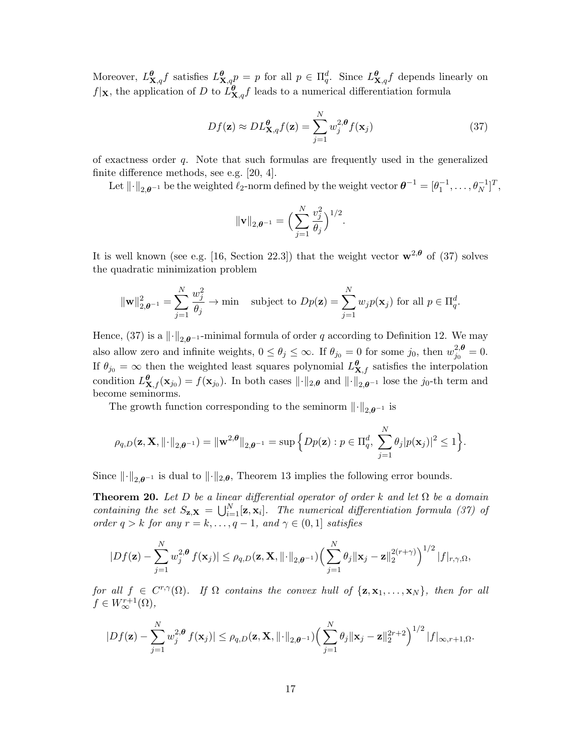Moreover, $L^{\boldsymbol{\theta}}_{\mathbf{X},q}f$ satisfies $L^{\boldsymbol{\theta}}_{\mathbf{X},q}p = p$ for all $p \in \Pi^d_q$. Since $L^{\boldsymbol{\theta}}_{\mathbf{X},q}f$ depends linearly on $f|_{\mathbf{X}}$, the application of $D$ to $L^{\boldsymbol{\theta}}_{\mathbf{X},q}f$ leads to a numerical differentiation formula

$$Df(\mathbf{z}) \approx DL^{\boldsymbol{\theta}}_{\mathbf{X},q}f(\mathbf{z}) = \sum_{j=1}^{N} w_j^{2,\boldsymbol{\theta}} f(\mathbf{x}_j) \tag{37}$$

of exactness order $q$. Note that such formulas are frequently used in the generalized finite difference methods, see e.g. [20, 4].

Let $\|\cdot\|_{2,\boldsymbol{\theta}^{-1}}$ be the weighted $\ell_2$-norm defined by the weight vector $\boldsymbol{\theta}^{-1} = [\theta_1^{-1}, \dots, \theta_N^{-1}]^T$,

$$\|\mathbf{v}\|_{2,\boldsymbol{\theta}^{-1}} = \Big(\sum_{j=1}^{N} \frac{v_j^2}{\theta_j}\Big)^{1/2}.$$

It is well known (see e.g. [16, Section 22.3]) that the weight vector $\mathbf{w}^{2,\boldsymbol{\theta}}$ of (37) solves the quadratic minimization problem

$$\|\mathbf{w}\|^2_{2,\boldsymbol{\theta}^{-1}} = \sum_{j=1}^{N} \frac{w_j^2}{\theta_j} \to \min \quad \text{subject to } Dp(\mathbf{z}) = \sum_{j=1}^{N} w_j p(\mathbf{x}_j) \text{ for all } p \in \Pi^d_q.$$

Hence, (37) is a $\|\cdot\|_{2,\boldsymbol{\theta}^{-1}}$-minimal formula of order $q$ according to Definition 12. We may also allow zero and infinite weights, $0 \le \theta_j \le \infty$. If $\theta_{j_0} = 0$ for some $j_0$, then $w^{2,\boldsymbol{\theta}}_{j_0} = 0$. If $\theta_{j_0} = \infty$ then the weighted least squares polynomial $L^{\boldsymbol{\theta}}_{\mathbf{X},f}$ satisfies the interpolation condition $L^{\boldsymbol{\theta}}_{\mathbf{X},f}(\mathbf{x}_{j_0}) = f(\mathbf{x}_{j_0})$. In both cases $\|\cdot\|_{2,\boldsymbol{\theta}}$ and $\|\cdot\|_{2,\boldsymbol{\theta}^{-1}}$ lose the $j_0$-th term and become seminorms.

The growth function corresponding to the seminorm $\|\cdot\|_{2,\boldsymbol{\theta}^{-1}}$ is

$$\rho_{q,D}(\mathbf{z}, \mathbf{X}, \|\cdot\|_{2,\boldsymbol{\theta}^{-1}}) = \|\mathbf{w}^{2,\boldsymbol{\theta}}\|_{2,\boldsymbol{\theta}^{-1}} = \sup\Big\{Dp(\mathbf{z}) : p \in \Pi^d_q,\ \sum_{j=1}^{N} \theta_j |p(\mathbf{x}_j)|^2 \le 1\Big\}.$$

Since $\|\cdot\|_{2,\boldsymbol{\theta}^{-1}}$ is dual to $\|\cdot\|_{2,\boldsymbol{\theta}}$, Theorem 13 implies the following error bounds.

**Theorem 20.** *Let $D$ be a linear differential operator of order $k$ and let $\Omega$ be a domain containing the set $S_{\mathbf{z},\mathbf{X}} = \bigcup_{i=1}^{N} [\mathbf{z}, \mathbf{x}_i]$. The numerical differentiation formula (37) of order $q > k$ for any $r = k, \dots, q-1$, and $\gamma \in (0, 1]$ satisfies*

$$|Df(\mathbf{z}) - \sum_{j=1}^{N} w_j^{2,\boldsymbol{\theta}} f(\mathbf{x}_j)| \le \rho_{q,D}(\mathbf{z}, \mathbf{X}, \|\cdot\|_{2,\boldsymbol{\theta}^{-1}}) \Big(\sum_{j=1}^{N} \theta_j \|\mathbf{x}_j - \mathbf{z}\|_2^{2(r+\gamma)}\Big)^{1/2} |f|_{r,\gamma,\Omega},$$

*for all $f \in C^{r,\gamma}(\Omega)$. If $\Omega$ contains the convex hull of $\{\mathbf{z}, \mathbf{x}_1, \dots, \mathbf{x}_N\}$, then for all $f \in W^{r+1}_\infty(\Omega)$,*

$$|Df(\mathbf{z}) - \sum_{j=1}^{N} w_j^{2,\boldsymbol{\theta}} f(\mathbf{x}_j)| \le \rho_{q,D}(\mathbf{z}, \mathbf{X}, \|\cdot\|_{2,\boldsymbol{\theta}^{-1}}) \Big(\sum_{j=1}^{N} \theta_j \|\mathbf{x}_j - \mathbf{z}\|_2^{2r+2}\Big)^{1/2} |f|_{\infty,r+1,\Omega}.$$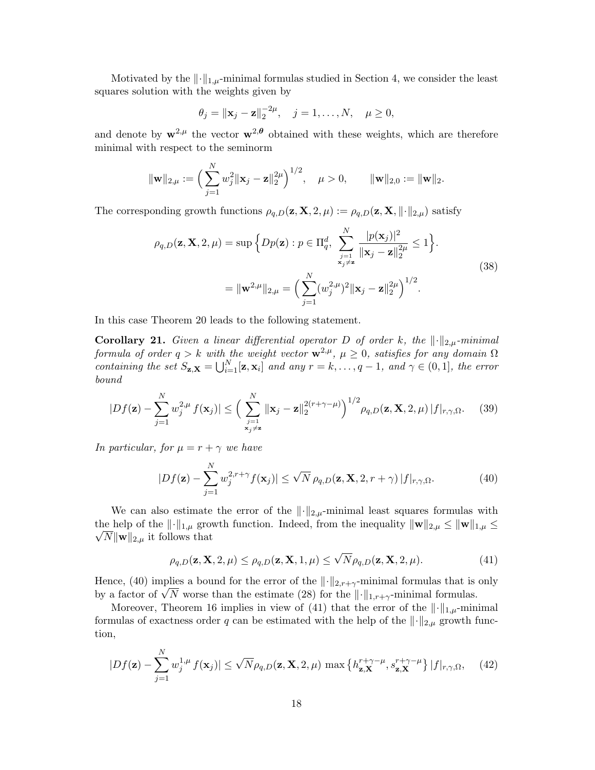Motivated by the $\|\cdot\|_{1,\mu}$-minimal formulas studied in Section 4, we consider the least squares solution with the weights given by

$$\theta_j = \|\mathbf{x}_j - \mathbf{z}\|_2^{-2\mu}, \quad j = 1, \dots, N, \quad \mu \geq 0,$$

and denote by $\mathbf{w}^{2,\mu}$ the vector $\mathbf{w}^{2,\boldsymbol{\theta}}$ obtained with these weights, which are therefore minimal with respect to the seminorm

$$\|\mathbf{w}\|_{2,\mu} := \Big( \sum_{j=1}^{N} w_j^2 \|\mathbf{x}_j - \mathbf{z}\|_2^{2\mu} \Big)^{1/2}, \quad \mu > 0, \qquad \|\mathbf{w}\|_{2,0} := \|\mathbf{w}\|_2.$$

The corresponding growth functions $\rho_{q,D}(\mathbf{z}, \mathbf{X}, 2, \mu) := \rho_{q,D}(\mathbf{z}, \mathbf{X}, \|\cdot\|_{2,\mu})$ satisfy

$$\begin{aligned} \rho_{q,D}(\mathbf{z}, \mathbf{X}, 2, \mu) &= \sup \Big\{ Dp(\mathbf{z}) : p \in \Pi_q^d, \ \sum_{\substack{j=1 \\ \mathbf{x}_j \neq \mathbf{z}}}^{N} \frac{|p(\mathbf{x}_j)|^2}{\|\mathbf{x}_j - \mathbf{z}\|_2^{2\mu}} \leq 1 \Big\}. \\ &= \|\mathbf{w}^{2,\mu}\|_{2,\mu} = \Big( \sum_{j=1}^{N} (w_j^{2,\mu})^2 \|\mathbf{x}_j - \mathbf{z}\|_2^{2\mu} \Big)^{1/2}. \end{aligned} \tag{38}$$

In this case Theorem 20 leads to the following statement.

**Corollary 21.** *Given a linear differential operator $D$ of order $k$, the $\|\cdot\|_{2,\mu}$-minimal formula of order $q > k$ with the weight vector $\mathbf{w}^{2,\mu}$, $\mu \geq 0$, satisfies for any domain $\Omega$ containing the set $S_{\mathbf{z},\mathbf{X}} = \bigcup_{i=1}^{N} [\mathbf{z}, \mathbf{x}_i]$ and any $r = k, \dots, q-1$, and $\gamma \in (0, 1]$, the error bound*

$$|Df(\mathbf{z}) - \sum_{j=1}^{N} w_j^{2,\mu} f(\mathbf{x}_j)| \leq \Big( \sum_{\substack{j=1 \\ \mathbf{x}_j \neq \mathbf{z}}}^{N} \|\mathbf{x}_j - \mathbf{z}\|_2^{2(r+\gamma-\mu)} \Big)^{1/2} \rho_{q,D}(\mathbf{z}, \mathbf{X}, 2, \mu) \, |f|_{r,\gamma,\Omega}. \tag{39}$$

*In particular, for $\mu = r + \gamma$ we have*

$$|Df(\mathbf{z}) - \sum_{j=1}^{N} w_j^{2,r+\gamma} f(\mathbf{x}_j)| \leq \sqrt{N} \, \rho_{q,D}(\mathbf{z}, \mathbf{X}, 2, r + \gamma) \, |f|_{r,\gamma,\Omega}. \tag{40}$$

We can also estimate the error of the $\|\cdot\|_{2,\mu}$-minimal least squares formulas with the help of the $\|\cdot\|_{1,\mu}$ growth function. Indeed, from the inequality $\|\mathbf{w}\|_{2,\mu} \leq \|\mathbf{w}\|_{1,\mu} \leq \sqrt{N} \|\mathbf{w}\|_{2,\mu}$ it follows that

$$\rho_{q,D}(\mathbf{z}, \mathbf{X}, 2, \mu) \leq \rho_{q,D}(\mathbf{z}, \mathbf{X}, 1, \mu) \leq \sqrt{N} \rho_{q,D}(\mathbf{z}, \mathbf{X}, 2, \mu). \tag{41}$$

Hence, (40) implies a bound for the error of the $\|\cdot\|_{2,r+\gamma}$-minimal formulas that is only by a factor of $\sqrt{N}$ worse than the estimate (28) for the $\|\cdot\|_{1,r+\gamma}$-minimal formulas.

Moreover, Theorem 16 implies in view of (41) that the error of the $\|\cdot\|_{1,\mu}$-minimal formulas of exactness order $q$ can be estimated with the help of the $\|\cdot\|_{2,\mu}$ growth function,

$$|Df(\mathbf{z}) - \sum_{j=1}^{N} w_j^{1,\mu} f(\mathbf{x}_j)| \leq \sqrt{N} \rho_{q,D}(\mathbf{z}, \mathbf{X}, 2, \mu) \max \big\{ h_{\mathbf{z},\mathbf{X}}^{r+\gamma-\mu}, s_{\mathbf{z},\mathbf{X}}^{r+\gamma-\mu} \big\} \, |f|_{r,\gamma,\Omega}, \tag{42}$$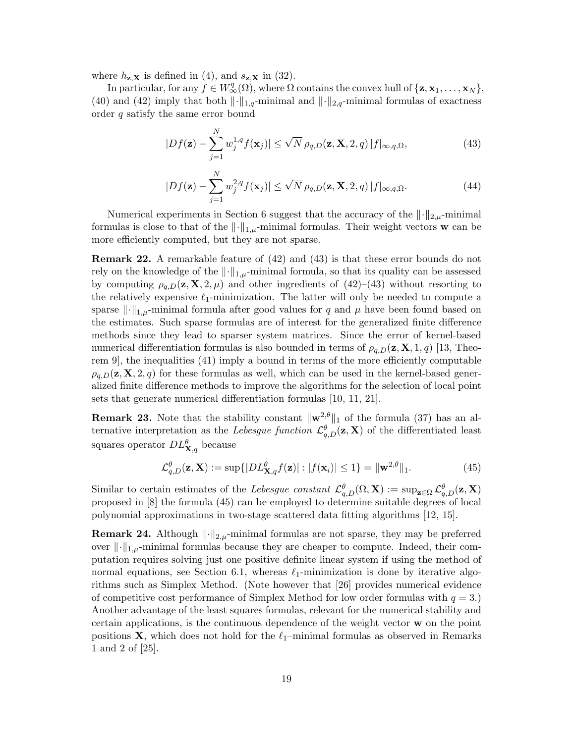where $h_{\mathbf{z},\mathbf{X}}$ is defined in (4), and $s_{\mathbf{z},\mathbf{X}}$ in (32).

In particular, for any $f \in W^q_\infty(\Omega)$, where $\Omega$ contains the convex hull of $\{\mathbf{z}, \mathbf{x}_1, \dots, \mathbf{x}_N\}$, (40) and (42) imply that both $\|\cdot\|_{1,q}$-minimal and $\|\cdot\|_{2,q}$-minimal formulas of exactness order $q$ satisfy the same error bound

$$|Df(\mathbf{z}) - \sum_{j=1}^{N} w_j^{1,q} f(\mathbf{x}_j)| \leq \sqrt{N}\, \rho_{q,D}(\mathbf{z}, \mathbf{X}, 2, q)\, |f|_{\infty,q,\Omega}, \tag{43}$$

$$|Df(\mathbf{z}) - \sum_{j=1}^{N} w_j^{2,q} f(\mathbf{x}_j)| \leq \sqrt{N}\, \rho_{q,D}(\mathbf{z}, \mathbf{X}, 2, q)\, |f|_{\infty,q,\Omega}. \tag{44}$$

Numerical experiments in Section 6 suggest that the accuracy of the $\|\cdot\|_{2,\mu}$-minimal formulas is close to that of the $\|\cdot\|_{1,\mu}$-minimal formulas. Their weight vectors $\mathbf{w}$ can be more efficiently computed, but they are not sparse.

**Remark 22.** A remarkable feature of (42) and (43) is that these error bounds do not rely on the knowledge of the $\|\cdot\|_{1,\mu}$-minimal formula, so that its quality can be assessed by computing $\rho_{q,D}(\mathbf{z}, \mathbf{X}, 2, \mu)$ and other ingredients of (42)–(43) without resorting to the relatively expensive $\ell_1$-minimization. The latter will only be needed to compute a sparse $\|\cdot\|_{1,\mu}$-minimal formula after good values for $q$ and $\mu$ have been found based on the estimates. Such sparse formulas are of interest for the generalized finite difference methods since they lead to sparser system matrices. Since the error of kernel-based numerical differentiation formulas is also bounded in terms of $\rho_{q,D}(\mathbf{z}, \mathbf{X}, 1, q)$ [13, Theorem 9], the inequalities (41) imply a bound in terms of the more efficiently computable $\rho_{q,D}(\mathbf{z}, \mathbf{X}, 2, q)$ for these formulas as well, which can be used in the kernel-based generalized finite difference methods to improve the algorithms for the selection of local point sets that generate numerical differentiation formulas [10, 11, 21].

**Remark 23.** Note that the stability constant $\|\mathbf{w}^{2,\theta}\|_1$ of the formula (37) has an alternative interpretation as the *Lebesgue function* $\mathcal{L}^{\theta}_{q,D}(\mathbf{z}, \mathbf{X})$ of the differentiated least squares operator $DL^{\theta}_{\mathbf{X},q}$ because

$$\mathcal{L}^{\theta}_{q,D}(\mathbf{z}, \mathbf{X}) := \sup\{|DL^{\theta}_{\mathbf{X},q} f(\mathbf{z})| : |f(\mathbf{x}_i)| \leq 1\} = \|\mathbf{w}^{2,\theta}\|_1. \tag{45}$$

Similar to certain estimates of the *Lebesgue constant* $\mathcal{L}^{\theta}_{q,D}(\Omega, \mathbf{X}) := \sup_{\mathbf{z}\in\Omega} \mathcal{L}^{\theta}_{q,D}(\mathbf{z}, \mathbf{X})$ proposed in [8] the formula (45) can be employed to determine suitable degrees of local polynomial approximations in two-stage scattered data fitting algorithms [12, 15].

**Remark 24.** Although $\|\cdot\|_{2,\mu}$-minimal formulas are not sparse, they may be preferred over $\|\cdot\|_{1,\mu}$-minimal formulas because they are cheaper to compute. Indeed, their computation requires solving just one positive definite linear system if using the method of normal equations, see Section 6.1, whereas $\ell_1$-minimization is done by iterative algorithms such as Simplex Method. (Note however that [26] provides numerical evidence of competitive cost performance of Simplex Method for low order formulas with $q = 3$.) Another advantage of the least squares formulas, relevant for the numerical stability and certain applications, is the continuous dependence of the weight vector $\mathbf{w}$ on the point positions $\mathbf{X}$, which does not hold for the $\ell_1$–minimal formulas as observed in Remarks 1 and 2 of [25].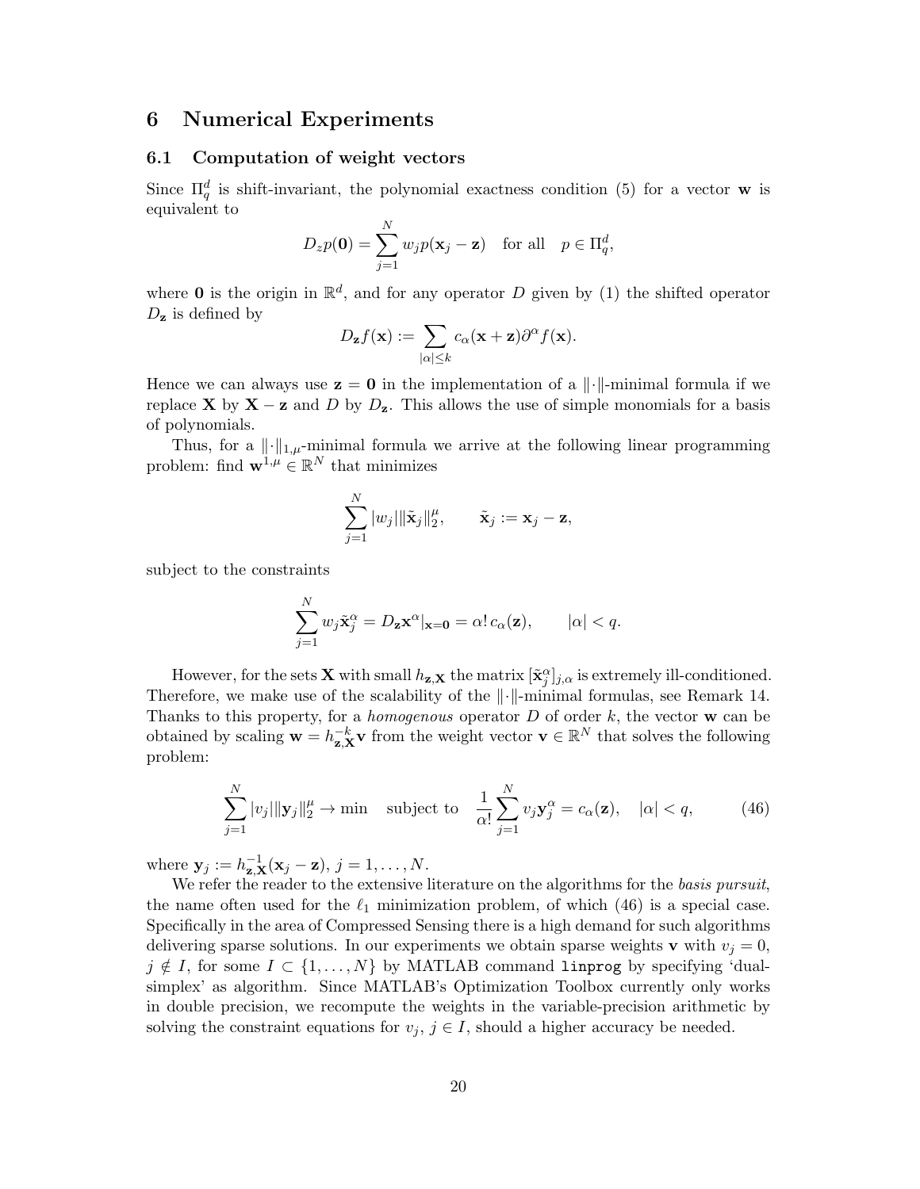# 6 Numerical Experiments

## 6.1 Computation of weight vectors

Since $\Pi_q^d$ is shift-invariant, the polynomial exactness condition (5) for a vector $\mathbf{w}$ is equivalent to

$$D_z p(\mathbf{0}) = \sum_{j=1}^{N} w_j p(\mathbf{x}_j - \mathbf{z}) \quad \text{for all} \quad p \in \Pi_q^d,$$

where $\mathbf{0}$ is the origin in $\mathbb{R}^d$, and for any operator $D$ given by (1) the shifted operator $D_\mathbf{z}$ is defined by

$$D_\mathbf{z} f(\mathbf{x}) := \sum_{|\alpha| \le k} c_\alpha(\mathbf{x} + \mathbf{z}) \partial^\alpha f(\mathbf{x}).$$

Hence we can always use $\mathbf{z} = \mathbf{0}$ in the implementation of a $\|\cdot\|$-minimal formula if we replace $\mathbf{X}$ by $\mathbf{X} - \mathbf{z}$ and $D$ by $D_\mathbf{z}$. This allows the use of simple monomials for a basis of polynomials.

Thus, for a $\|\cdot\|_{1,\mu}$-minimal formula we arrive at the following linear programming problem: find $\mathbf{w}^{1,\mu} \in \mathbb{R}^N$ that minimizes

$$\sum_{j=1}^{N} |w_j| \|\tilde{\mathbf{x}}_j\|_2^\mu, \qquad \tilde{\mathbf{x}}_j := \mathbf{x}_j - \mathbf{z},$$

subject to the constraints

$$\sum_{j=1}^{N} w_j \tilde{\mathbf{x}}_j^\alpha = D_\mathbf{z} \mathbf{x}^\alpha |_{\mathbf{x}=\mathbf{0}} = \alpha!\, c_\alpha(\mathbf{z}), \qquad |\alpha| < q.$$

However, for the sets $\mathbf{X}$ with small $h_{\mathbf{z},\mathbf{X}}$ the matrix $[\tilde{\mathbf{x}}_j^\alpha]_{j,\alpha}$ is extremely ill-conditioned. Therefore, we make use of the scalability of the $\|\cdot\|$-minimal formulas, see Remark 14. Thanks to this property, for a *homogenous* operator $D$ of order $k$, the vector $\mathbf{w}$ can be obtained by scaling $\mathbf{w} = h_{\mathbf{z},\mathbf{X}}^{-k} \mathbf{v}$ from the weight vector $\mathbf{v} \in \mathbb{R}^N$ that solves the following problem:

$$\sum_{j=1}^{N} |v_j| \|\mathbf{y}_j\|_2^\mu \to \min \quad \text{subject to} \quad \frac{1}{\alpha!} \sum_{j=1}^{N} v_j \mathbf{y}_j^\alpha = c_\alpha(\mathbf{z}), \quad |\alpha| < q, \tag{46}$$

where $\mathbf{y}_j := h_{\mathbf{z},\mathbf{X}}^{-1}(\mathbf{x}_j - \mathbf{z})$, $j = 1, \ldots, N$.

We refer the reader to the extensive literature on the algorithms for the *basis pursuit*, the name often used for the $\ell_1$ minimization problem, of which (46) is a special case. Specifically in the area of Compressed Sensing there is a high demand for such algorithms delivering sparse solutions. In our experiments we obtain sparse weights $\mathbf{v}$ with $v_j = 0$, $j \notin I$, for some $I \subset \{1, \ldots, N\}$ by MATLAB command `linprog` by specifying 'dual-simplex' as algorithm. Since MATLAB's Optimization Toolbox currently only works in double precision, we recompute the weights in the variable-precision arithmetic by solving the constraint equations for $v_j$, $j \in I$, should a higher accuracy be needed.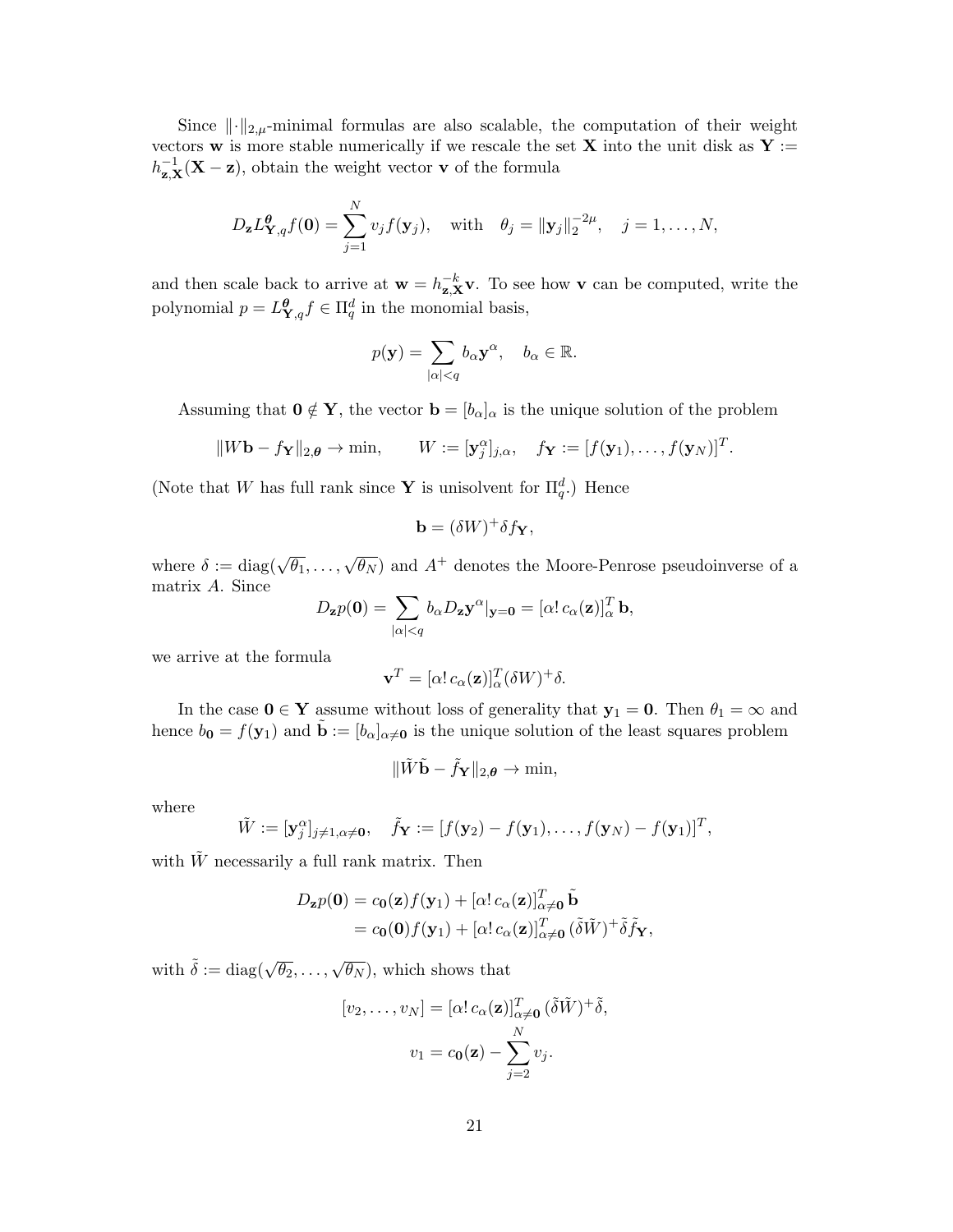Since $\|\cdot\|_{2,\mu}$-minimal formulas are also scalable, the computation of their weight vectors $\mathbf{w}$ is more stable numerically if we rescale the set $\mathbf{X}$ into the unit disk as $\mathbf{Y} := h_{\mathbf{z},\mathbf{X}}^{-1}(\mathbf{X} - \mathbf{z})$, obtain the weight vector $\mathbf{v}$ of the formula

$$D_{\mathbf{z}} L^{\boldsymbol{\theta}}_{\mathbf{Y},q} f(\mathbf{0}) = \sum_{j=1}^{N} v_j f(\mathbf{y}_j), \quad \text{with} \quad \theta_j = \|\mathbf{y}_j\|_2^{-2\mu}, \quad j = 1, \ldots, N,$$

and then scale back to arrive at $\mathbf{w} = h_{\mathbf{z},\mathbf{X}}^{-k} \mathbf{v}$. To see how $\mathbf{v}$ can be computed, write the polynomial $p = L^{\boldsymbol{\theta}}_{\mathbf{Y},q} f \in \Pi_q^d$ in the monomial basis,

$$p(\mathbf{y}) = \sum_{|\alpha|<q} b_\alpha \mathbf{y}^\alpha, \quad b_\alpha \in \mathbb{R}.$$

Assuming that $\mathbf{0} \notin \mathbf{Y}$, the vector $\mathbf{b} = [b_\alpha]_\alpha$ is the unique solution of the problem

$$\|W\mathbf{b} - f_{\mathbf{Y}}\|_{2,\boldsymbol{\theta}} \to \min, \qquad W := [\mathbf{y}_j^\alpha]_{j,\alpha}, \quad f_{\mathbf{Y}} := [f(\mathbf{y}_1), \ldots, f(\mathbf{y}_N)]^T.$$

(Note that $W$ has full rank since $\mathbf{Y}$ is unisolvent for $\Pi_q^d$.) Hence

$$\mathbf{b} = (\delta W)^+ \delta f_{\mathbf{Y}},$$

where $\delta := \operatorname{diag}(\sqrt{\theta_1}, \ldots, \sqrt{\theta_N})$ and $A^+$ denotes the Moore-Penrose pseudoinverse of a matrix $A$. Since

$$D_{\mathbf{z}} p(\mathbf{0}) = \sum_{|\alpha|<q} b_\alpha D_{\mathbf{z}} \mathbf{y}^\alpha|_{\mathbf{y}=\mathbf{0}} = [\alpha!\, c_\alpha(\mathbf{z})]_\alpha^T \, \mathbf{b},$$

we arrive at the formula

$$\mathbf{v}^T = [\alpha!\, c_\alpha(\mathbf{z})]_\alpha^T (\delta W)^+ \delta.$$

In the case $\mathbf{0} \in \mathbf{Y}$ assume without loss of generality that $\mathbf{y}_1 = \mathbf{0}$. Then $\theta_1 = \infty$ and hence $b_{\mathbf{0}} = f(\mathbf{y}_1)$ and $\tilde{\mathbf{b}} := [b_\alpha]_{\alpha \neq \mathbf{0}}$ is the unique solution of the least squares problem

$$\|\tilde{W}\tilde{\mathbf{b}} - \tilde{f}_{\mathbf{Y}}\|_{2,\boldsymbol{\theta}} \to \min,$$

where

$$\tilde{W} := [\mathbf{y}_j^\alpha]_{j \neq 1, \alpha \neq \mathbf{0}}, \quad \tilde{f}_{\mathbf{Y}} := [f(\mathbf{y}_2) - f(\mathbf{y}_1), \ldots, f(\mathbf{y}_N) - f(\mathbf{y}_1)]^T,$$

with $\tilde{W}$ necessarily a full rank matrix. Then

$$\begin{aligned}
D_{\mathbf{z}} p(\mathbf{0}) &= c_{\mathbf{0}}(\mathbf{z}) f(\mathbf{y}_1) + [\alpha!\, c_\alpha(\mathbf{z})]_{\alpha \neq \mathbf{0}}^T \, \tilde{\mathbf{b}} \\
&= c_{\mathbf{0}}(\mathbf{0}) f(\mathbf{y}_1) + [\alpha!\, c_\alpha(\mathbf{z})]_{\alpha \neq \mathbf{0}}^T \, (\tilde{\delta}\tilde{W})^+ \tilde{\delta} \tilde{f}_{\mathbf{Y}},
\end{aligned}$$

with $\tilde{\delta} := \operatorname{diag}(\sqrt{\theta_2}, \ldots, \sqrt{\theta_N})$, which shows that

$$[v_2, \ldots, v_N] = [\alpha!\, c_\alpha(\mathbf{z})]_{\alpha \neq \mathbf{0}}^T \, (\tilde{\delta}\tilde{W})^+ \tilde{\delta},$$

$$v_1 = c_{\mathbf{0}}(\mathbf{z}) - \sum_{j=2}^{N} v_j.$$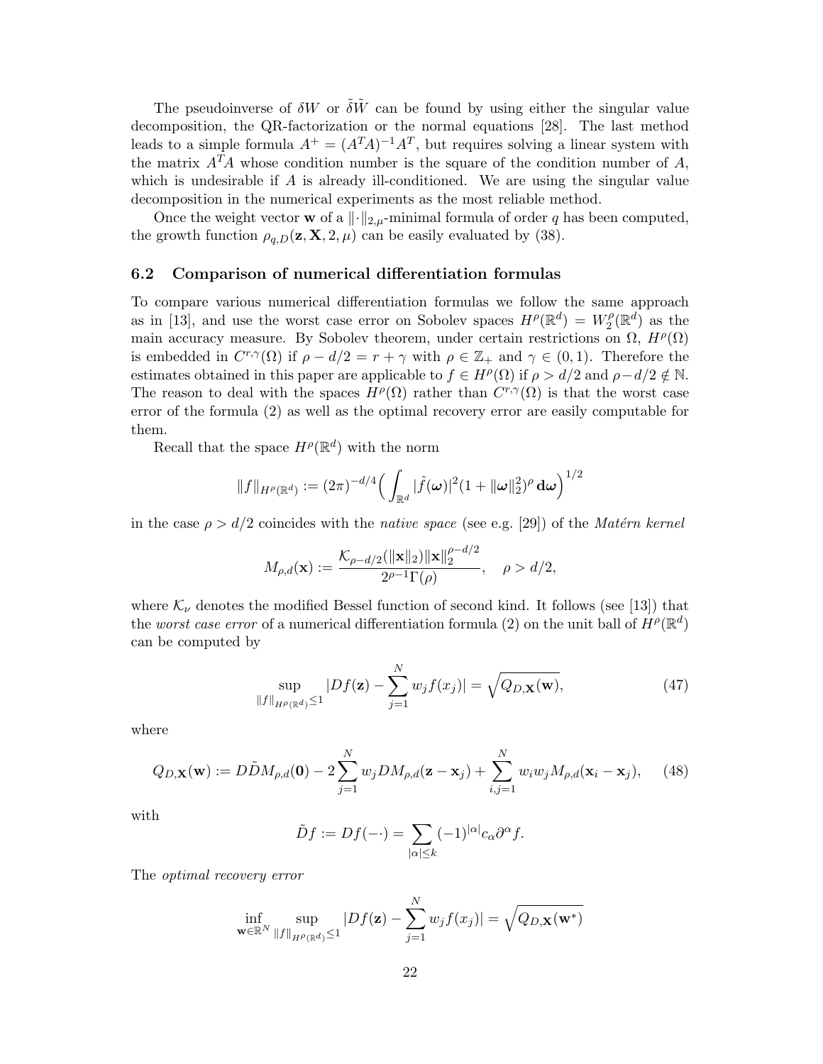The pseudoinverse of $\delta W$ or $\tilde{\delta}\tilde{W}$ can be found by using either the singular value decomposition, the QR-factorization or the normal equations [28]. The last method leads to a simple formula $A^+ = (A^TA)^{-1}A^T$, but requires solving a linear system with the matrix $A^TA$ whose condition number is the square of the condition number of $A$, which is undesirable if $A$ is already ill-conditioned. We are using the singular value decomposition in the numerical experiments as the most reliable method.

Once the weight vector $\mathbf{w}$ of a $\|\cdot\|_{2,\mu}$-minimal formula of order $q$ has been computed, the growth function $\rho_{q,D}(\mathbf{z}, \mathbf{X}, 2, \mu)$ can be easily evaluated by (38).

### 6.2 Comparison of numerical differentiation formulas

To compare various numerical differentiation formulas we follow the same approach as in [13], and use the worst case error on Sobolev spaces $H^\rho(\mathbb{R}^d) = W_2^\rho(\mathbb{R}^d)$ as the main accuracy measure. By Sobolev theorem, under certain restrictions on $\Omega$, $H^\rho(\Omega)$ is embedded in $C^{r,\gamma}(\Omega)$ if $\rho - d/2 = r + \gamma$ with $\rho \in \mathbb{Z}_+$ and $\gamma \in (0, 1)$. Therefore the estimates obtained in this paper are applicable to $f \in H^\rho(\Omega)$ if $\rho > d/2$ and $\rho - d/2 \notin \mathbb{N}$. The reason to deal with the spaces $H^\rho(\Omega)$ rather than $C^{r,\gamma}(\Omega)$ is that the worst case error of the formula (2) as well as the optimal recovery error are easily computable for them.

Recall that the space $H^\rho(\mathbb{R}^d)$ with the norm

$$\|f\|_{H^\rho(\mathbb{R}^d)} := (2\pi)^{-d/4}\Big(\int_{\mathbb{R}^d} |\hat{f}(\boldsymbol{\omega})|^2(1 + \|\boldsymbol{\omega}\|_2^2)^\rho \, \mathbf{d}\boldsymbol{\omega}\Big)^{1/2}$$

in the case $\rho > d/2$ coincides with the *native space* (see e.g. [29]) of the *Matérn kernel*

$$M_{\rho,d}(\mathbf{x}) := \frac{\mathcal{K}_{\rho-d/2}(\|\mathbf{x}\|_2)\|\mathbf{x}\|_2^{\rho-d/2}}{2^{\rho-1}\Gamma(\rho)}, \quad \rho > d/2,$$

where $\mathcal{K}_\nu$ denotes the modified Bessel function of second kind. It follows (see [13]) that the *worst case error* of a numerical differentiation formula (2) on the unit ball of $H^\rho(\mathbb{R}^d)$ can be computed by

$$\sup_{\|f\|_{H^\rho(\mathbb{R}^d)} \le 1} |Df(\mathbf{z}) - \sum_{j=1}^N w_j f(x_j)| = \sqrt{Q_{D,\mathbf{X}}(\mathbf{w})}, \tag{47}$$

where

$$Q_{D,\mathbf{X}}(\mathbf{w}) := D\tilde{D}M_{\rho,d}(\mathbf{0}) - 2\sum_{j=1}^N w_j DM_{\rho,d}(\mathbf{z} - \mathbf{x}_j) + \sum_{i,j=1}^N w_i w_j M_{\rho,d}(\mathbf{x}_i - \mathbf{x}_j), \tag{48}$$

with

$$\tilde{D}f := Df(-\cdot) = \sum_{|\alpha| \le k} (-1)^{|\alpha|} c_\alpha \partial^\alpha f.$$

The *optimal recovery error*

$$\inf_{\mathbf{w} \in \mathbb{R}^N} \sup_{\|f\|_{H^\rho(\mathbb{R}^d)} \le 1} |Df(\mathbf{z}) - \sum_{j=1}^N w_j f(x_j)| = \sqrt{Q_{D,\mathbf{X}}(\mathbf{w}^*)}$$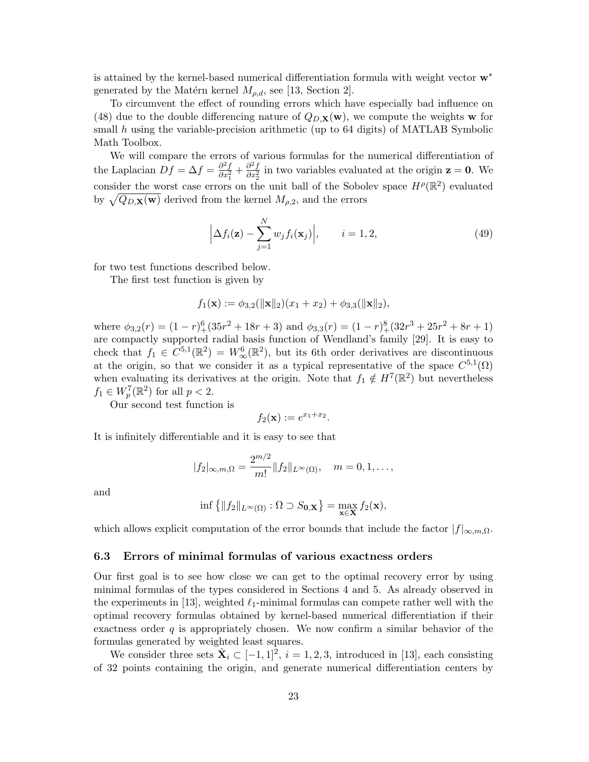is attained by the kernel-based numerical differentiation formula with weight vector $\mathbf{w}^*$ generated by the Matérn kernel $M_{\rho,d}$, see [13, Section 2].

To circumvent the effect of rounding errors which have especially bad influence on (48) due to the double differencing nature of $Q_{D,\mathbf{X}}(\mathbf{w})$, we compute the weights $\mathbf{w}$ for small $h$ using the variable-precision arithmetic (up to 64 digits) of MATLAB Symbolic Math Toolbox.

We will compare the errors of various formulas for the numerical differentiation of the Laplacian $Df = \Delta f = \frac{\partial^2 f}{\partial x_1^2} + \frac{\partial^2 f}{\partial x_2^2}$ in two variables evaluated at the origin $\mathbf{z} = \mathbf{0}$. We consider the worst case errors on the unit ball of the Sobolev space $H^\rho(\mathbb{R}^2)$ evaluated by $\sqrt{Q_{D,\mathbf{X}}(\mathbf{w})}$ derived from the kernel $M_{\rho,2}$, and the errors

$$\Big|\Delta f_i(\mathbf{z}) - \sum_{j=1}^{N} w_j f_i(\mathbf{x}_j)\Big|, \qquad i = 1, 2, \tag{49}$$

for two test functions described below.

The first test function is given by

$$f_1(\mathbf{x}) := \phi_{3,2}(\|\mathbf{x}\|_2)(x_1 + x_2) + \phi_{3,3}(\|\mathbf{x}\|_2),$$

where $\phi_{3,2}(r) = (1-r)_+^6(35r^2 + 18r + 3)$ and $\phi_{3,3}(r) = (1-r)_+^8(32r^3 + 25r^2 + 8r + 1)$ are compactly supported radial basis function of Wendland's family [29]. It is easy to check that $f_1 \in C^{5,1}(\mathbb{R}^2) = W_\infty^6(\mathbb{R}^2)$, but its 6th order derivatives are discontinuous at the origin, so that we consider it as a typical representative of the space $C^{5,1}(\Omega)$ when evaluating its derivatives at the origin. Note that $f_1 \notin H^7(\mathbb{R}^2)$ but nevertheless $f_1 \in W_p^7(\mathbb{R}^2)$ for all $p < 2$.

Our second test function is

$$f_2(\mathbf{x}) := e^{x_1 + x_2}.$$

It is infinitely differentiable and it is easy to see that

$$|f_2|_{\infty,m,\Omega} = \frac{2^{m/2}}{m!}\|f_2\|_{L^\infty(\Omega)}, \quad m = 0, 1, \dots,$$

and

$$\inf\left\{\|f_2\|_{L^\infty(\Omega)} : \Omega \supset S_{\mathbf{0},\mathbf{X}}\right\} = \max_{\mathbf{x}\in\mathbf{X}} f_2(\mathbf{x}),$$

which allows explicit computation of the error bounds that include the factor $|f|_{\infty,m,\Omega}$.

### 6.3 Errors of minimal formulas of various exactness orders

Our first goal is to see how close we can get to the optimal recovery error by using minimal formulas of the types considered in Sections 4 and 5. As already observed in the experiments in [13], weighted $\ell_1$-minimal formulas can compete rather well with the optimal recovery formulas obtained by kernel-based numerical differentiation if their exactness order $q$ is appropriately chosen. We now confirm a similar behavior of the formulas generated by weighted least squares.

We consider three sets $\hat{\mathbf{X}}_i \subset [-1, 1]^2$, $i = 1, 2, 3$, introduced in [13], each consisting of 32 points containing the origin, and generate numerical differentiation centers by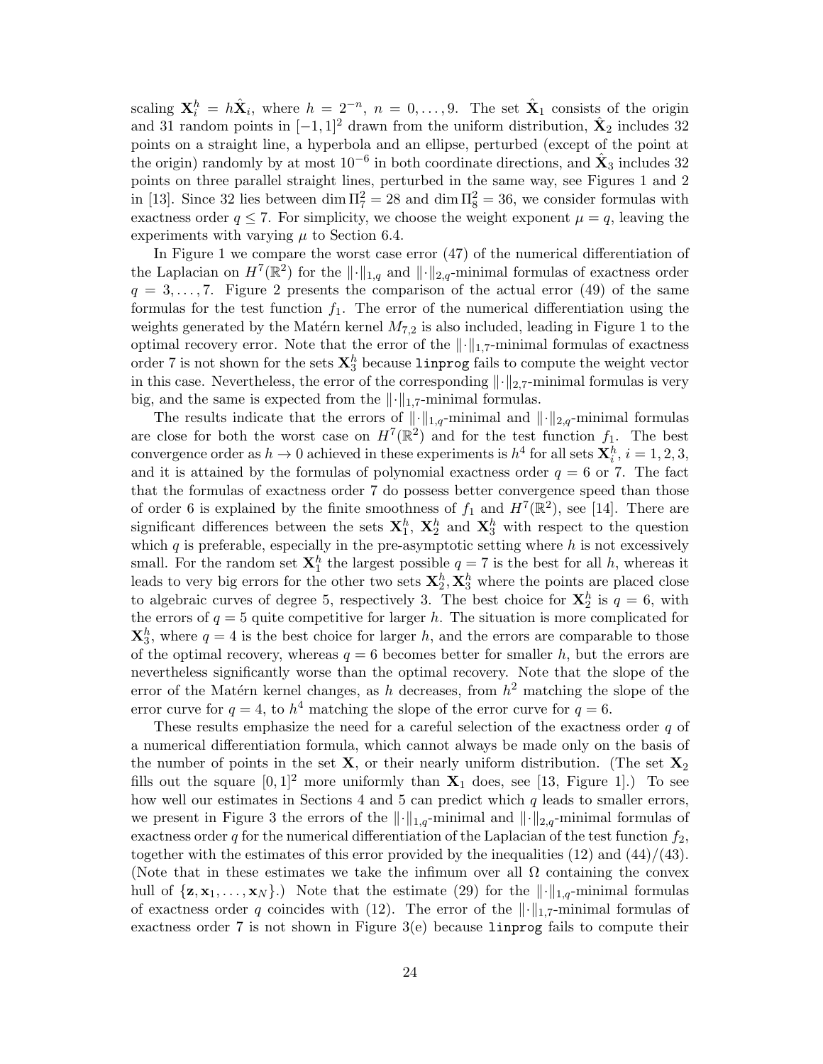scaling $\mathbf{X}_i^h = h\hat{\mathbf{X}}_i$, where $h = 2^{-n}$, $n = 0, \ldots, 9$. The set $\hat{\mathbf{X}}_1$ consists of the origin and 31 random points in $[-1, 1]^2$ drawn from the uniform distribution, $\hat{\mathbf{X}}_2$ includes 32 points on a straight line, a hyperbola and an ellipse, perturbed (except of the point at the origin) randomly by at most $10^{-6}$ in both coordinate directions, and $\hat{\mathbf{X}}_3$ includes 32 points on three parallel straight lines, perturbed in the same way, see Figures 1 and 2 in [13]. Since 32 lies between $\dim \Pi_7^2 = 28$ and $\dim \Pi_8^2 = 36$, we consider formulas with exactness order $q \leq 7$. For simplicity, we choose the weight exponent $\mu = q$, leaving the experiments with varying $\mu$ to Section 6.4.

In Figure 1 we compare the worst case error (47) of the numerical differentiation of the Laplacian on $H^7(\mathbb{R}^2)$ for the $\|\cdot\|_{1,q}$ and $\|\cdot\|_{2,q}$-minimal formulas of exactness order $q = 3, \ldots, 7$. Figure 2 presents the comparison of the actual error (49) of the same formulas for the test function $f_1$. The error of the numerical differentiation using the weights generated by the Matérn kernel $M_{7,2}$ is also included, leading in Figure 1 to the optimal recovery error. Note that the error of the $\|\cdot\|_{1,7}$-minimal formulas of exactness order 7 is not shown for the sets $\mathbf{X}_3^h$ because `linprog` fails to compute the weight vector in this case. Nevertheless, the error of the corresponding $\|\cdot\|_{2,7}$-minimal formulas is very big, and the same is expected from the $\|\cdot\|_{1,7}$-minimal formulas.

The results indicate that the errors of $\|\cdot\|_{1,q}$-minimal and $\|\cdot\|_{2,q}$-minimal formulas are close for both the worst case on $H^7(\mathbb{R}^2)$ and for the test function $f_1$. The best convergence order as $h \to 0$ achieved in these experiments is $h^4$ for all sets $\mathbf{X}_i^h$, $i = 1, 2, 3$, and it is attained by the formulas of polynomial exactness order $q = 6$ or 7. The fact that the formulas of exactness order 7 do possess better convergence speed than those of order 6 is explained by the finite smoothness of $f_1$ and $H^7(\mathbb{R}^2)$, see [14]. There are significant differences between the sets $\mathbf{X}_1^h$, $\mathbf{X}_2^h$ and $\mathbf{X}_3^h$ with respect to the question which $q$ is preferable, especially in the pre-asymptotic setting where $h$ is not excessively small. For the random set $\mathbf{X}_1^h$ the largest possible $q = 7$ is the best for all $h$, whereas it leads to very big errors for the other two sets $\mathbf{X}_2^h, \mathbf{X}_3^h$ where the points are placed close to algebraic curves of degree 5, respectively 3. The best choice for $\mathbf{X}_2^h$ is $q = 6$, with the errors of $q = 5$ quite competitive for larger $h$. The situation is more complicated for $\mathbf{X}_3^h$, where $q = 4$ is the best choice for larger $h$, and the errors are comparable to those of the optimal recovery, whereas $q = 6$ becomes better for smaller $h$, but the errors are nevertheless significantly worse than the optimal recovery. Note that the slope of the error of the Matérn kernel changes, as $h$ decreases, from $h^2$ matching the slope of the error curve for $q = 4$, to $h^4$ matching the slope of the error curve for $q = 6$.

These results emphasize the need for a careful selection of the exactness order $q$ of a numerical differentiation formula, which cannot always be made only on the basis of the number of points in the set $\mathbf{X}$, or their nearly uniform distribution. (The set $\mathbf{X}_2$ fills out the square $[0, 1]^2$ more uniformly than $\mathbf{X}_1$ does, see [13, Figure 1].) To see how well our estimates in Sections 4 and 5 can predict which $q$ leads to smaller errors, we present in Figure 3 the errors of the $\|\cdot\|_{1,q}$-minimal and $\|\cdot\|_{2,q}$-minimal formulas of exactness order $q$ for the numerical differentiation of the Laplacian of the test function $f_2$, together with the estimates of this error provided by the inequalities (12) and (44)/(43). (Note that in these estimates we take the infimum over all $\Omega$ containing the convex hull of $\{\mathbf{z}, \mathbf{x}_1, \ldots, \mathbf{x}_N\}$.) Note that the estimate (29) for the $\|\cdot\|_{1,q}$-minimal formulas of exactness order $q$ coincides with (12). The error of the $\|\cdot\|_{1,7}$-minimal formulas of exactness order 7 is not shown in Figure 3(e) because `linprog` fails to compute their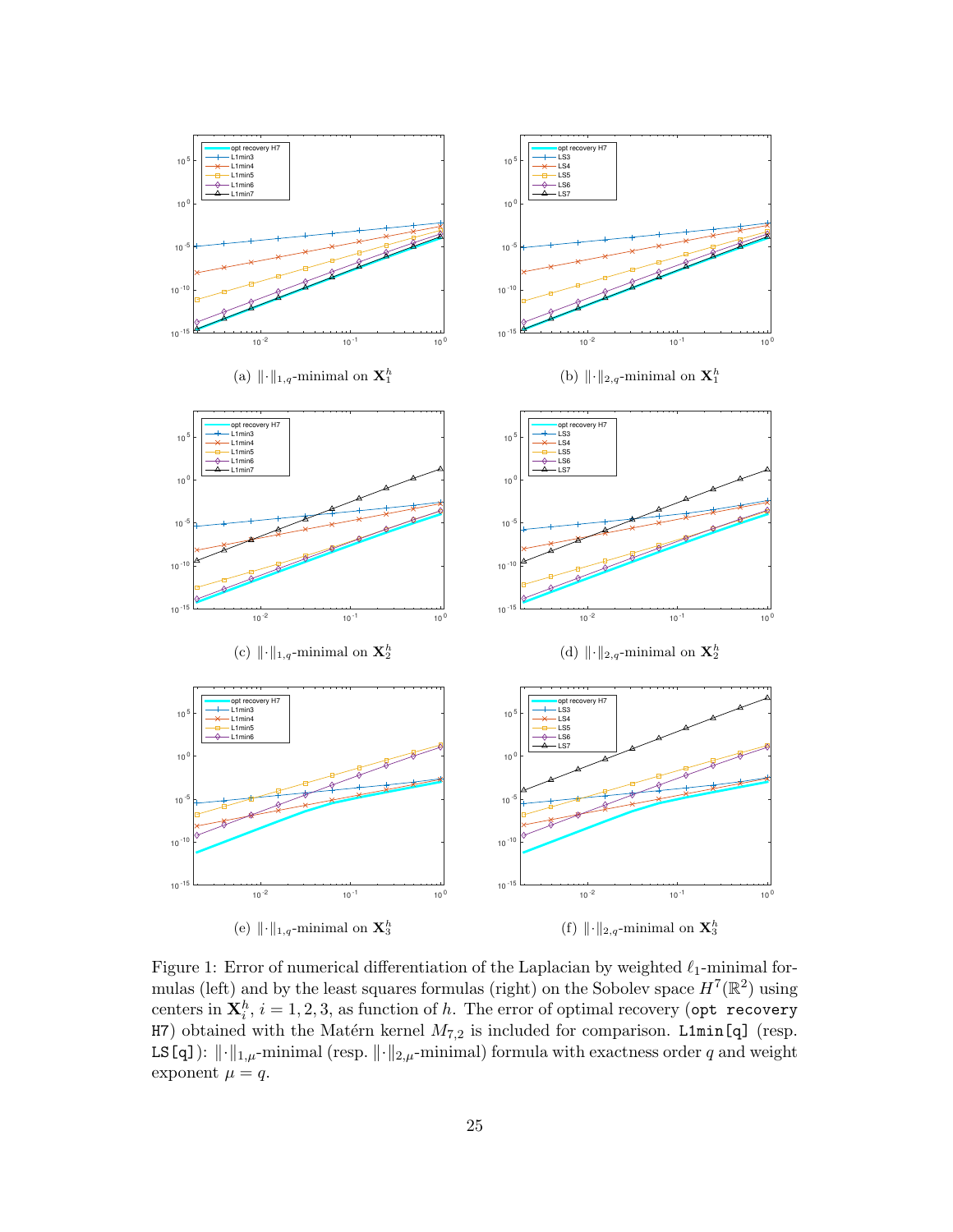(a) $\|\cdot\|_{1,q}$-minimal on $\mathbf{X}_1^h$

(b) $\|\cdot\|_{2,q}$-minimal on $\mathbf{X}_1^h$

(c) $\|\cdot\|_{1,q}$-minimal on $\mathbf{X}_2^h$

(d) $\|\cdot\|_{2,q}$-minimal on $\mathbf{X}_2^h$

(e) $\|\cdot\|_{1,q}$-minimal on $\mathbf{X}_3^h$

(f) $\|\cdot\|_{2,q}$-minimal on $\mathbf{X}_3^h$

Figure 1: Error of numerical differentiation of the Laplacian by weighted $\ell_1$-minimal formulas (left) and by the least squares formulas (right) on the Sobolev space $H^7(\mathbb{R}^2)$ using centers in $\mathbf{X}_i^h$, $i = 1, 2, 3$, as function of $h$. The error of optimal recovery (`opt recovery H7`) obtained with the Matérn kernel $M_{7,2}$ is included for comparison. `L1min[q]` (resp. `LS[q]`): $\|\cdot\|_{1,\mu}$-minimal (resp. $\|\cdot\|_{2,\mu}$-minimal) formula with exactness order $q$ and weight exponent $\mu = q$.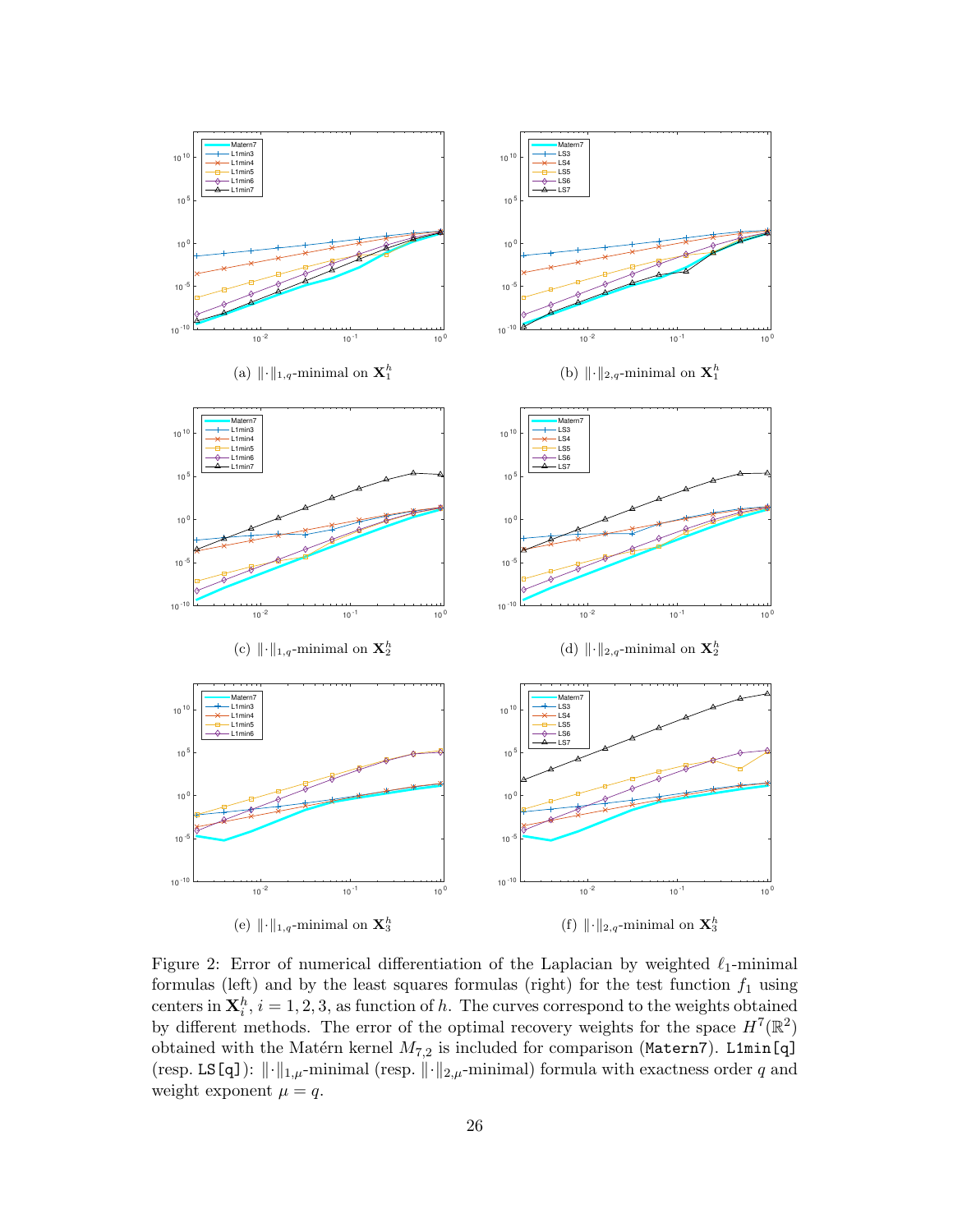(a) $\|\cdot\|_{1,q}$-minimal on $\mathbf{X}_1^h$

(b) $\|\cdot\|_{2,q}$-minimal on $\mathbf{X}_1^h$

(c) $\|\cdot\|_{1,q}$-minimal on $\mathbf{X}_2^h$

(d) $\|\cdot\|_{2,q}$-minimal on $\mathbf{X}_2^h$

(e) $\|\cdot\|_{1,q}$-minimal on $\mathbf{X}_3^h$

(f) $\|\cdot\|_{2,q}$-minimal on $\mathbf{X}_3^h$

Figure 2: Error of numerical differentiation of the Laplacian by weighted $\ell_1$-minimal formulas (left) and by the least squares formulas (right) for the test function $f_1$ using centers in $\mathbf{X}_i^h$, $i = 1, 2, 3$, as function of $h$. The curves correspond to the weights obtained by different methods. The error of the optimal recovery weights for the space $H^7(\mathbb{R}^2)$ obtained with the Matérn kernel $M_{7,2}$ is included for comparison (`Matern7`). `L1min[q]` (resp. `LS[q]`): $\|\cdot\|_{1,\mu}$-minimal (resp. $\|\cdot\|_{2,\mu}$-minimal) formula with exactness order $q$ and weight exponent $\mu = q$.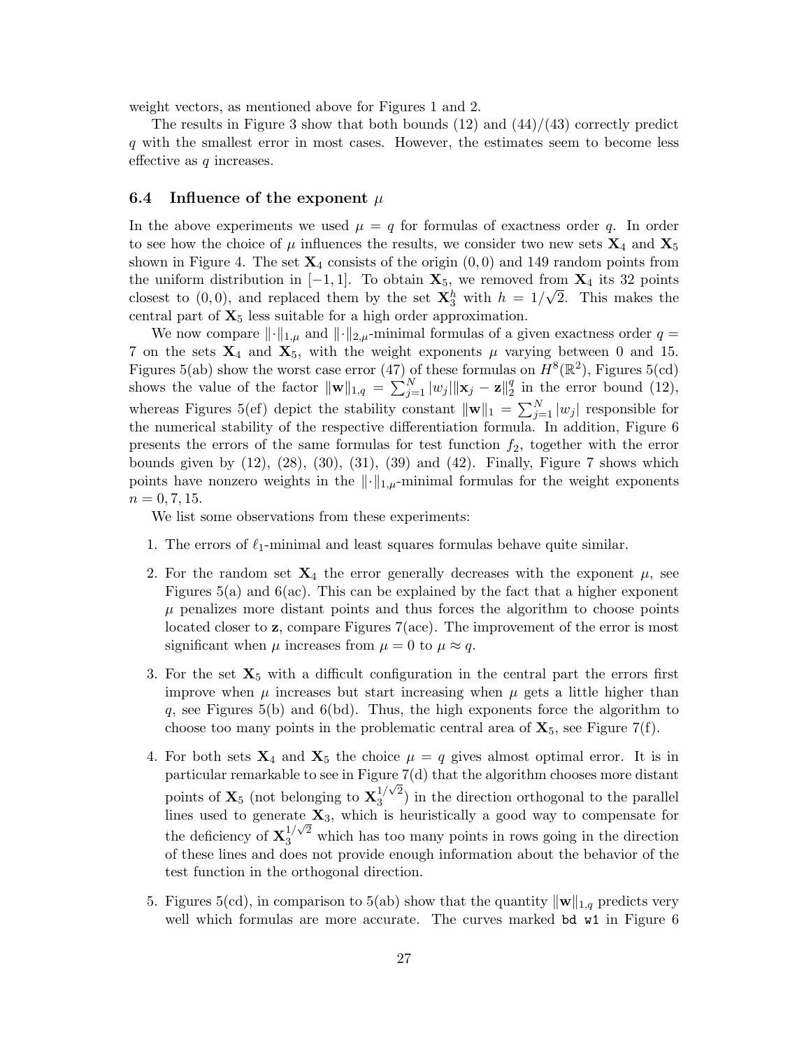weight vectors, as mentioned above for Figures 1 and 2.

The results in Figure 3 show that both bounds (12) and (44)/(43) correctly predict $q$ with the smallest error in most cases. However, the estimates seem to become less effective as $q$ increases.

### 6.4 Influence of the exponent $\mu$

In the above experiments we used $\mu = q$ for formulas of exactness order $q$. In order to see how the choice of $\mu$ influences the results, we consider two new sets $\mathbf{X}_4$ and $\mathbf{X}_5$ shown in Figure 4. The set $\mathbf{X}_4$ consists of the origin $(0,0)$ and 149 random points from the uniform distribution in $[-1,1]$. To obtain $\mathbf{X}_5$, we removed from $\mathbf{X}_4$ its 32 points closest to $(0,0)$, and replaced them by the set $\mathbf{X}_3^h$ with $h = 1/\sqrt{2}$. This makes the central part of $\mathbf{X}_5$ less suitable for a high order approximation.

We now compare $\|\cdot\|_{1,\mu}$ and $\|\cdot\|_{2,\mu}$-minimal formulas of a given exactness order $q = 7$ on the sets $\mathbf{X}_4$ and $\mathbf{X}_5$, with the weight exponents $\mu$ varying between 0 and 15. Figures 5(ab) show the worst case error (47) of these formulas on $H^8(\mathbb{R}^2)$, Figures 5(cd) shows the value of the factor $\|\mathbf{w}\|_{1,q} = \sum_{j=1}^N |w_j| \|\mathbf{x}_j - \mathbf{z}\|_2^q$ in the error bound (12), whereas Figures 5(ef) depict the stability constant $\|\mathbf{w}\|_1 = \sum_{j=1}^N |w_j|$ responsible for the numerical stability of the respective differentiation formula. In addition, Figure 6 presents the errors of the same formulas for test function $f_2$, together with the error bounds given by (12), (28), (30), (31), (39) and (42). Finally, Figure 7 shows which points have nonzero weights in the $\|\cdot\|_{1,\mu}$-minimal formulas for the weight exponents $n = 0, 7, 15$.

We list some observations from these experiments:

1. The errors of $\ell_1$-minimal and least squares formulas behave quite similar.

2. For the random set $\mathbf{X}_4$ the error generally decreases with the exponent $\mu$, see Figures 5(a) and 6(ac). This can be explained by the fact that a higher exponent $\mu$ penalizes more distant points and thus forces the algorithm to choose points located closer to $\mathbf{z}$, compare Figures 7(ace). The improvement of the error is most significant when $\mu$ increases from $\mu = 0$ to $\mu \approx q$.

3. For the set $\mathbf{X}_5$ with a difficult configuration in the central part the errors first improve when $\mu$ increases but start increasing when $\mu$ gets a little higher than $q$, see Figures 5(b) and 6(bd). Thus, the high exponents force the algorithm to choose too many points in the problematic central area of $\mathbf{X}_5$, see Figure 7(f).

4. For both sets $\mathbf{X}_4$ and $\mathbf{X}_5$ the choice $\mu = q$ gives almost optimal error. It is in particular remarkable to see in Figure 7(d) that the algorithm chooses more distant points of $\mathbf{X}_5$ (not belonging to $\mathbf{X}_3^{1/\sqrt{2}}$) in the direction orthogonal to the parallel lines used to generate $\mathbf{X}_3$, which is heuristically a good way to compensate for the deficiency of $\mathbf{X}_3^{1/\sqrt{2}}$ which has too many points in rows going in the direction of these lines and does not provide enough information about the behavior of the test function in the orthogonal direction.

5. Figures 5(cd), in comparison to 5(ab) show that the quantity $\|\mathbf{w}\|_{1,q}$ predicts very well which formulas are more accurate. The curves marked `bd w1` in Figure 6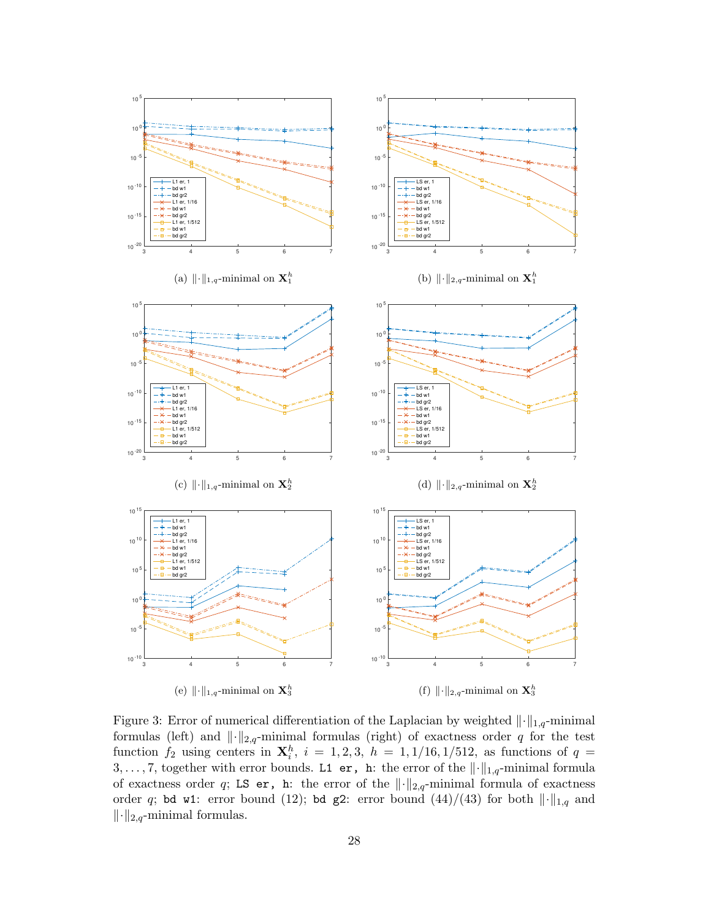(a) $\|\cdot\|_{1,q}$-minimal on $\mathbf{X}_1^h$

(b) $\|\cdot\|_{2,q}$-minimal on $\mathbf{X}_1^h$

(c) $\|\cdot\|_{1,q}$-minimal on $\mathbf{X}_2^h$

(d) $\|\cdot\|_{2,q}$-minimal on $\mathbf{X}_2^h$

(e) $\|\cdot\|_{1,q}$-minimal on $\mathbf{X}_3^h$

(f) $\|\cdot\|_{2,q}$-minimal on $\mathbf{X}_3^h$

Figure 3: Error of numerical differentiation of the Laplacian by weighted $\|\cdot\|_{1,q}$-minimal formulas (left) and $\|\cdot\|_{2,q}$-minimal formulas (right) of exactness order $q$ for the test function $f_2$ using centers in $\mathbf{X}_i^h$, $i = 1, 2, 3$, $h = 1, 1/16, 1/512$, as functions of $q = 3, \ldots, 7$, together with error bounds. `L1 er, h`: the error of the $\|\cdot\|_{1,q}$-minimal formula of exactness order $q$; `LS er, h`: the error of the $\|\cdot\|_{2,q}$-minimal formula of exactness order $q$; `bd w1`: error bound (12); `bd g2`: error bound (44)/(43) for both $\|\cdot\|_{1,q}$ and $\|\cdot\|_{2,q}$-minimal formulas.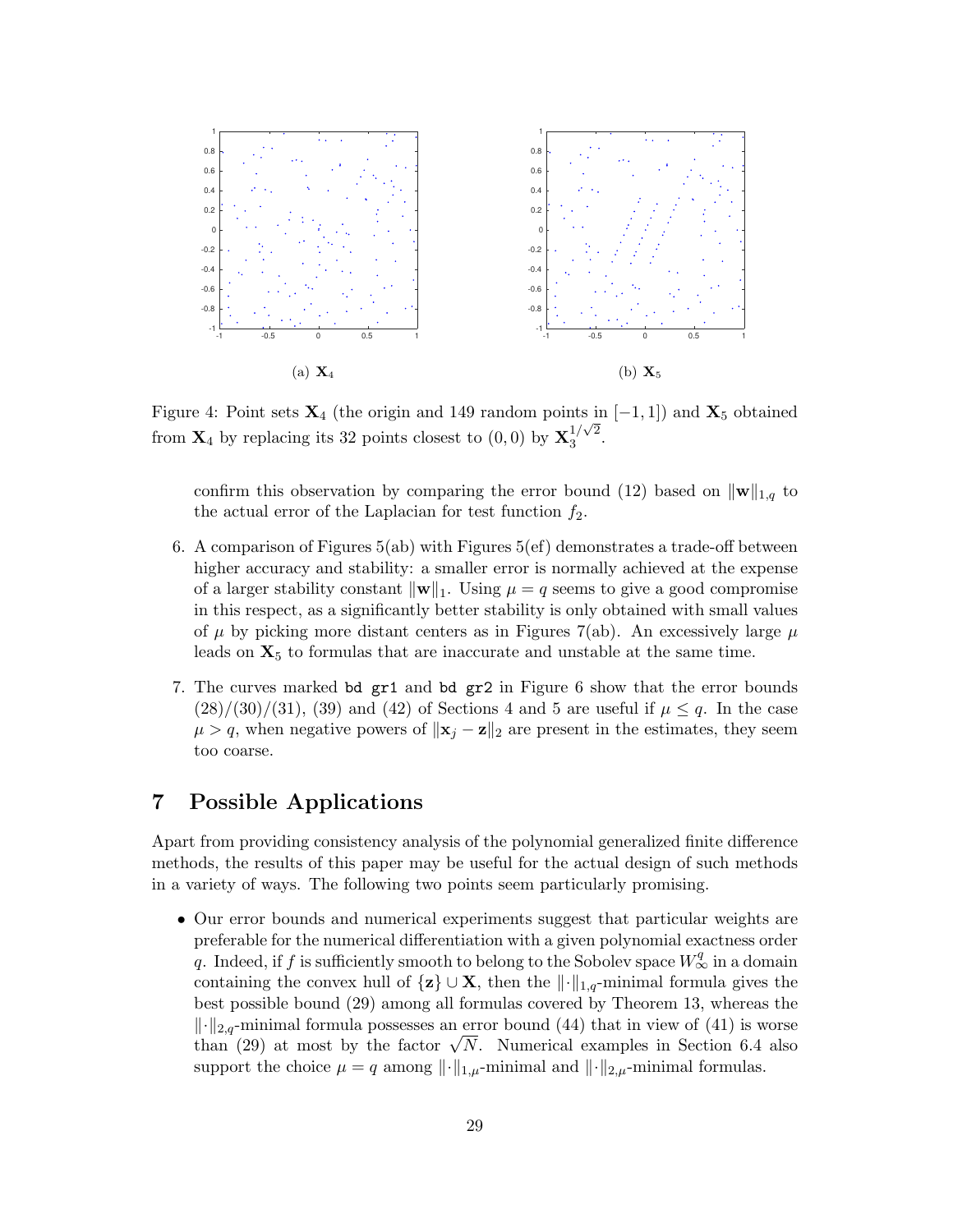(a) $\mathbf{X}_4$

(b) $\mathbf{X}_5$

Figure 4: Point sets $\mathbf{X}_4$ (the origin and 149 random points in $[-1, 1]$) and $\mathbf{X}_5$ obtained from $\mathbf{X}_4$ by replacing its 32 points closest to $(0, 0)$ by $\mathbf{X}_3^{1/\sqrt{2}}$.

confirm this observation by comparing the error bound (12) based on $\|\mathbf{w}\|_{1,q}$ to the actual error of the Laplacian for test function $f_2$.

6. A comparison of Figures 5(ab) with Figures 5(ef) demonstrates a trade-off between higher accuracy and stability: a smaller error is normally achieved at the expense of a larger stability constant $\|\mathbf{w}\|_1$. Using $\mu = q$ seems to give a good compromise in this respect, as a significantly better stability is only obtained with small values of $\mu$ by picking more distant centers as in Figures 7(ab). An excessively large $\mu$ leads on $\mathbf{X}_5$ to formulas that are inaccurate and unstable at the same time.

7. The curves marked `bd gr1` and `bd gr2` in Figure 6 show that the error bounds (28)/(30)/(31), (39) and (42) of Sections 4 and 5 are useful if $\mu \le q$. In the case $\mu > q$, when negative powers of $\|\mathbf{x}_j - \mathbf{z}\|_2$ are present in the estimates, they seem too coarse.

# 7 Possible Applications

Apart from providing consistency analysis of the polynomial generalized finite difference methods, the results of this paper may be useful for the actual design of such methods in a variety of ways. The following two points seem particularly promising.

- Our error bounds and numerical experiments suggest that particular weights are preferable for the numerical differentiation with a given polynomial exactness order $q$. Indeed, if $f$ is sufficiently smooth to belong to the Sobolev space $W^q_\infty$ in a domain containing the convex hull of $\{\mathbf{z}\} \cup \mathbf{X}$, then the $\|\cdot\|_{1,q}$-minimal formula gives the best possible bound (29) among all formulas covered by Theorem 13, whereas the $\|\cdot\|_{2,q}$-minimal formula possesses an error bound (44) that in view of (41) is worse than (29) at most by the factor $\sqrt{N}$. Numerical examples in Section 6.4 also support the choice $\mu = q$ among $\|\cdot\|_{1,\mu}$-minimal and $\|\cdot\|_{2,\mu}$-minimal formulas.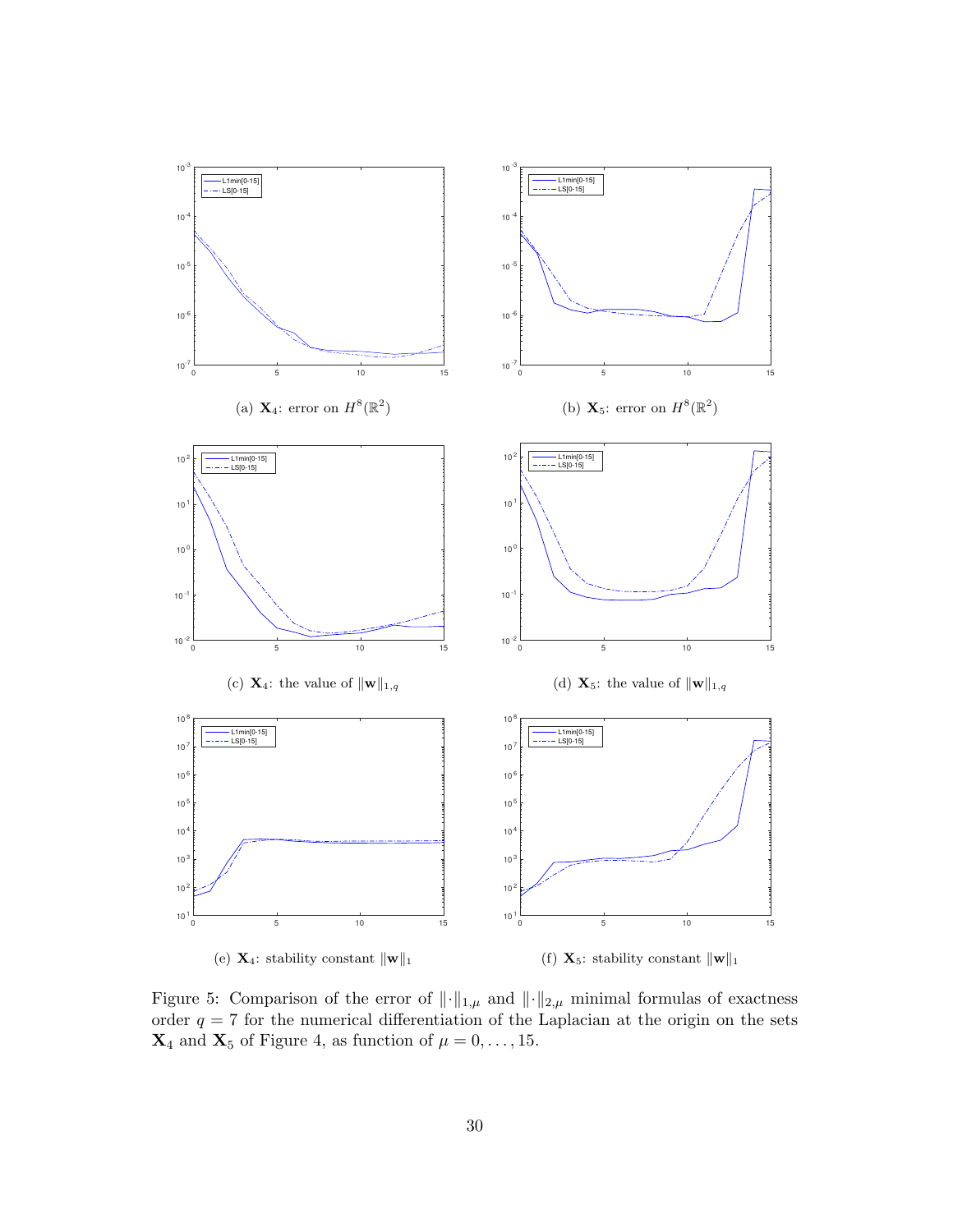(a) $\mathbf{X}_4$: error on $H^8(\mathbb{R}^2)$

(b) $\mathbf{X}_5$: error on $H^8(\mathbb{R}^2)$

(c) $\mathbf{X}_4$: the value of $\|\mathbf{w}\|_{1,q}$

(d) $\mathbf{X}_5$: the value of $\|\mathbf{w}\|_{1,q}$

(e) $\mathbf{X}_4$: stability constant $\|\mathbf{w}\|_1$

(f) $\mathbf{X}_5$: stability constant $\|\mathbf{w}\|_1$

Figure 5: Comparison of the error of $\|\cdot\|_{1,\mu}$ and $\|\cdot\|_{2,\mu}$ minimal formulas of exactness order $q = 7$ for the numerical differentiation of the Laplacian at the origin on the sets $\mathbf{X}_4$ and $\mathbf{X}_5$ of Figure 4, as function of $\mu = 0, \ldots, 15$.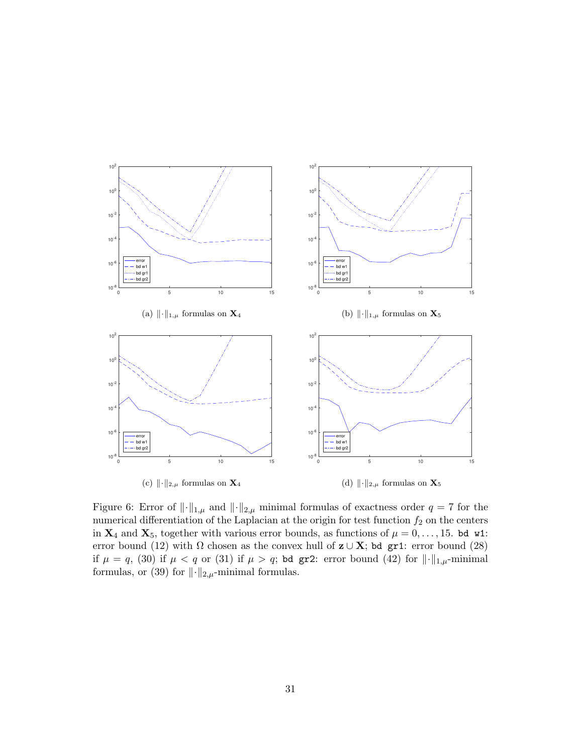(a) $\|\cdot\|_{1,\mu}$ formulas on $\mathbf{X}_4$

(b) $\|\cdot\|_{1,\mu}$ formulas on $\mathbf{X}_5$

(c) $\|\cdot\|_{2,\mu}$ formulas on $\mathbf{X}_4$

(d) $\|\cdot\|_{2,\mu}$ formulas on $\mathbf{X}_5$

Figure 6: Error of $\|\cdot\|_{1,\mu}$ and $\|\cdot\|_{2,\mu}$ minimal formulas of exactness order $q = 7$ for the numerical differentiation of the Laplacian at the origin for test function $f_2$ on the centers in $\mathbf{X}_4$ and $\mathbf{X}_5$, together with various error bounds, as functions of $\mu = 0, \ldots, 15$. `bd w1`: error bound (12) with $\Omega$ chosen as the convex hull of $\mathbf{z} \cup \mathbf{X}$; `bd gr1`: error bound (28) if $\mu = q$, (30) if $\mu < q$ or (31) if $\mu > q$; `bd gr2`: error bound (42) for $\|\cdot\|_{1,\mu}$-minimal formulas, or (39) for $\|\cdot\|_{2,\mu}$-minimal formulas.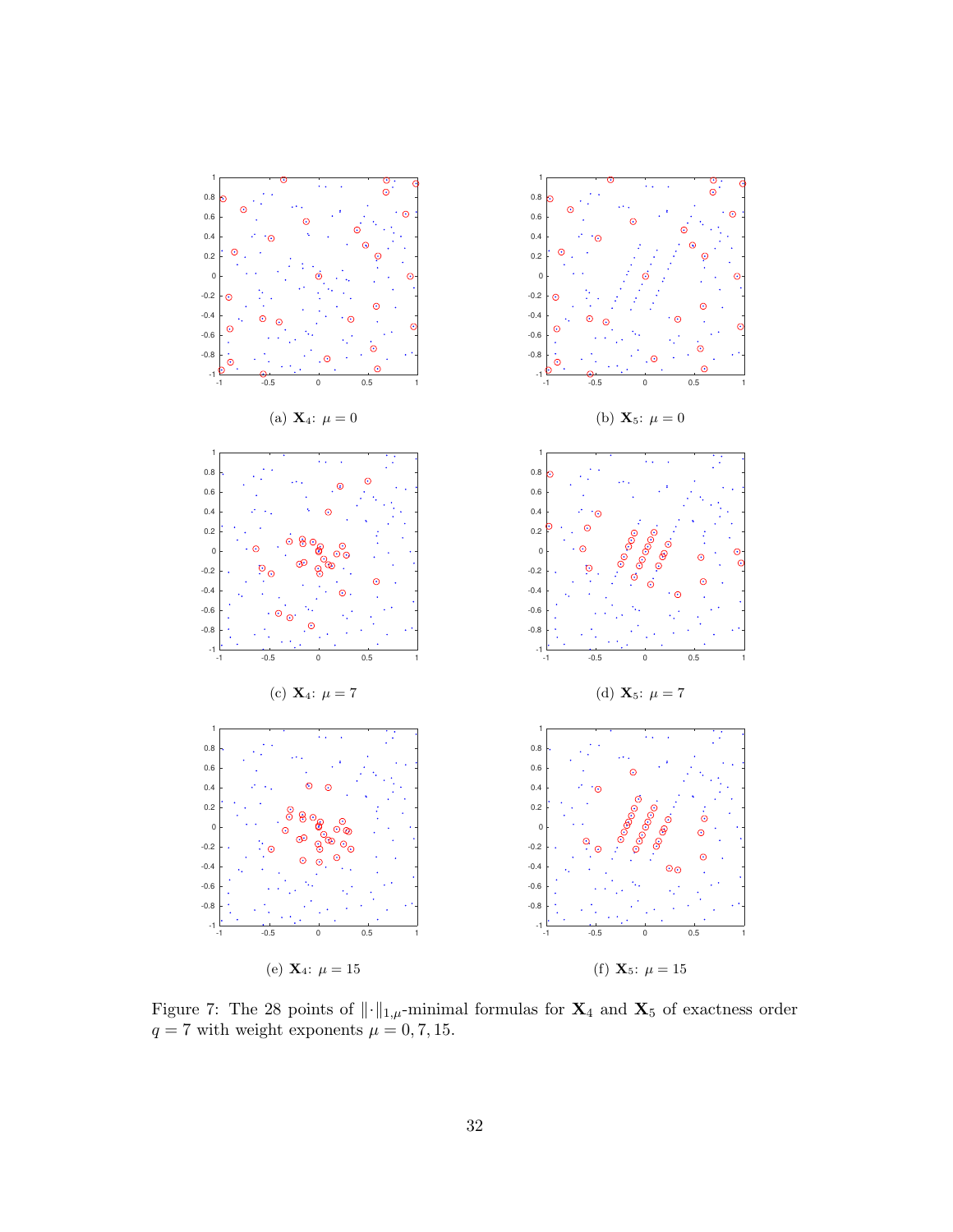(a) $\mathbf{X}_4$: $\mu = 0$

(b) $\mathbf{X}_5$: $\mu = 0$

(c) $\mathbf{X}_4$: $\mu = 7$

(d) $\mathbf{X}_5$: $\mu = 7$

(e) $\mathbf{X}_4$: $\mu = 15$

(f) $\mathbf{X}_5$: $\mu = 15$

Figure 7: The 28 points of $\|\cdot\|_{1,\mu}$-minimal formulas for $\mathbf{X}_4$ and $\mathbf{X}_5$ of exactness order $q = 7$ with weight exponents $\mu = 0, 7, 15$.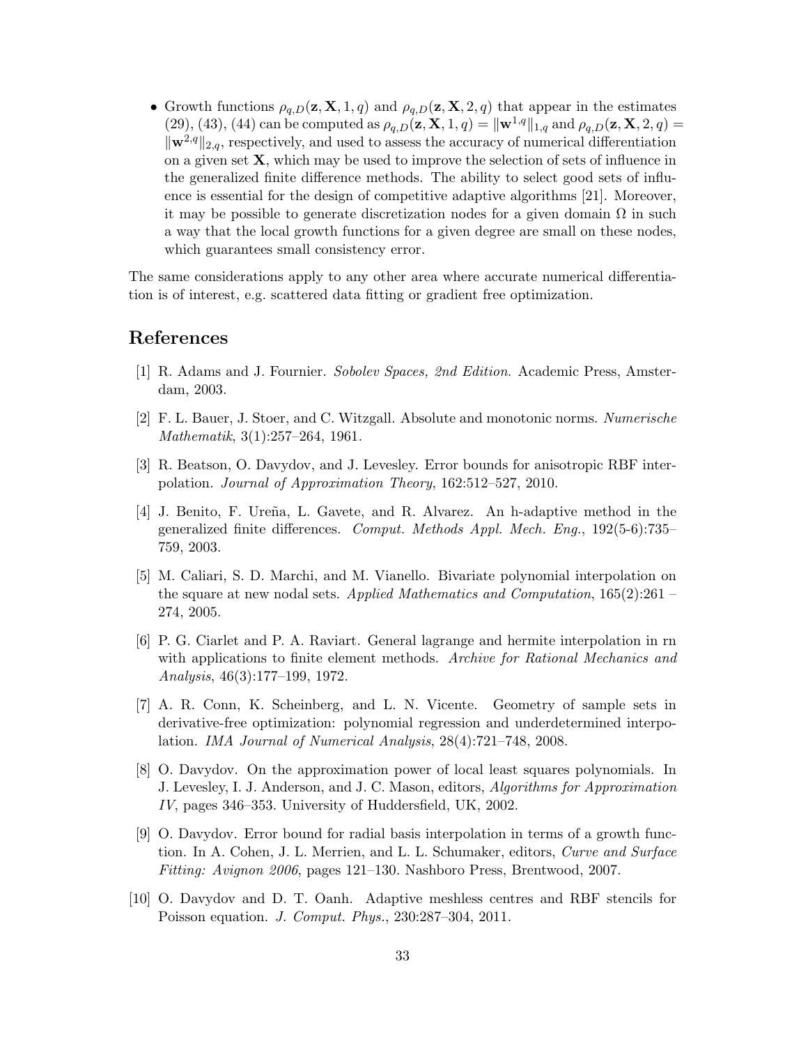- Growth functions $\rho_{q,D}(\mathbf{z}, \mathbf{X}, 1, q)$ and $\rho_{q,D}(\mathbf{z}, \mathbf{X}, 2, q)$ that appear in the estimates (29), (43), (44) can be computed as $\rho_{q,D}(\mathbf{z}, \mathbf{X}, 1, q) = \|\mathbf{w}^{1,q}\|_{1,q}$ and $\rho_{q,D}(\mathbf{z}, \mathbf{X}, 2, q) = \|\mathbf{w}^{2,q}\|_{2,q}$, respectively, and used to assess the accuracy of numerical differentiation on a given set $\mathbf{X}$, which may be used to improve the selection of sets of influence in the generalized finite difference methods. The ability to select good sets of influence is essential for the design of competitive adaptive algorithms [21]. Moreover, it may be possible to generate discretization nodes for a given domain $\Omega$ in such a way that the local growth functions for a given degree are small on these nodes, which guarantees small consistency error.

The same considerations apply to any other area where accurate numerical differentiation is of interest, e.g. scattered data fitting or gradient free optimization.

## References

[1] R. Adams and J. Fournier. *Sobolev Spaces, 2nd Edition*. Academic Press, Amsterdam, 2003.

[2] F. L. Bauer, J. Stoer, and C. Witzgall. Absolute and monotonic norms. *Numerische Mathematik*, 3(1):257–264, 1961.

[3] R. Beatson, O. Davydov, and J. Levesley. Error bounds for anisotropic RBF interpolation. *Journal of Approximation Theory*, 162:512–527, 2010.

[4] J. Benito, F. Ureña, L. Gavete, and R. Alvarez. An h-adaptive method in the generalized finite differences. *Comput. Methods Appl. Mech. Eng.*, 192(5-6):735–759, 2003.

[5] M. Caliari, S. D. Marchi, and M. Vianello. Bivariate polynomial interpolation on the square at new nodal sets. *Applied Mathematics and Computation*, 165(2):261 – 274, 2005.

[6] P. G. Ciarlet and P. A. Raviart. General lagrange and hermite interpolation in rn with applications to finite element methods. *Archive for Rational Mechanics and Analysis*, 46(3):177–199, 1972.

[7] A. R. Conn, K. Scheinberg, and L. N. Vicente. Geometry of sample sets in derivative-free optimization: polynomial regression and underdetermined interpolation. *IMA Journal of Numerical Analysis*, 28(4):721–748, 2008.

[8] O. Davydov. On the approximation power of local least squares polynomials. In J. Levesley, I. J. Anderson, and J. C. Mason, editors, *Algorithms for Approximation IV*, pages 346–353. University of Huddersfield, UK, 2002.

[9] O. Davydov. Error bound for radial basis interpolation in terms of a growth function. In A. Cohen, J. L. Merrien, and L. L. Schumaker, editors, *Curve and Surface Fitting: Avignon 2006*, pages 121–130. Nashboro Press, Brentwood, 2007.

[10] O. Davydov and D. T. Oanh. Adaptive meshless centres and RBF stencils for Poisson equation. *J. Comput. Phys.*, 230:287–304, 2011.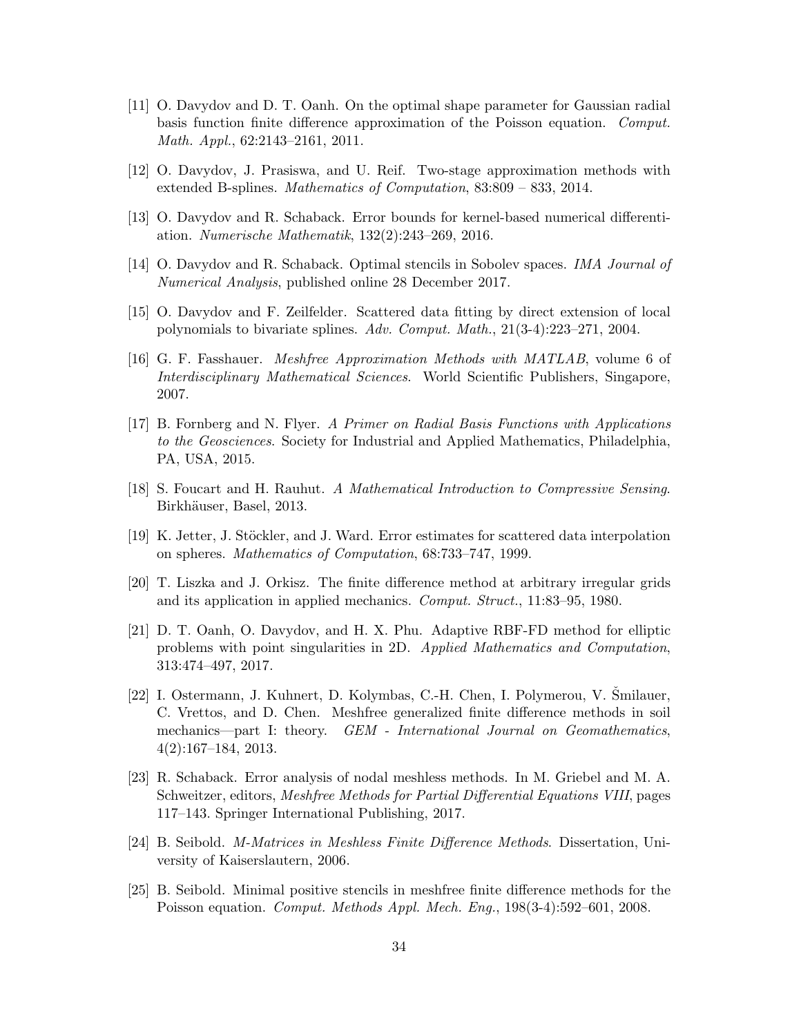[11] O. Davydov and D. T. Oanh. On the optimal shape parameter for Gaussian radial basis function finite difference approximation of the Poisson equation. *Comput. Math. Appl.*, 62:2143–2161, 2011.

[12] O. Davydov, J. Prasiswa, and U. Reif. Two-stage approximation methods with extended B-splines. *Mathematics of Computation*, 83:809 – 833, 2014.

[13] O. Davydov and R. Schaback. Error bounds for kernel-based numerical differentiation. *Numerische Mathematik*, 132(2):243–269, 2016.

[14] O. Davydov and R. Schaback. Optimal stencils in Sobolev spaces. *IMA Journal of Numerical Analysis*, published online 28 December 2017.

[15] O. Davydov and F. Zeilfelder. Scattered data fitting by direct extension of local polynomials to bivariate splines. *Adv. Comput. Math.*, 21(3-4):223–271, 2004.

[16] G. F. Fasshauer. *Meshfree Approximation Methods with MATLAB*, volume 6 of *Interdisciplinary Mathematical Sciences*. World Scientific Publishers, Singapore, 2007.

[17] B. Fornberg and N. Flyer. *A Primer on Radial Basis Functions with Applications to the Geosciences*. Society for Industrial and Applied Mathematics, Philadelphia, PA, USA, 2015.

[18] S. Foucart and H. Rauhut. *A Mathematical Introduction to Compressive Sensing*. Birkhäuser, Basel, 2013.

[19] K. Jetter, J. Stöckler, and J. Ward. Error estimates for scattered data interpolation on spheres. *Mathematics of Computation*, 68:733–747, 1999.

[20] T. Liszka and J. Orkisz. The finite difference method at arbitrary irregular grids and its application in applied mechanics. *Comput. Struct.*, 11:83–95, 1980.

[21] D. T. Oanh, O. Davydov, and H. X. Phu. Adaptive RBF-FD method for elliptic problems with point singularities in 2D. *Applied Mathematics and Computation*, 313:474–497, 2017.

[22] I. Ostermann, J. Kuhnert, D. Kolymbas, C.-H. Chen, I. Polymerou, V. Šmilauer, C. Vrettos, and D. Chen. Meshfree generalized finite difference methods in soil mechanics—part I: theory. *GEM - International Journal on Geomathematics*, 4(2):167–184, 2013.

[23] R. Schaback. Error analysis of nodal meshless methods. In M. Griebel and M. A. Schweitzer, editors, *Meshfree Methods for Partial Differential Equations VIII*, pages 117–143. Springer International Publishing, 2017.

[24] B. Seibold. *M-Matrices in Meshless Finite Difference Methods*. Dissertation, University of Kaiserslautern, 2006.

[25] B. Seibold. Minimal positive stencils in meshfree finite difference methods for the Poisson equation. *Comput. Methods Appl. Mech. Eng.*, 198(3-4):592–601, 2008.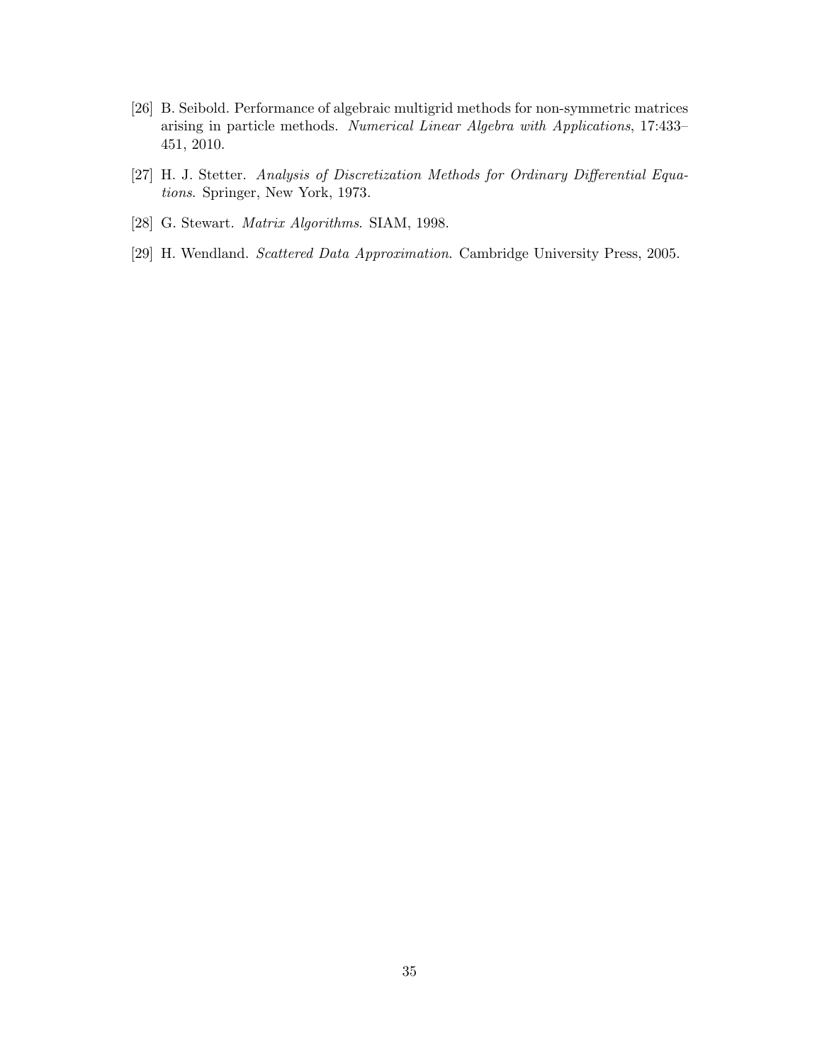[26] B. Seibold. Performance of algebraic multigrid methods for non-symmetric matrices arising in particle methods. *Numerical Linear Algebra with Applications*, 17:433–451, 2010.

[27] H. J. Stetter. *Analysis of Discretization Methods for Ordinary Differential Equations*. Springer, New York, 1973.

[28] G. Stewart. *Matrix Algorithms*. SIAM, 1998.

[29] H. Wendland. *Scattered Data Approximation*. Cambridge University Press, 2005.